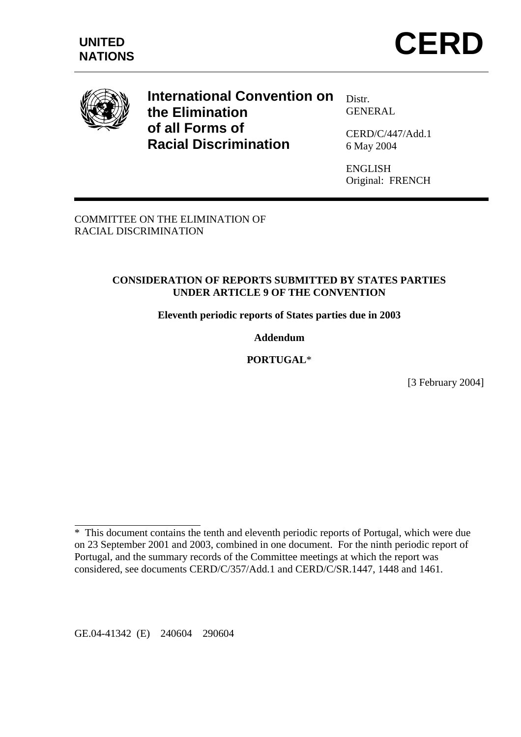**UNITED NATIONS**

# CERD

**International Convention on the Elimination of all Forms of Racial Discrimination**

Distr.
GENERAL

CERD/C/447/Add.1
6 May 2004

ENGLISH
Original: FRENCH

COMMITTEE ON THE ELIMINATION OF RACIAL DISCRIMINATION

**CONSIDERATION OF REPORTS SUBMITTED BY STATES PARTIES UNDER ARTICLE 9 OF THE CONVENTION**

**Eleventh periodic reports of States parties due in 2003**

**Addendum**

**PORTUGAL***

[3 February 2004]

---

* This document contains the tenth and eleventh periodic reports of Portugal, which were due on 23 September 2001 and 2003, combined in one document. For the ninth periodic report of Portugal, and the summary records of the Committee meetings at which the report was considered, see documents CERD/C/357/Add.1 and CERD/C/SR.1447, 1448 and 1461.

GE.04-41342 (E) 240604 290604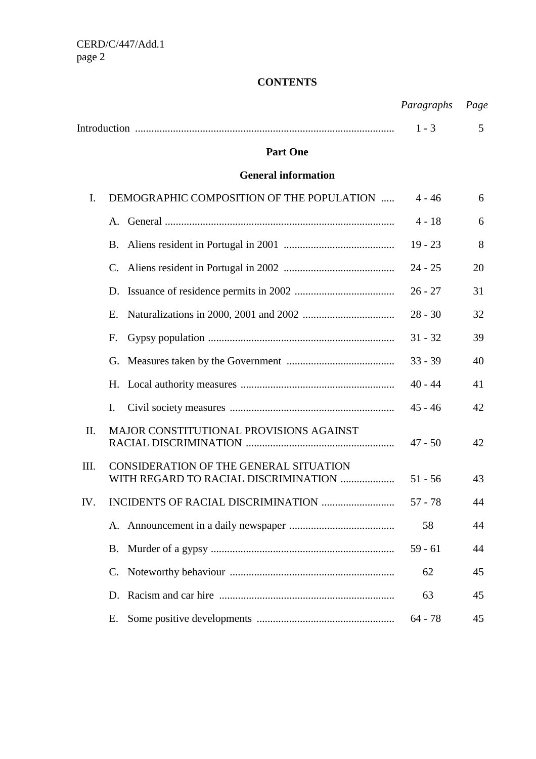**CONTENTS**

| | | *Paragraphs* | *Page* |
|---|---|---|---|
| Introduction | | 1 - 3 | 5 |

**Part One**

**General information**

| | | *Paragraphs* | *Page* |
|---|---|---|---|
| I. | DEMOGRAPHIC COMPOSITION OF THE POPULATION | 4 - 46 | 6 |
| | A. General | 4 - 18 | 6 |
| | B. Aliens resident in Portugal in 2001 | 19 - 23 | 8 |
| | C. Aliens resident in Portugal in 2002 | 24 - 25 | 20 |
| | D. Issuance of residence permits in 2002 | 26 - 27 | 31 |
| | E. Naturalizations in 2000, 2001 and 2002 | 28 - 30 | 32 |
| | F. Gypsy population | 31 - 32 | 39 |
| | G. Measures taken by the Government | 33 - 39 | 40 |
| | H. Local authority measures | 40 - 44 | 41 |
| | I. Civil society measures | 45 - 46 | 42 |
| II. | MAJOR CONSTITUTIONAL PROVISIONS AGAINST RACIAL DISCRIMINATION | 47 - 50 | 42 |
| III. | CONSIDERATION OF THE GENERAL SITUATION WITH REGARD TO RACIAL DISCRIMINATION | 51 - 56 | 43 |
| IV. | INCIDENTS OF RACIAL DISCRIMINATION | 57 - 78 | 44 |
| | A. Announcement in a daily newspaper | 58 | 44 |
| | B. Murder of a gypsy | 59 - 61 | 44 |
| | C. Noteworthy behaviour | 62 | 45 |
| | D. Racism and car hire | 63 | 45 |
| | E. Some positive developments | 64 - 78 | 45 |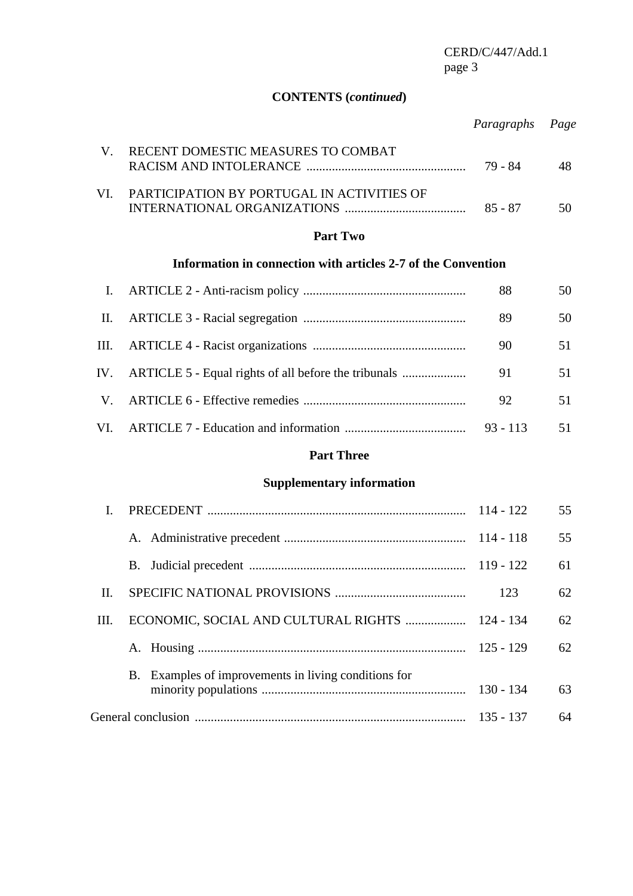**CONTENTS (*continued*)**

| | | *Paragraphs* | *Page* |
|---|---|---|---|
| V. | RECENT DOMESTIC MEASURES TO COMBAT RACISM AND INTOLERANCE | 79 - 84 | 48 |
| VI. | PARTICIPATION BY PORTUGAL IN ACTIVITIES OF INTERNATIONAL ORGANIZATIONS | 85 - 87 | 50 |

**Part Two**

**Information in connection with articles 2-7 of the Convention**

| | | | |
|---|---|---|---|
| I. | ARTICLE 2 - Anti-racism policy | 88 | 50 |
| II. | ARTICLE 3 - Racial segregation | 89 | 50 |
| III. | ARTICLE 4 - Racist organizations | 90 | 51 |
| IV. | ARTICLE 5 - Equal rights of all before the tribunals | 91 | 51 |
| V. | ARTICLE 6 - Effective remedies | 92 | 51 |
| VI. | ARTICLE 7 - Education and information | 93 - 113 | 51 |

**Part Three**

**Supplementary information**

| | | | |
|---|---|---|---|
| I. | PRECEDENT | 114 - 122 | 55 |
| | A. Administrative precedent | 114 - 118 | 55 |
| | B. Judicial precedent | 119 - 122 | 61 |
| II. | SPECIFIC NATIONAL PROVISIONS | 123 | 62 |
| III. | ECONOMIC, SOCIAL AND CULTURAL RIGHTS | 124 - 134 | 62 |
| | A. Housing | 125 - 129 | 62 |
| | B. Examples of improvements in living conditions for minority populations | 130 - 134 | 63 |
| General conclusion | | 135 - 137 | 64 |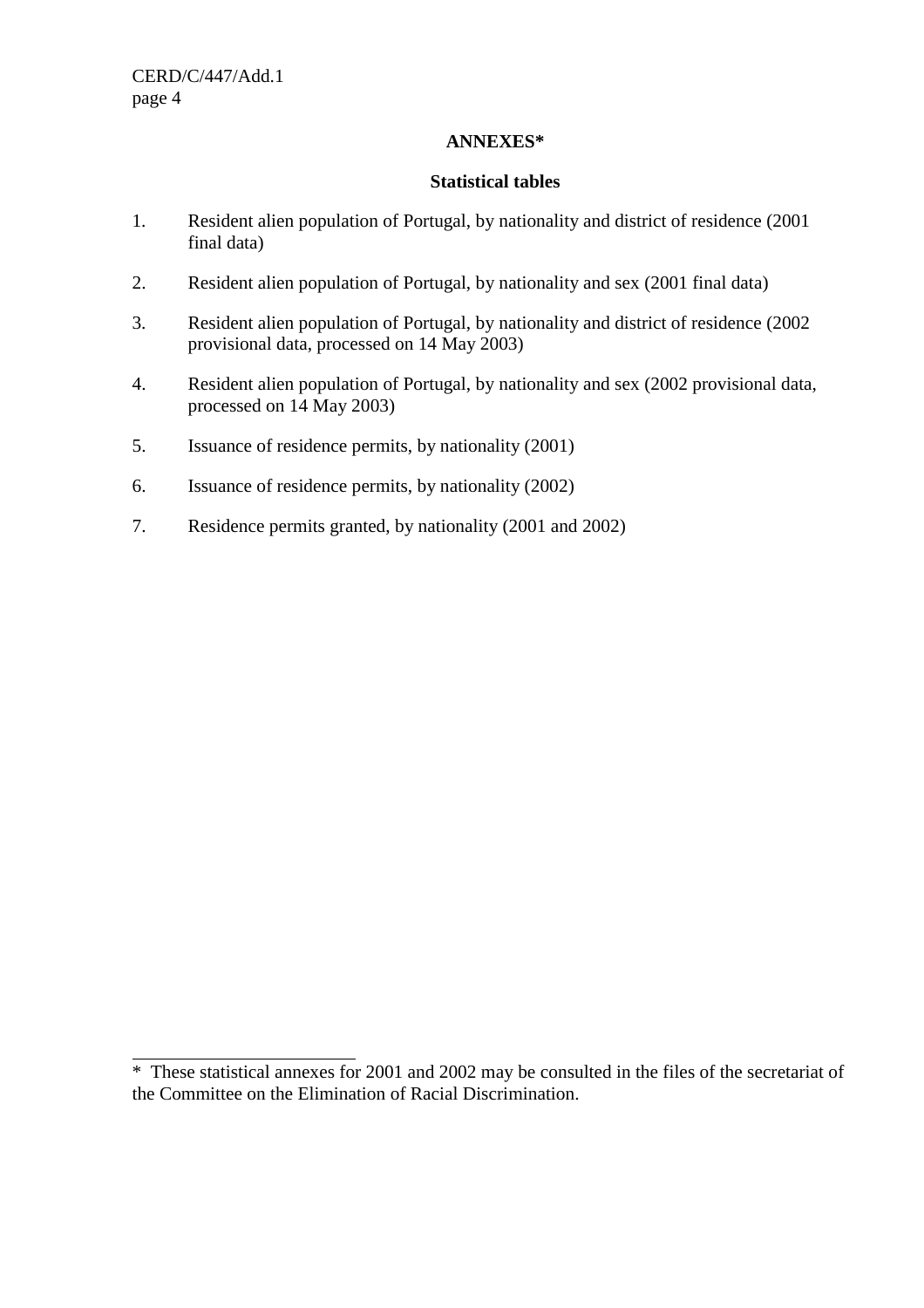## ANNEXES*

### Statistical tables

1. Resident alien population of Portugal, by nationality and district of residence (2001 final data)

2. Resident alien population of Portugal, by nationality and sex (2001 final data)

3. Resident alien population of Portugal, by nationality and district of residence (2002 provisional data, processed on 14 May 2003)

4. Resident alien population of Portugal, by nationality and sex (2002 provisional data, processed on 14 May 2003)

5. Issuance of residence permits, by nationality (2001)

6. Issuance of residence permits, by nationality (2002)

7. Residence permits granted, by nationality (2001 and 2002)

---

* These statistical annexes for 2001 and 2002 may be consulted in the files of the secretariat of the Committee on the Elimination of Racial Discrimination.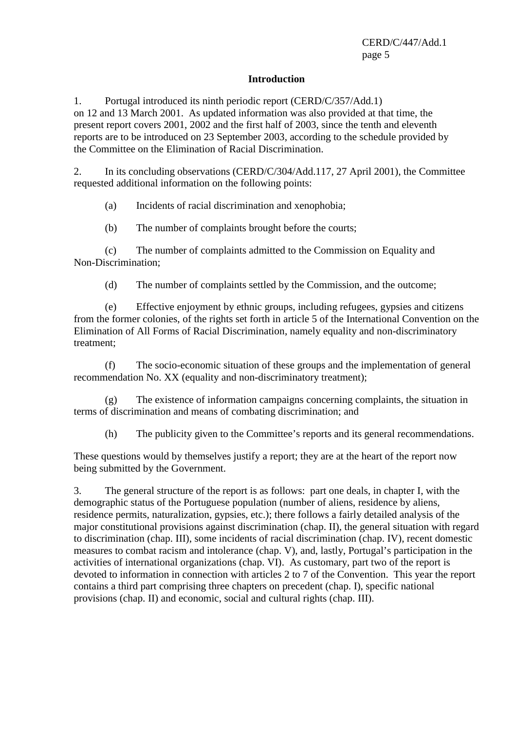## Introduction

1. Portugal introduced its ninth periodic report (CERD/C/357/Add.1) on 12 and 13 March 2001. As updated information was also provided at that time, the present report covers 2001, 2002 and the first half of 2003, since the tenth and eleventh reports are to be introduced on 23 September 2003, according to the schedule provided by the Committee on the Elimination of Racial Discrimination.

2. In its concluding observations (CERD/C/304/Add.117, 27 April 2001), the Committee requested additional information on the following points:

(a) Incidents of racial discrimination and xenophobia;

(b) The number of complaints brought before the courts;

(c) The number of complaints admitted to the Commission on Equality and Non-Discrimination;

(d) The number of complaints settled by the Commission, and the outcome;

(e) Effective enjoyment by ethnic groups, including refugees, gypsies and citizens from the former colonies, of the rights set forth in article 5 of the International Convention on the Elimination of All Forms of Racial Discrimination, namely equality and non-discriminatory treatment;

(f) The socio-economic situation of these groups and the implementation of general recommendation No. XX (equality and non-discriminatory treatment);

(g) The existence of information campaigns concerning complaints, the situation in terms of discrimination and means of combating discrimination; and

(h) The publicity given to the Committee's reports and its general recommendations.

These questions would by themselves justify a report; they are at the heart of the report now being submitted by the Government.

3. The general structure of the report is as follows: part one deals, in chapter I, with the demographic status of the Portuguese population (number of aliens, residence by aliens, residence permits, naturalization, gypsies, etc.); there follows a fairly detailed analysis of the major constitutional provisions against discrimination (chap. II), the general situation with regard to discrimination (chap. III), some incidents of racial discrimination (chap. IV), recent domestic measures to combat racism and intolerance (chap. V), and, lastly, Portugal's participation in the activities of international organizations (chap. VI). As customary, part two of the report is devoted to information in connection with articles 2 to 7 of the Convention. This year the report contains a third part comprising three chapters on precedent (chap. I), specific national provisions (chap. II) and economic, social and cultural rights (chap. III).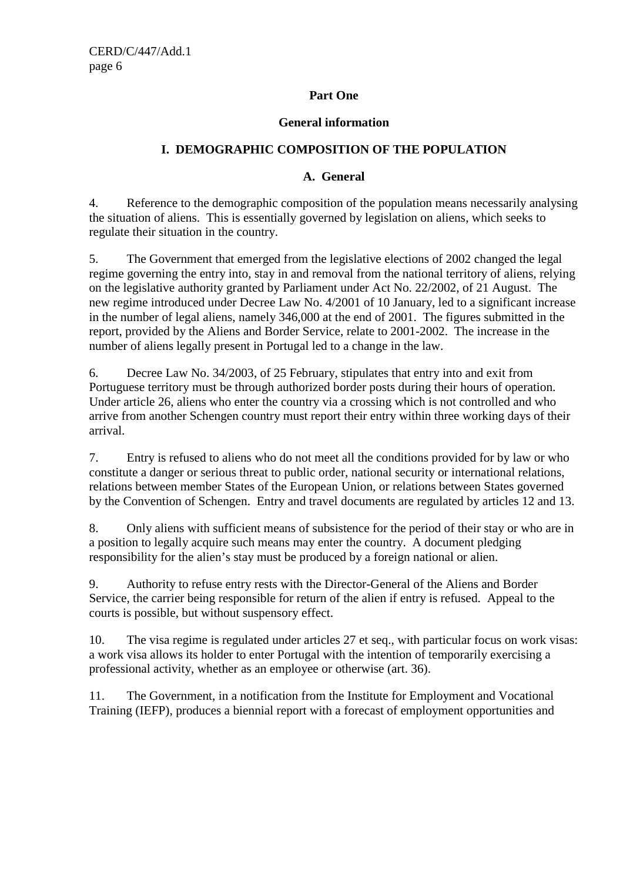## Part One

## General information

### I. DEMOGRAPHIC COMPOSITION OF THE POPULATION

#### A. General

4. Reference to the demographic composition of the population means necessarily analysing the situation of aliens. This is essentially governed by legislation on aliens, which seeks to regulate their situation in the country.

5. The Government that emerged from the legislative elections of 2002 changed the legal regime governing the entry into, stay in and removal from the national territory of aliens, relying on the legislative authority granted by Parliament under Act No. 22/2002, of 21 August. The new regime introduced under Decree Law No. 4/2001 of 10 January, led to a significant increase in the number of legal aliens, namely 346,000 at the end of 2001. The figures submitted in the report, provided by the Aliens and Border Service, relate to 2001-2002. The increase in the number of aliens legally present in Portugal led to a change in the law.

6. Decree Law No. 34/2003, of 25 February, stipulates that entry into and exit from Portuguese territory must be through authorized border posts during their hours of operation. Under article 26, aliens who enter the country via a crossing which is not controlled and who arrive from another Schengen country must report their entry within three working days of their arrival.

7. Entry is refused to aliens who do not meet all the conditions provided for by law or who constitute a danger or serious threat to public order, national security or international relations, relations between member States of the European Union, or relations between States governed by the Convention of Schengen. Entry and travel documents are regulated by articles 12 and 13.

8. Only aliens with sufficient means of subsistence for the period of their stay or who are in a position to legally acquire such means may enter the country. A document pledging responsibility for the alien's stay must be produced by a foreign national or alien.

9. Authority to refuse entry rests with the Director-General of the Aliens and Border Service, the carrier being responsible for return of the alien if entry is refused. Appeal to the courts is possible, but without suspensory effect.

10. The visa regime is regulated under articles 27 et seq., with particular focus on work visas: a work visa allows its holder to enter Portugal with the intention of temporarily exercising a professional activity, whether as an employee or otherwise (art. 36).

11. The Government, in a notification from the Institute for Employment and Vocational Training (IEFP), produces a biennial report with a forecast of employment opportunities and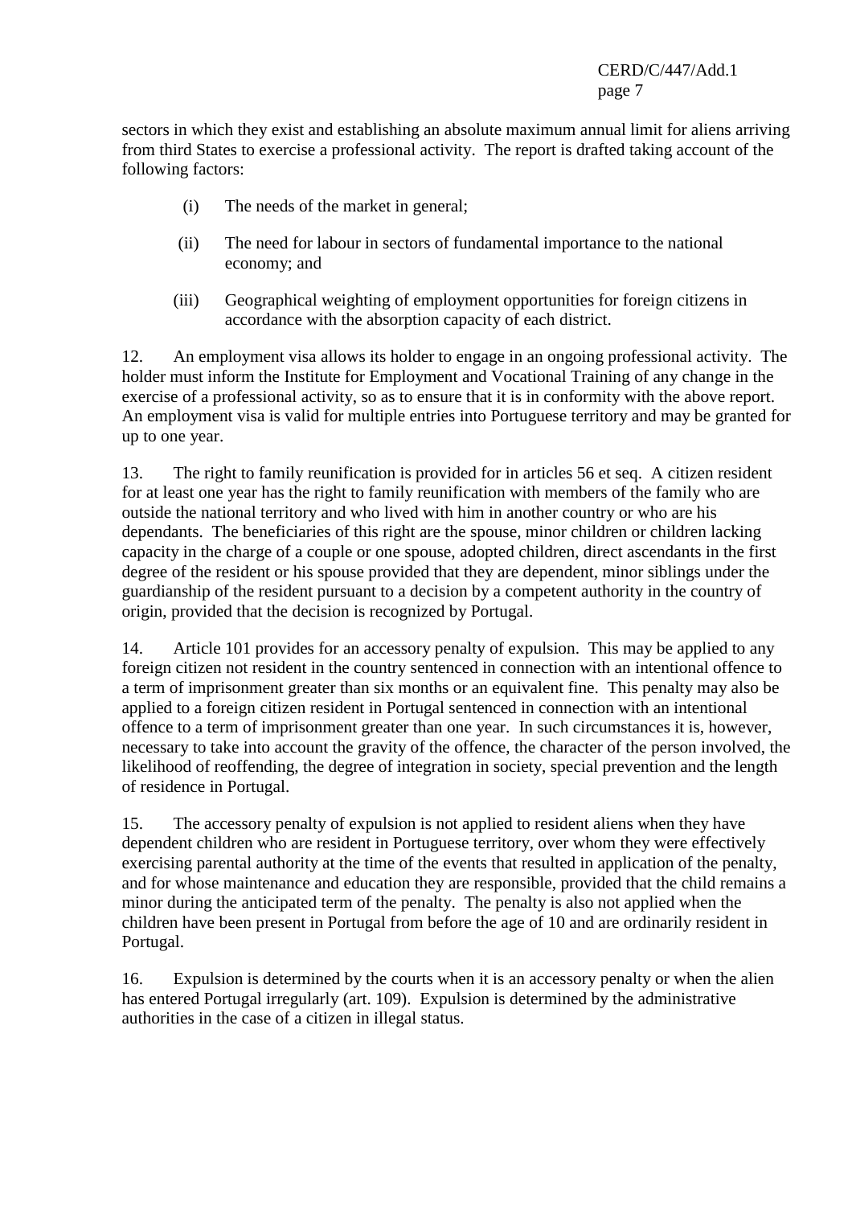sectors in which they exist and establishing an absolute maximum annual limit for aliens arriving from third States to exercise a professional activity. The report is drafted taking account of the following factors:

(i) The needs of the market in general;

(ii) The need for labour in sectors of fundamental importance to the national economy; and

(iii) Geographical weighting of employment opportunities for foreign citizens in accordance with the absorption capacity of each district.

12. An employment visa allows its holder to engage in an ongoing professional activity. The holder must inform the Institute for Employment and Vocational Training of any change in the exercise of a professional activity, so as to ensure that it is in conformity with the above report. An employment visa is valid for multiple entries into Portuguese territory and may be granted for up to one year.

13. The right to family reunification is provided for in articles 56 et seq. A citizen resident for at least one year has the right to family reunification with members of the family who are outside the national territory and who lived with him in another country or who are his dependants. The beneficiaries of this right are the spouse, minor children or children lacking capacity in the charge of a couple or one spouse, adopted children, direct ascendants in the first degree of the resident or his spouse provided that they are dependent, minor siblings under the guardianship of the resident pursuant to a decision by a competent authority in the country of origin, provided that the decision is recognized by Portugal.

14. Article 101 provides for an accessory penalty of expulsion. This may be applied to any foreign citizen not resident in the country sentenced in connection with an intentional offence to a term of imprisonment greater than six months or an equivalent fine. This penalty may also be applied to a foreign citizen resident in Portugal sentenced in connection with an intentional offence to a term of imprisonment greater than one year. In such circumstances it is, however, necessary to take into account the gravity of the offence, the character of the person involved, the likelihood of reoffending, the degree of integration in society, special prevention and the length of residence in Portugal.

15. The accessory penalty of expulsion is not applied to resident aliens when they have dependent children who are resident in Portuguese territory, over whom they were effectively exercising parental authority at the time of the events that resulted in application of the penalty, and for whose maintenance and education they are responsible, provided that the child remains a minor during the anticipated term of the penalty. The penalty is also not applied when the children have been present in Portugal from before the age of 10 and are ordinarily resident in Portugal.

16. Expulsion is determined by the courts when it is an accessory penalty or when the alien has entered Portugal irregularly (art. 109). Expulsion is determined by the administrative authorities in the case of a citizen in illegal status.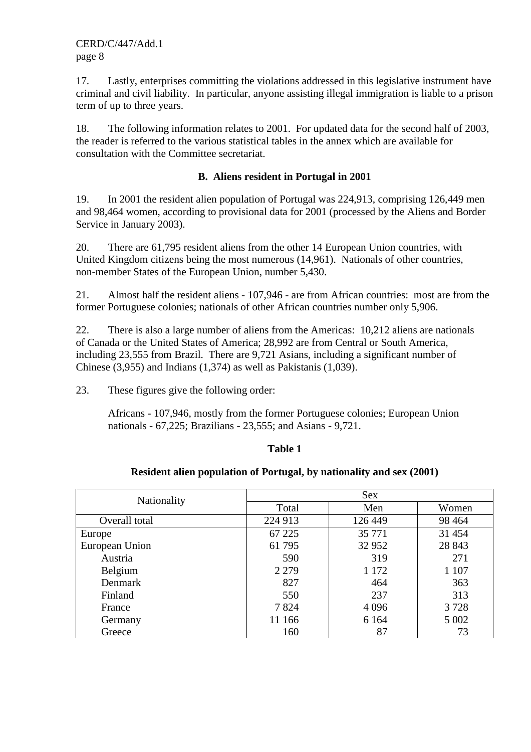17. Lastly, enterprises committing the violations addressed in this legislative instrument have criminal and civil liability. In particular, anyone assisting illegal immigration is liable to a prison term of up to three years.

18. The following information relates to 2001. For updated data for the second half of 2003, the reader is referred to the various statistical tables in the annex which are available for consultation with the Committee secretariat.

### B. Aliens resident in Portugal in 2001

19. In 2001 the resident alien population of Portugal was 224,913, comprising 126,449 men and 98,464 women, according to provisional data for 2001 (processed by the Aliens and Border Service in January 2003).

20. There are 61,795 resident aliens from the other 14 European Union countries, with United Kingdom citizens being the most numerous (14,961). Nationals of other countries, non-member States of the European Union, number 5,430.

21. Almost half the resident aliens - 107,946 - are from African countries: most are from the former Portuguese colonies; nationals of other African countries number only 5,906.

22. There is also a large number of aliens from the Americas: 10,212 aliens are nationals of Canada or the United States of America; 28,992 are from Central or South America, including 23,555 from Brazil. There are 9,721 Asians, including a significant number of Chinese (3,955) and Indians (1,374) as well as Pakistanis (1,039).

23. These figures give the following order:

Africans - 107,946, mostly from the former Portuguese colonies; European Union nationals - 67,225; Brazilians - 23,555; and Asians - 9,721.

**Table 1**

**Resident alien population of Portugal, by nationality and sex (2001)**

| Nationality | Sex | | |
|---|---|---|---|
| | Total | Men | Women |
| Overall total | 224 913 | 126 449 | 98 464 |
| Europe | 67 225 | 35 771 | 31 454 |
| European Union | 61 795 | 32 952 | 28 843 |
| Austria | 590 | 319 | 271 |
| Belgium | 2 279 | 1 172 | 1 107 |
| Denmark | 827 | 464 | 363 |
| Finland | 550 | 237 | 313 |
| France | 7 824 | 4 096 | 3 728 |
| Germany | 11 166 | 6 164 | 5 002 |
| Greece | 160 | 87 | 73 |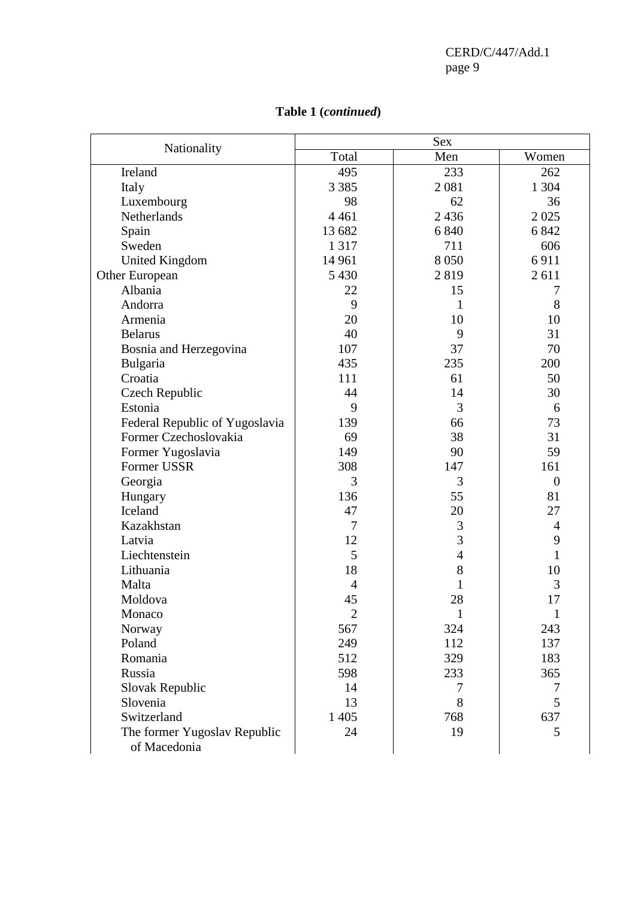**Table 1 (*continued*)**

| Nationality | Sex | | |
|---|---|---|---|
| | Total | Men | Women |
| Ireland | 495 | 233 | 262 |
| Italy | 3 385 | 2 081 | 1 304 |
| Luxembourg | 98 | 62 | 36 |
| Netherlands | 4 461 | 2 436 | 2 025 |
| Spain | 13 682 | 6 840 | 6 842 |
| Sweden | 1 317 | 711 | 606 |
| United Kingdom | 14 961 | 8 050 | 6 911 |
| Other European | 5 430 | 2 819 | 2 611 |
| Albania | 22 | 15 | 7 |
| Andorra | 9 | 1 | 8 |
| Armenia | 20 | 10 | 10 |
| Belarus | 40 | 9 | 31 |
| Bosnia and Herzegovina | 107 | 37 | 70 |
| Bulgaria | 435 | 235 | 200 |
| Croatia | 111 | 61 | 50 |
| Czech Republic | 44 | 14 | 30 |
| Estonia | 9 | 3 | 6 |
| Federal Republic of Yugoslavia | 139 | 66 | 73 |
| Former Czechoslovakia | 69 | 38 | 31 |
| Former Yugoslavia | 149 | 90 | 59 |
| Former USSR | 308 | 147 | 161 |
| Georgia | 3 | 3 | 0 |
| Hungary | 136 | 55 | 81 |
| Iceland | 47 | 20 | 27 |
| Kazakhstan | 7 | 3 | 4 |
| Latvia | 12 | 3 | 9 |
| Liechtenstein | 5 | 4 | 1 |
| Lithuania | 18 | 8 | 10 |
| Malta | 4 | 1 | 3 |
| Moldova | 45 | 28 | 17 |
| Monaco | 2 | 1 | 1 |
| Norway | 567 | 324 | 243 |
| Poland | 249 | 112 | 137 |
| Romania | 512 | 329 | 183 |
| Russia | 598 | 233 | 365 |
| Slovak Republic | 14 | 7 | 7 |
| Slovenia | 13 | 8 | 5 |
| Switzerland | 1 405 | 768 | 637 |
| The former Yugoslav Republic of Macedonia | 24 | 19 | 5 |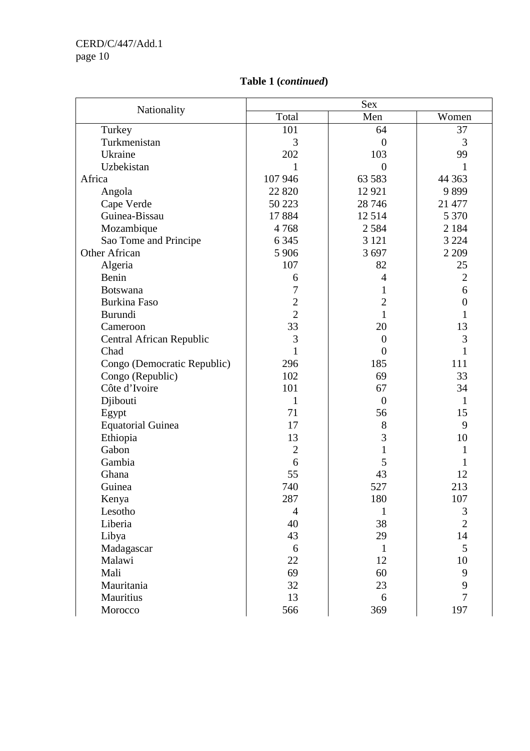**Table 1 (*continued*)**

| Nationality | Sex | | |
|---|---|---|---|
| | Total | Men | Women |
| Turkey | 101 | 64 | 37 |
| Turkmenistan | 3 | 0 | 3 |
| Ukraine | 202 | 103 | 99 |
| Uzbekistan | 1 | 0 | 1 |
| Africa | 107 946 | 63 583 | 44 363 |
| Angola | 22 820 | 12 921 | 9 899 |
| Cape Verde | 50 223 | 28 746 | 21 477 |
| Guinea-Bissau | 17 884 | 12 514 | 5 370 |
| Mozambique | 4 768 | 2 584 | 2 184 |
| Sao Tome and Principe | 6 345 | 3 121 | 3 224 |
| Other African | 5 906 | 3 697 | 2 209 |
| Algeria | 107 | 82 | 25 |
| Benin | 6 | 4 | 2 |
| Botswana | 7 | 1 | 6 |
| Burkina Faso | 2 | 2 | 0 |
| Burundi | 2 | 1 | 1 |
| Cameroon | 33 | 20 | 13 |
| Central African Republic | 3 | 0 | 3 |
| Chad | 1 | 0 | 1 |
| Congo (Democratic Republic) | 296 | 185 | 111 |
| Congo (Republic) | 102 | 69 | 33 |
| Côte d'Ivoire | 101 | 67 | 34 |
| Djibouti | 1 | 0 | 1 |
| Egypt | 71 | 56 | 15 |
| Equatorial Guinea | 17 | 8 | 9 |
| Ethiopia | 13 | 3 | 10 |
| Gabon | 2 | 1 | 1 |
| Gambia | 6 | 5 | 1 |
| Ghana | 55 | 43 | 12 |
| Guinea | 740 | 527 | 213 |
| Kenya | 287 | 180 | 107 |
| Lesotho | 4 | 1 | 3 |
| Liberia | 40 | 38 | 2 |
| Libya | 43 | 29 | 14 |
| Madagascar | 6 | 1 | 5 |
| Malawi | 22 | 12 | 10 |
| Mali | 69 | 60 | 9 |
| Mauritania | 32 | 23 | 9 |
| Mauritius | 13 | 6 | 7 |
| Morocco | 566 | 369 | 197 |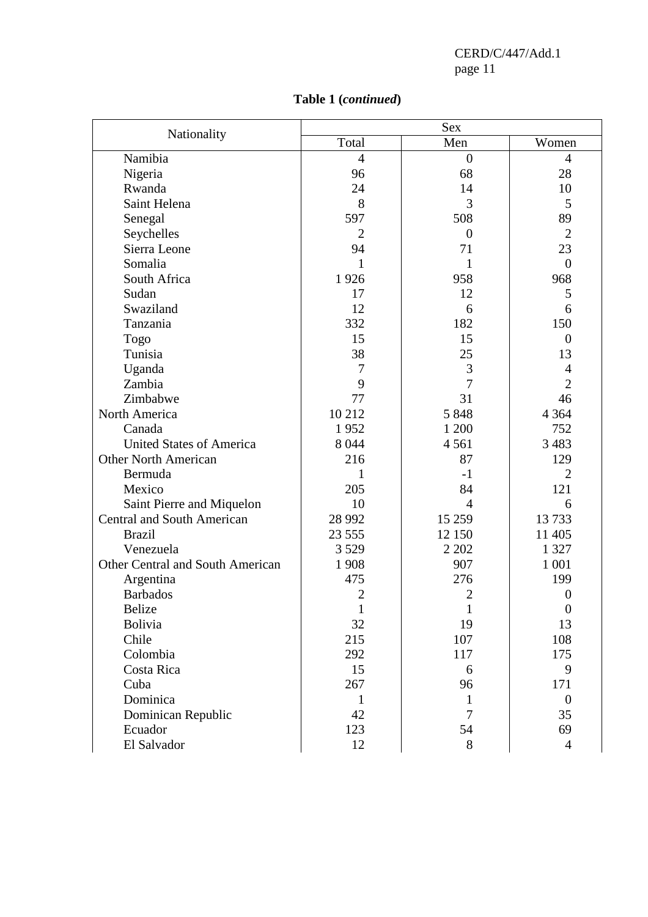**Table 1 (*continued*)**

| Nationality | Sex | | |
|---|---|---|---|
| | Total | Men | Women |
| Namibia | 4 | 0 | 4 |
| Nigeria | 96 | 68 | 28 |
| Rwanda | 24 | 14 | 10 |
| Saint Helena | 8 | 3 | 5 |
| Senegal | 597 | 508 | 89 |
| Seychelles | 2 | 0 | 2 |
| Sierra Leone | 94 | 71 | 23 |
| Somalia | 1 | 1 | 0 |
| South Africa | 1 926 | 958 | 968 |
| Sudan | 17 | 12 | 5 |
| Swaziland | 12 | 6 | 6 |
| Tanzania | 332 | 182 | 150 |
| Togo | 15 | 15 | 0 |
| Tunisia | 38 | 25 | 13 |
| Uganda | 7 | 3 | 4 |
| Zambia | 9 | 7 | 2 |
| Zimbabwe | 77 | 31 | 46 |
| North America | 10 212 | 5 848 | 4 364 |
| Canada | 1 952 | 1 200 | 752 |
| United States of America | 8 044 | 4 561 | 3 483 |
| Other North American | 216 | 87 | 129 |
| Bermuda | 1 | -1 | 2 |
| Mexico | 205 | 84 | 121 |
| Saint Pierre and Miquelon | 10 | 4 | 6 |
| Central and South American | 28 992 | 15 259 | 13 733 |
| Brazil | 23 555 | 12 150 | 11 405 |
| Venezuela | 3 529 | 2 202 | 1 327 |
| Other Central and South American | 1 908 | 907 | 1 001 |
| Argentina | 475 | 276 | 199 |
| Barbados | 2 | 2 | 0 |
| Belize | 1 | 1 | 0 |
| Bolivia | 32 | 19 | 13 |
| Chile | 215 | 107 | 108 |
| Colombia | 292 | 117 | 175 |
| Costa Rica | 15 | 6 | 9 |
| Cuba | 267 | 96 | 171 |
| Dominica | 1 | 1 | 0 |
| Dominican Republic | 42 | 7 | 35 |
| Ecuador | 123 | 54 | 69 |
| El Salvador | 12 | 8 | 4 |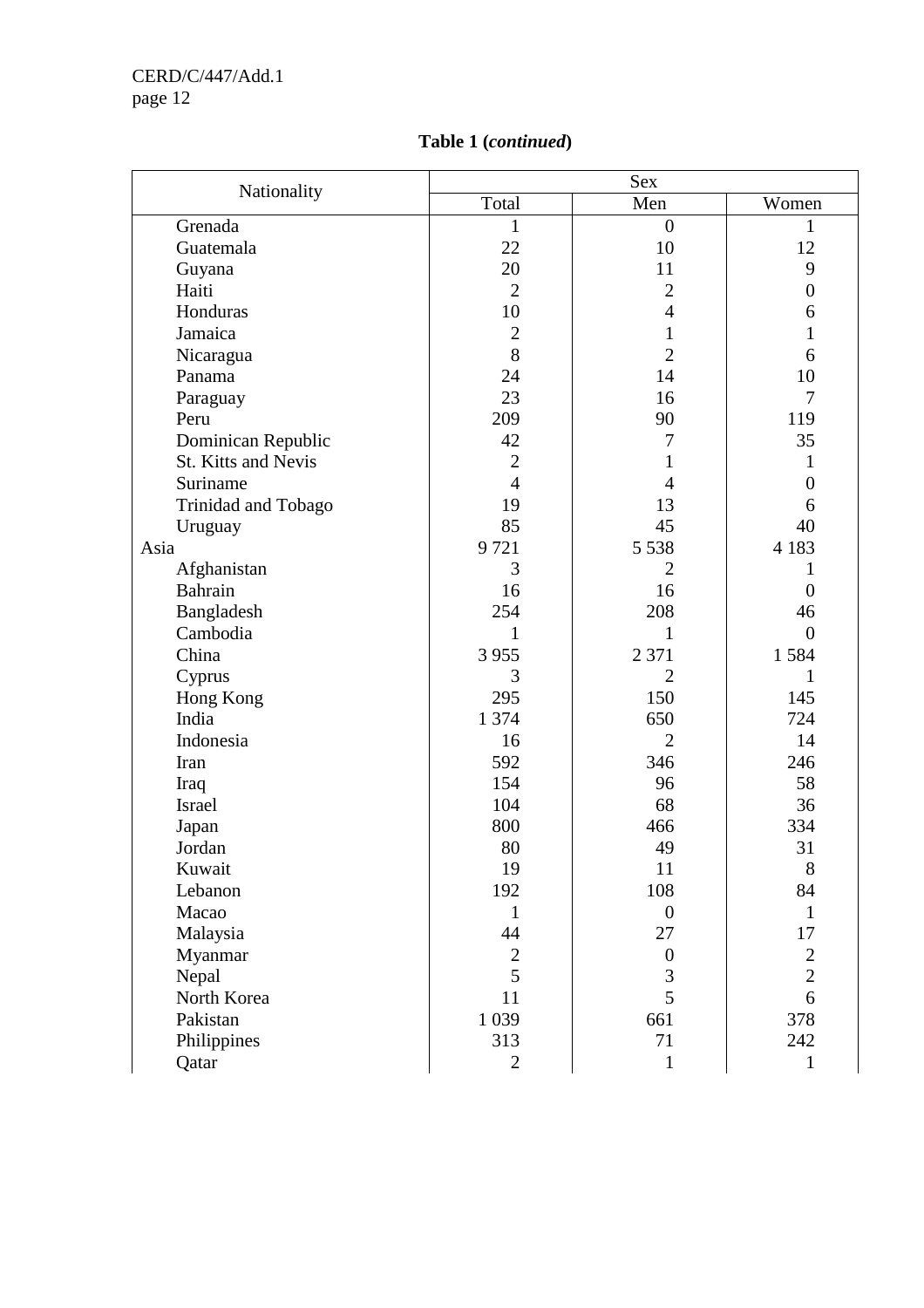**Table 1 (*continued*)**

| Nationality | Sex | | |
|---|---|---|---|
| | Total | Men | Women |
| Grenada | 1 | 0 | 1 |
| Guatemala | 22 | 10 | 12 |
| Guyana | 20 | 11 | 9 |
| Haiti | 2 | 2 | 0 |
| Honduras | 10 | 4 | 6 |
| Jamaica | 2 | 1 | 1 |
| Nicaragua | 8 | 2 | 6 |
| Panama | 24 | 14 | 10 |
| Paraguay | 23 | 16 | 7 |
| Peru | 209 | 90 | 119 |
| Dominican Republic | 42 | 7 | 35 |
| St. Kitts and Nevis | 2 | 1 | 1 |
| Suriname | 4 | 4 | 0 |
| Trinidad and Tobago | 19 | 13 | 6 |
| Uruguay | 85 | 45 | 40 |
| Asia | 9 721 | 5 538 | 4 183 |
| Afghanistan | 3 | 2 | 1 |
| Bahrain | 16 | 16 | 0 |
| Bangladesh | 254 | 208 | 46 |
| Cambodia | 1 | 1 | 0 |
| China | 3 955 | 2 371 | 1 584 |
| Cyprus | 3 | 2 | 1 |
| Hong Kong | 295 | 150 | 145 |
| India | 1 374 | 650 | 724 |
| Indonesia | 16 | 2 | 14 |
| Iran | 592 | 346 | 246 |
| Iraq | 154 | 96 | 58 |
| Israel | 104 | 68 | 36 |
| Japan | 800 | 466 | 334 |
| Jordan | 80 | 49 | 31 |
| Kuwait | 19 | 11 | 8 |
| Lebanon | 192 | 108 | 84 |
| Macao | 1 | 0 | 1 |
| Malaysia | 44 | 27 | 17 |
| Myanmar | 2 | 0 | 2 |
| Nepal | 5 | 3 | 2 |
| North Korea | 11 | 5 | 6 |
| Pakistan | 1 039 | 661 | 378 |
| Philippines | 313 | 71 | 242 |
| Qatar | 2 | 1 | 1 |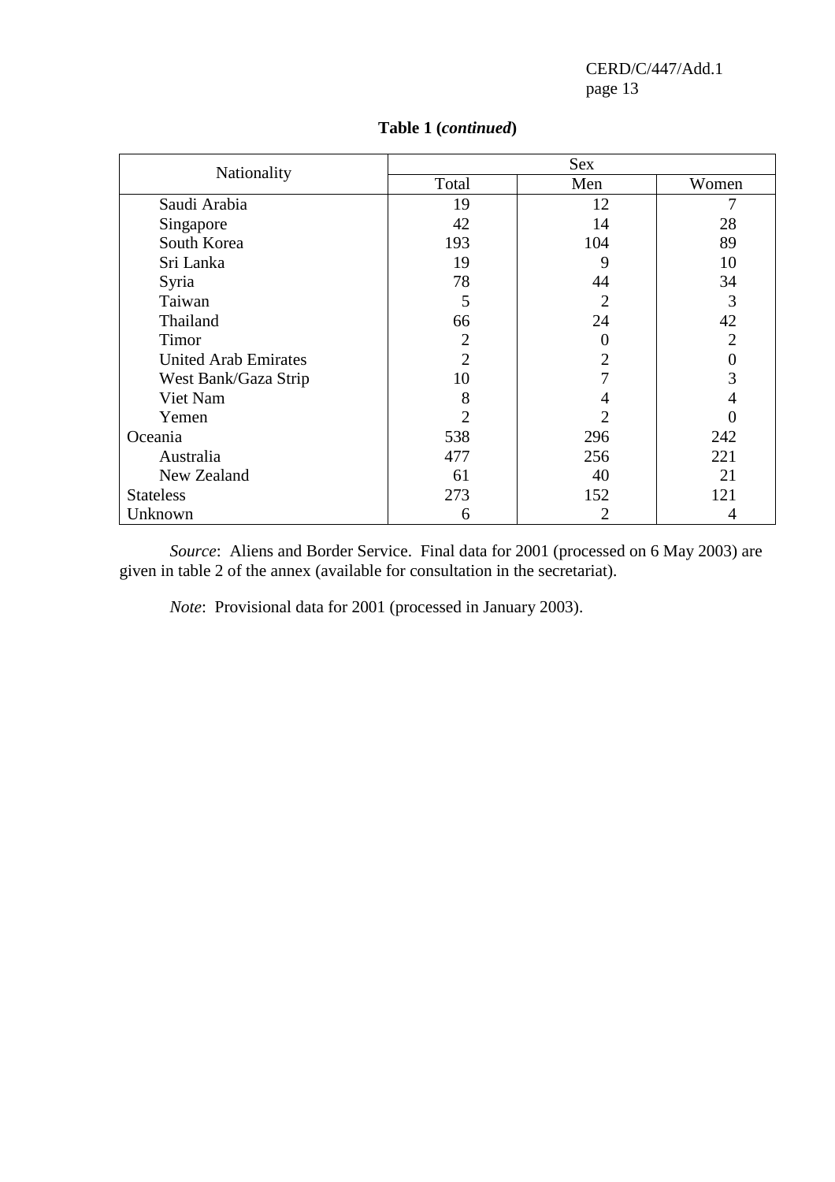**Table 1 (*continued*)**

| Nationality | Sex | | |
|---|---|---|---|
| | Total | Men | Women |
| Saudi Arabia | 19 | 12 | 7 |
| Singapore | 42 | 14 | 28 |
| South Korea | 193 | 104 | 89 |
| Sri Lanka | 19 | 9 | 10 |
| Syria | 78 | 44 | 34 |
| Taiwan | 5 | 2 | 3 |
| Thailand | 66 | 24 | 42 |
| Timor | 2 | 0 | 2 |
| United Arab Emirates | 2 | 2 | 0 |
| West Bank/Gaza Strip | 10 | 7 | 3 |
| Viet Nam | 8 | 4 | 4 |
| Yemen | 2 | 2 | 0 |
| Oceania | 538 | 296 | 242 |
| Australia | 477 | 256 | 221 |
| New Zealand | 61 | 40 | 21 |
| Stateless | 273 | 152 | 121 |
| Unknown | 6 | 2 | 4 |

*Source*: Aliens and Border Service. Final data for 2001 (processed on 6 May 2003) are given in table 2 of the annex (available for consultation in the secretariat).

*Note*: Provisional data for 2001 (processed in January 2003).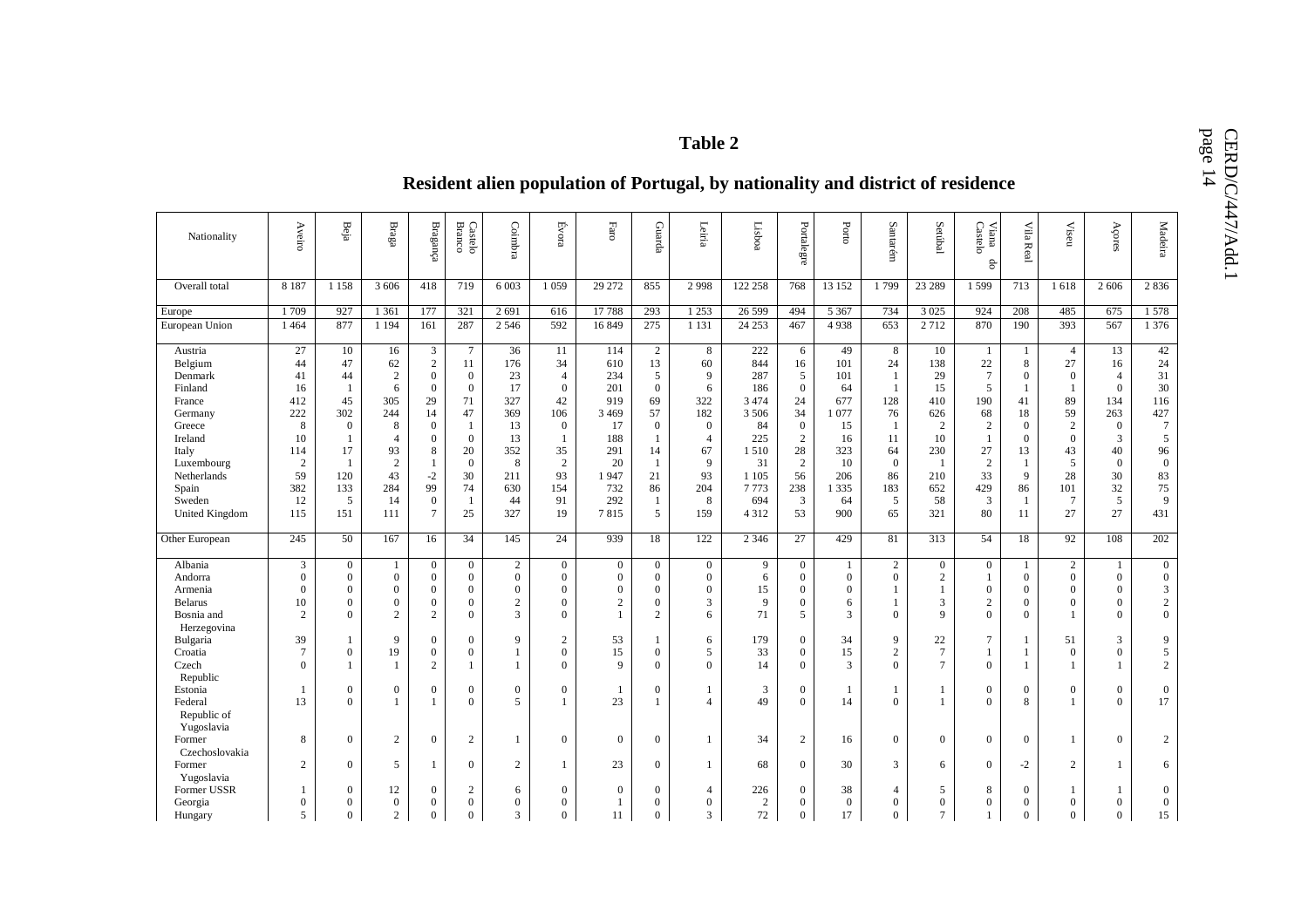**Table 2**

**Resident alien population of Portugal, by nationality and district of residence**

| Nationality | Aveiro | Beja | Braga | Bragança | Castelo Branco | Coimbra | Évora | Faro | Guarda | Leiria | Lisboa | Portalegre | Porto | Santarém | Setúbal | Viana do Castelo | Vila Real | Viseu | Açores | Madeira |
|---|---|---|---|---|---|---|---|---|---|---|---|---|---|---|---|---|---|---|---|---|
| Overall total | 8 187 | 1 158 | 3 606 | 418 | 719 | 6 003 | 1 059 | 29 272 | 855 | 2 998 | 122 258 | 768 | 13 152 | 1 799 | 23 289 | 1 599 | 713 | 1 618 | 2 606 | 2 836 |
| Europe | 1 709 | 927 | 1 361 | 177 | 321 | 2 691 | 616 | 17 788 | 293 | 1 253 | 26 599 | 494 | 5 367 | 734 | 3 025 | 924 | 208 | 485 | 675 | 1 578 |
| European Union | 1 464 | 877 | 1 194 | 161 | 287 | 2 546 | 592 | 16 849 | 275 | 1 131 | 24 253 | 467 | 4 938 | 653 | 2 712 | 870 | 190 | 393 | 567 | 1 376 |
| Austria | 27 | 10 | 16 | 3 | 7 | 36 | 11 | 114 | 2 | 8 | 222 | 6 | 49 | 8 | 10 | 1 | 1 | 4 | 13 | 42 |
| Belgium | 44 | 47 | 62 | 2 | 11 | 176 | 34 | 610 | 13 | 60 | 844 | 16 | 101 | 24 | 138 | 22 | 8 | 27 | 16 | 24 |
| Denmark | 41 | 44 | 2 | 0 | 0 | 23 | 4 | 234 | 5 | 9 | 287 | 5 | 101 | 1 | 29 | 7 | 0 | 0 | 4 | 31 |
| Finland | 16 | 1 | 6 | 0 | 0 | 17 | 0 | 201 | 0 | 6 | 186 | 0 | 64 | 1 | 15 | 5 | 1 | 1 | 0 | 30 |
| France | 412 | 45 | 305 | 29 | 71 | 327 | 42 | 919 | 69 | 322 | 3 474 | 24 | 677 | 128 | 410 | 190 | 41 | 89 | 134 | 116 |
| Germany | 222 | 302 | 244 | 14 | 47 | 369 | 106 | 3 469 | 57 | 182 | 3 506 | 34 | 1 077 | 76 | 626 | 68 | 18 | 59 | 263 | 427 |
| Greece | 8 | 0 | 8 | 0 | 1 | 13 | 0 | 17 | 0 | 0 | 84 | 0 | 15 | 1 | 2 | 2 | 0 | 2 | 0 | 7 |
| Ireland | 10 | 1 | 4 | 0 | 0 | 13 | 1 | 188 | 1 | 4 | 225 | 2 | 16 | 11 | 10 | 1 | 0 | 0 | 3 | 5 |
| Italy | 114 | 17 | 93 | 8 | 20 | 352 | 35 | 291 | 14 | 67 | 1 510 | 28 | 323 | 64 | 230 | 27 | 13 | 43 | 40 | 96 |
| Luxembourg | 2 | 1 | 2 | 1 | 0 | 8 | 2 | 20 | 1 | 9 | 31 | 2 | 10 | 0 | 1 | 2 | 1 | 5 | 0 | 0 |
| Netherlands | 59 | 120 | 43 | -2 | 30 | 211 | 93 | 1 947 | 21 | 93 | 1 105 | 56 | 206 | 86 | 210 | 33 | 9 | 28 | 30 | 83 |
| Spain | 382 | 133 | 284 | 99 | 74 | 630 | 154 | 732 | 86 | 204 | 7 773 | 238 | 1 335 | 183 | 652 | 429 | 86 | 101 | 32 | 75 |
| Sweden | 12 | 5 | 14 | 0 | 1 | 44 | 91 | 292 | 1 | 8 | 694 | 3 | 64 | 5 | 58 | 3 | 1 | 7 | 5 | 9 |
| United Kingdom | 115 | 151 | 111 | 7 | 25 | 327 | 19 | 7 815 | 5 | 159 | 4 312 | 53 | 900 | 65 | 321 | 80 | 11 | 27 | 27 | 431 |
| Other European | 245 | 50 | 167 | 16 | 34 | 145 | 24 | 939 | 18 | 122 | 2 346 | 27 | 429 | 81 | 313 | 54 | 18 | 92 | 108 | 202 |
| Albania | 3 | 0 | 1 | 0 | 0 | 2 | 0 | 0 | 0 | 0 | 9 | 0 | 1 | 2 | 0 | 0 | 1 | 2 | 1 | 0 |
| Andorra | 0 | 0 | 0 | 0 | 0 | 0 | 0 | 0 | 0 | 0 | 6 | 0 | 0 | 0 | 2 | 1 | 0 | 0 | 0 | 0 |
| Armenia | 0 | 0 | 0 | 0 | 0 | 0 | 0 | 0 | 0 | 0 | 15 | 0 | 0 | 1 | 1 | 0 | 0 | 0 | 0 | 3 |
| Belarus | 10 | 0 | 0 | 0 | 0 | 2 | 0 | 2 | 0 | 3 | 9 | 0 | 6 | 1 | 3 | 2 | 0 | 0 | 0 | 2 |
| Bosnia and Herzegovina | 2 | 0 | 2 | 2 | 0 | 3 | 0 | 1 | 2 | 6 | 71 | 5 | 3 | 0 | 9 | 0 | 0 | 1 | 0 | 0 |
| Bulgaria | 39 | 1 | 9 | 0 | 0 | 9 | 2 | 53 | 1 | 6 | 179 | 0 | 34 | 9 | 22 | 7 | 1 | 51 | 3 | 9 |
| Croatia | 7 | 0 | 19 | 0 | 0 | 1 | 0 | 15 | 0 | 5 | 33 | 0 | 15 | 2 | 7 | 1 | 1 | 0 | 0 | 5 |
| Czech Republic | 0 | 1 | 1 | 2 | 1 | 1 | 0 | 9 | 0 | 0 | 14 | 0 | 3 | 0 | 7 | 0 | 1 | 1 | 1 | 2 |
| Estonia | 1 | 0 | 0 | 0 | 0 | 0 | 0 | 1 | 0 | 1 | 3 | 0 | 1 | 1 | 1 | 0 | 0 | 0 | 0 | 0 |
| Federal Republic of Yugoslavia | 13 | 0 | 1 | 1 | 0 | 5 | 1 | 23 | 1 | 4 | 49 | 0 | 14 | 0 | 1 | 0 | 8 | 1 | 0 | 17 |
| Former Czechoslovakia | 8 | 0 | 2 | 0 | 2 | 1 | 0 | 0 | 0 | 1 | 34 | 2 | 16 | 0 | 0 | 0 | 0 | 1 | 0 | 2 |
| Former Yugoslavia | 2 | 0 | 5 | 1 | 0 | 2 | 1 | 23 | 0 | 1 | 68 | 0 | 30 | 3 | 6 | 0 | -2 | 2 | 1 | 6 |
| Former USSR | 1 | 0 | 12 | 0 | 2 | 6 | 0 | 0 | 0 | 4 | 226 | 0 | 38 | 4 | 5 | 8 | 0 | 1 | 1 | 0 |
| Georgia | 0 | 0 | 0 | 0 | 0 | 0 | 0 | 1 | 0 | 0 | 2 | 0 | 0 | 0 | 0 | 0 | 0 | 0 | 0 | 0 |
| Hungary | 5 | 0 | 2 | 0 | 0 | 3 | 0 | 11 | 0 | 3 | 72 | 0 | 17 | 0 | 7 | 1 | 0 | 0 | 0 | 15 |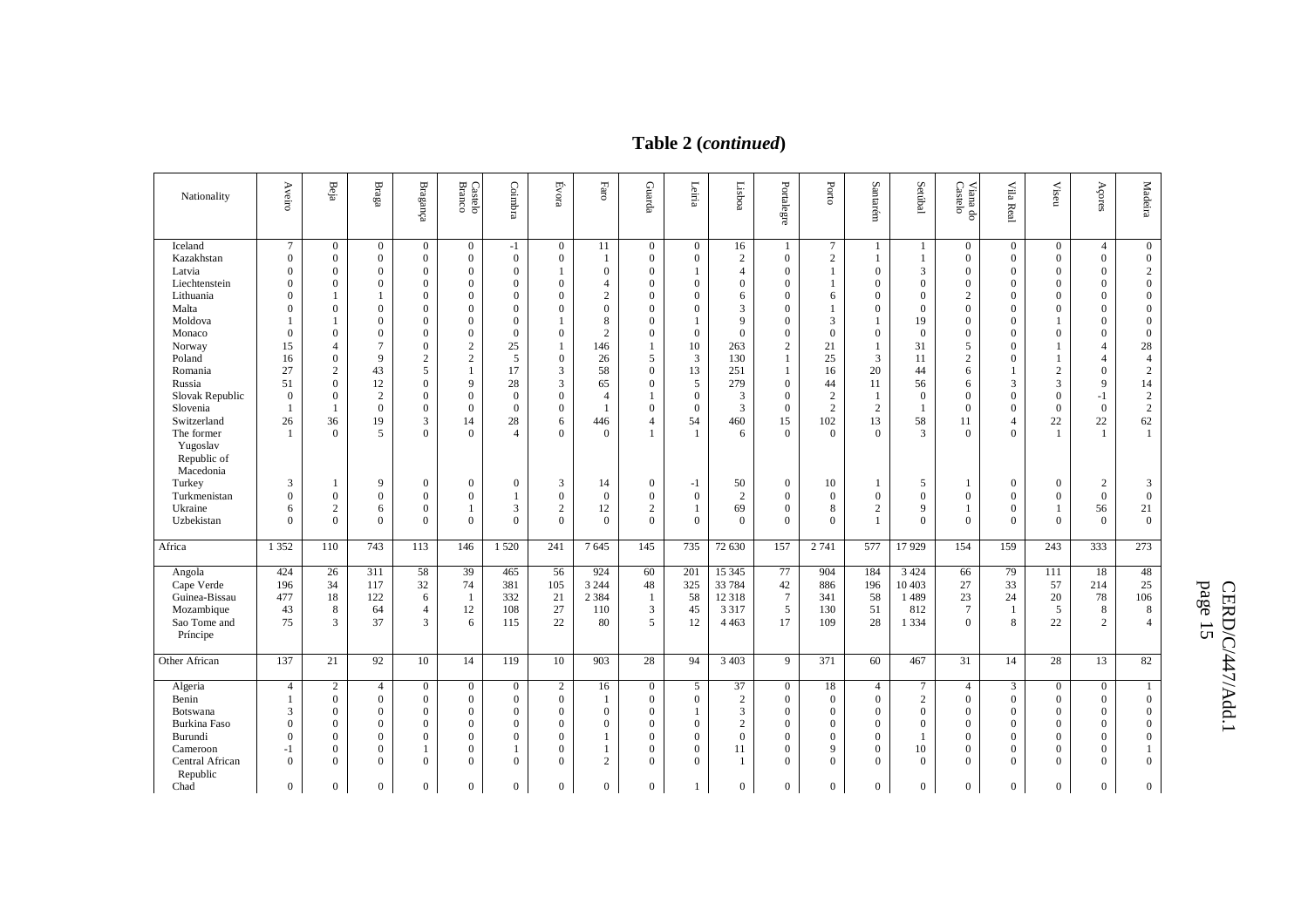**Table 2 (*continued*)**

| Nationality | Aveiro | Beja | Braga | Bragança | Castelo Branco | Coimbra | Évora | Faro | Guarda | Leiria | Lisboa | Portalegre | Porto | Santarém | Setúbal | Viana do Castelo | Vila Real | Viseu | Açores | Madeira |
|---|---|---|---|---|---|---|---|---|---|---|---|---|---|---|---|---|---|---|---|---|
| Iceland | 7 | 0 | 0 | 0 | 0 | -1 | 0 | 11 | 0 | 0 | 16 | 1 | 7 | 1 | 1 | 0 | 0 | 0 | 4 | 0 |
| Kazakhstan | 0 | 0 | 0 | 0 | 0 | 0 | 0 | 1 | 0 | 0 | 2 | 0 | 2 | 1 | 1 | 0 | 0 | 0 | 0 | 0 |
| Latvia | 0 | 0 | 0 | 0 | 0 | 0 | 1 | 0 | 0 | 1 | 4 | 0 | 1 | 0 | 3 | 0 | 0 | 0 | 0 | 2 |
| Liechtenstein | 0 | 0 | 0 | 0 | 0 | 0 | 0 | 4 | 0 | 0 | 0 | 0 | 1 | 0 | 0 | 0 | 0 | 0 | 0 | 0 |
| Lithuania | 0 | 1 | 1 | 0 | 0 | 0 | 0 | 2 | 0 | 0 | 6 | 0 | 6 | 0 | 0 | 2 | 0 | 0 | 0 | 0 |
| Malta | 0 | 0 | 0 | 0 | 0 | 0 | 0 | 0 | 0 | 0 | 3 | 0 | 1 | 0 | 0 | 0 | 0 | 0 | 0 | 0 |
| Moldova | 1 | 1 | 0 | 0 | 0 | 0 | 1 | 8 | 0 | 1 | 9 | 0 | 3 | 1 | 19 | 0 | 0 | 1 | 0 | 0 |
| Monaco | 0 | 0 | 0 | 0 | 0 | 0 | 0 | 2 | 0 | 0 | 0 | 0 | 0 | 0 | 0 | 0 | 0 | 0 | 0 | 0 |
| Norway | 15 | 4 | 7 | 0 | 2 | 25 | 1 | 146 | 1 | 10 | 263 | 2 | 21 | 1 | 31 | 5 | 0 | 1 | 4 | 28 |
| Poland | 16 | 0 | 9 | 2 | 2 | 5 | 0 | 26 | 5 | 3 | 130 | 1 | 25 | 3 | 11 | 2 | 0 | 1 | 4 | 4 |
| Romania | 27 | 2 | 43 | 5 | 1 | 17 | 3 | 58 | 0 | 13 | 251 | 1 | 16 | 20 | 44 | 6 | 1 | 2 | 0 | 2 |
| Russia | 51 | 0 | 12 | 0 | 9 | 28 | 3 | 65 | 0 | 5 | 279 | 0 | 44 | 11 | 56 | 6 | 3 | 3 | 9 | 14 |
| Slovak Republic | 0 | 0 | 2 | 0 | 0 | 0 | 0 | 4 | 1 | 0 | 3 | 0 | 2 | 1 | 0 | 0 | 0 | 0 | -1 | 2 |
| Slovenia | 1 | 1 | 0 | 0 | 0 | 0 | 0 | 1 | 0 | 0 | 3 | 0 | 2 | 2 | 1 | 0 | 0 | 0 | 0 | 2 |
| Switzerland | 26 | 36 | 19 | 3 | 14 | 28 | 6 | 446 | 4 | 54 | 460 | 15 | 102 | 13 | 58 | 11 | 4 | 22 | 22 | 62 |
| The former Yugoslav Republic of Macedonia | 1 | 0 | 5 | 0 | 0 | 4 | 0 | 0 | 1 | 1 | 6 | 0 | 0 | 0 | 3 | 0 | 0 | 1 | 1 | 1 |
| Turkey | 3 | 1 | 9 | 0 | 0 | 0 | 3 | 14 | 0 | -1 | 50 | 0 | 10 | 1 | 5 | 1 | 0 | 0 | 2 | 3 |
| Turkmenistan | 0 | 0 | 0 | 0 | 0 | 1 | 0 | 0 | 0 | 0 | 2 | 0 | 0 | 0 | 0 | 0 | 0 | 0 | 0 | 0 |
| Ukraine | 6 | 2 | 6 | 0 | 1 | 3 | 2 | 12 | 2 | 1 | 69 | 0 | 8 | 2 | 9 | 1 | 0 | 1 | 56 | 21 |
| Uzbekistan | 0 | 0 | 0 | 0 | 0 | 0 | 0 | 0 | 0 | 0 | 0 | 0 | 0 | 1 | 0 | 0 | 0 | 0 | 0 | 0 |
| Africa | 1 352 | 110 | 743 | 113 | 146 | 1 520 | 241 | 7 645 | 145 | 735 | 72 630 | 157 | 2 741 | 577 | 17 929 | 154 | 159 | 243 | 333 | 273 |
| Angola | 424 | 26 | 311 | 58 | 39 | 465 | 56 | 924 | 60 | 201 | 15 345 | 77 | 904 | 184 | 3 424 | 66 | 79 | 111 | 18 | 48 |
| Cape Verde | 196 | 34 | 117 | 32 | 74 | 381 | 105 | 3 244 | 48 | 325 | 33 784 | 42 | 886 | 196 | 10 403 | 27 | 33 | 57 | 214 | 25 |
| Guinea-Bissau | 477 | 18 | 122 | 6 | 1 | 332 | 21 | 2 384 | 1 | 58 | 12 318 | 7 | 341 | 58 | 1 489 | 23 | 24 | 20 | 78 | 106 |
| Mozambique | 43 | 8 | 64 | 4 | 12 | 108 | 27 | 110 | 3 | 45 | 3 317 | 5 | 130 | 51 | 812 | 7 | 1 | 5 | 8 | 8 |
| Sao Tome and Principe | 75 | 3 | 37 | 3 | 6 | 115 | 22 | 80 | 5 | 12 | 4 463 | 17 | 109 | 28 | 1 334 | 0 | 8 | 22 | 2 | 4 |
| Other African | 137 | 21 | 92 | 10 | 14 | 119 | 10 | 903 | 28 | 94 | 3 403 | 9 | 371 | 60 | 467 | 31 | 14 | 28 | 13 | 82 |
| Algeria | 4 | 2 | 4 | 0 | 0 | 0 | 2 | 16 | 0 | 5 | 37 | 0 | 18 | 4 | 7 | 4 | 3 | 0 | 0 | 1 |
| Benin | 1 | 0 | 0 | 0 | 0 | 0 | 0 | 1 | 0 | 0 | 2 | 0 | 0 | 0 | 2 | 0 | 0 | 0 | 0 | 0 |
| Botswana | 3 | 0 | 0 | 0 | 0 | 0 | 0 | 0 | 0 | 1 | 3 | 0 | 0 | 0 | 0 | 0 | 0 | 0 | 0 | 0 |
| Burkina Faso | 0 | 0 | 0 | 0 | 0 | 0 | 0 | 0 | 0 | 0 | 2 | 0 | 0 | 0 | 0 | 0 | 0 | 0 | 0 | 0 |
| Burundi | 0 | 0 | 0 | 0 | 0 | 0 | 0 | 1 | 0 | 0 | 0 | 0 | 0 | 0 | 1 | 0 | 0 | 0 | 0 | 0 |
| Cameroon | -1 | 0 | 0 | 1 | 0 | 1 | 0 | 1 | 0 | 0 | 11 | 0 | 9 | 0 | 10 | 0 | 0 | 0 | 0 | 1 |
| Central African Republic | 0 | 0 | 0 | 0 | 0 | 0 | 0 | 2 | 0 | 0 | 1 | 0 | 0 | 0 | 0 | 0 | 0 | 0 | 0 | 0 |
| Chad | 0 | 0 | 0 | 0 | 0 | 0 | 0 | 0 | 0 | 1 | 0 | 0 | 0 | 0 | 0 | 0 | 0 | 0 | 0 | 0 |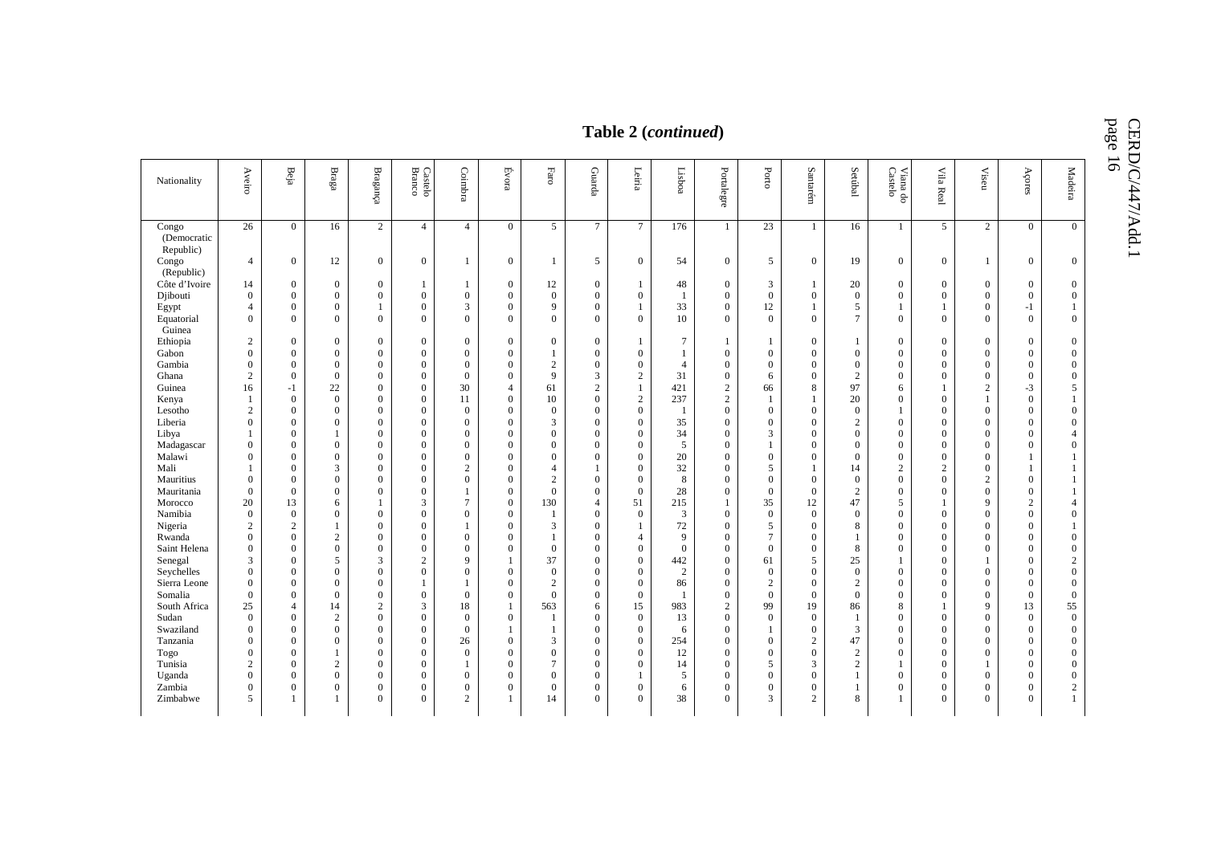**Table 2 (*continued*)**

| Nationality | Aveiro | Beja | Braga | Bragança | Castelo Branco | Coimbra | Évora | Faro | Guarda | Leiria | Lisboa | Portalegre | Porto | Santarém | Setúbal | Viana do Castelo | Vila Real | Viseu | Açores | Madeira |
|---|---|---|---|---|---|---|---|---|---|---|---|---|---|---|---|---|---|---|---|---|
| Congo (Democratic Republic) | 26 | 0 | 16 | 2 | 4 | 4 | 0 | 5 | 7 | 7 | 176 | 1 | 23 | 1 | 16 | 1 | 5 | 2 | 0 | 0 |
| Congo (Republic) | 4 | 0 | 12 | 0 | 0 | 1 | 0 | 1 | 5 | 0 | 54 | 0 | 5 | 0 | 19 | 0 | 0 | 1 | 0 | 0 |
| Côte d'Ivoire | 14 | 0 | 0 | 0 | 1 | 1 | 0 | 12 | 0 | 1 | 48 | 0 | 3 | 1 | 20 | 0 | 0 | 0 | 0 | 0 |
| Djibouti | 0 | 0 | 0 | 0 | 0 | 0 | 0 | 0 | 0 | 0 | 1 | 0 | 0 | 0 | 0 | 0 | 0 | 0 | 0 | 0 |
| Egypt | 4 | 0 | 0 | 1 | 0 | 3 | 0 | 9 | 0 | 1 | 33 | 0 | 12 | 1 | 5 | 1 | 1 | 0 | -1 | 1 |
| Equatorial Guinea | 0 | 0 | 0 | 0 | 0 | 0 | 0 | 0 | 0 | 0 | 10 | 0 | 0 | 0 | 7 | 0 | 0 | 0 | 0 | 0 |
| Ethiopia | 2 | 0 | 0 | 0 | 0 | 0 | 0 | 0 | 0 | 1 | 7 | 1 | 1 | 0 | 1 | 0 | 0 | 0 | 0 | 0 |
| Gabon | 0 | 0 | 0 | 0 | 0 | 0 | 0 | 1 | 0 | 0 | 1 | 0 | 0 | 0 | 0 | 0 | 0 | 0 | 0 | 0 |
| Gambia | 0 | 0 | 0 | 0 | 0 | 0 | 0 | 2 | 0 | 0 | 4 | 0 | 0 | 0 | 0 | 0 | 0 | 0 | 0 | 0 |
| Ghana | 2 | 0 | 0 | 0 | 0 | 0 | 0 | 9 | 3 | 2 | 31 | 0 | 6 | 0 | 2 | 0 | 0 | 0 | 0 | 0 |
| Guinea | 16 | -1 | 22 | 0 | 0 | 30 | 4 | 61 | 2 | 1 | 421 | 2 | 66 | 8 | 97 | 6 | 1 | 2 | -3 | 5 |
| Kenya | 1 | 0 | 0 | 0 | 0 | 11 | 0 | 10 | 0 | 2 | 237 | 2 | 1 | 1 | 20 | 0 | 0 | 1 | 0 | 1 |
| Lesotho | 2 | 0 | 0 | 0 | 0 | 0 | 0 | 0 | 0 | 0 | 1 | 0 | 0 | 0 | 0 | 1 | 0 | 0 | 0 | 0 |
| Liberia | 0 | 0 | 0 | 0 | 0 | 0 | 0 | 3 | 0 | 0 | 35 | 0 | 0 | 0 | 2 | 0 | 0 | 0 | 0 | 0 |
| Libya | 1 | 0 | 1 | 0 | 0 | 0 | 0 | 0 | 0 | 0 | 34 | 0 | 3 | 0 | 0 | 0 | 0 | 0 | 0 | 4 |
| Madagascar | 0 | 0 | 0 | 0 | 0 | 0 | 0 | 0 | 0 | 0 | 5 | 0 | 1 | 0 | 0 | 0 | 0 | 0 | 0 | 0 |
| Malawi | 0 | 0 | 0 | 0 | 0 | 0 | 0 | 0 | 0 | 0 | 20 | 0 | 0 | 0 | 0 | 0 | 0 | 0 | 1 | 1 |
| Mali | 1 | 0 | 3 | 0 | 0 | 2 | 0 | 4 | 1 | 0 | 32 | 0 | 5 | 1 | 14 | 2 | 2 | 0 | 1 | 1 |
| Mauritius | 0 | 0 | 0 | 0 | 0 | 0 | 0 | 2 | 0 | 0 | 8 | 0 | 0 | 0 | 0 | 0 | 0 | 2 | 0 | 1 |
| Mauritania | 0 | 0 | 0 | 0 | 0 | 1 | 0 | 0 | 0 | 0 | 28 | 0 | 0 | 0 | 2 | 0 | 0 | 0 | 0 | 1 |
| Morocco | 20 | 13 | 6 | 1 | 3 | 7 | 0 | 130 | 4 | 51 | 215 | 1 | 35 | 12 | 47 | 5 | 1 | 9 | 2 | 4 |
| Namibia | 0 | 0 | 0 | 0 | 0 | 0 | 0 | 1 | 0 | 0 | 3 | 0 | 0 | 0 | 0 | 0 | 0 | 0 | 0 | 0 |
| Nigeria | 2 | 2 | 1 | 0 | 0 | 1 | 0 | 3 | 0 | 1 | 72 | 0 | 5 | 0 | 8 | 0 | 0 | 0 | 0 | 1 |
| Rwanda | 0 | 0 | 2 | 0 | 0 | 0 | 0 | 1 | 0 | 4 | 9 | 0 | 7 | 0 | 1 | 0 | 0 | 0 | 0 | 0 |
| Saint Helena | 0 | 0 | 0 | 0 | 0 | 0 | 0 | 0 | 0 | 0 | 0 | 0 | 0 | 0 | 8 | 0 | 0 | 0 | 0 | 0 |
| Senegal | 3 | 0 | 5 | 3 | 2 | 9 | 1 | 37 | 0 | 0 | 442 | 0 | 61 | 5 | 25 | 1 | 0 | 1 | 0 | 2 |
| Seychelles | 0 | 0 | 0 | 0 | 0 | 0 | 0 | 0 | 0 | 0 | 2 | 0 | 0 | 0 | 0 | 0 | 0 | 0 | 0 | 0 |
| Sierra Leone | 0 | 0 | 0 | 0 | 1 | 1 | 0 | 2 | 0 | 0 | 86 | 0 | 2 | 0 | 2 | 0 | 0 | 0 | 0 | 0 |
| Somalia | 0 | 0 | 0 | 0 | 0 | 0 | 0 | 0 | 0 | 0 | 1 | 0 | 0 | 0 | 0 | 0 | 0 | 0 | 0 | 0 |
| South Africa | 25 | 4 | 14 | 2 | 3 | 18 | 1 | 563 | 6 | 15 | 983 | 2 | 99 | 19 | 86 | 8 | 1 | 9 | 13 | 55 |
| Sudan | 0 | 0 | 2 | 0 | 0 | 0 | 0 | 1 | 0 | 0 | 13 | 0 | 0 | 0 | 1 | 0 | 0 | 0 | 0 | 0 |
| Swaziland | 0 | 0 | 0 | 0 | 0 | 0 | 1 | 1 | 0 | 0 | 6 | 0 | 1 | 0 | 3 | 0 | 0 | 0 | 0 | 0 |
| Tanzania | 0 | 0 | 0 | 0 | 0 | 26 | 0 | 3 | 0 | 0 | 254 | 0 | 0 | 2 | 47 | 0 | 0 | 0 | 0 | 0 |
| Togo | 0 | 0 | 1 | 0 | 0 | 0 | 0 | 0 | 0 | 0 | 12 | 0 | 0 | 0 | 2 | 0 | 0 | 0 | 0 | 0 |
| Tunisia | 2 | 0 | 2 | 0 | 0 | 1 | 0 | 7 | 0 | 0 | 14 | 0 | 5 | 3 | 2 | 1 | 0 | 1 | 0 | 0 |
| Uganda | 0 | 0 | 0 | 0 | 0 | 0 | 0 | 0 | 0 | 1 | 5 | 0 | 0 | 0 | 1 | 0 | 0 | 0 | 0 | 0 |
| Zambia | 0 | 0 | 0 | 0 | 0 | 0 | 0 | 0 | 0 | 0 | 6 | 0 | 0 | 0 | 1 | 0 | 0 | 0 | 0 | 2 |
| Zimbabwe | 5 | 1 | 1 | 0 | 0 | 2 | 1 | 14 | 0 | 0 | 38 | 0 | 3 | 2 | 8 | 1 | 0 | 0 | 0 | 1 |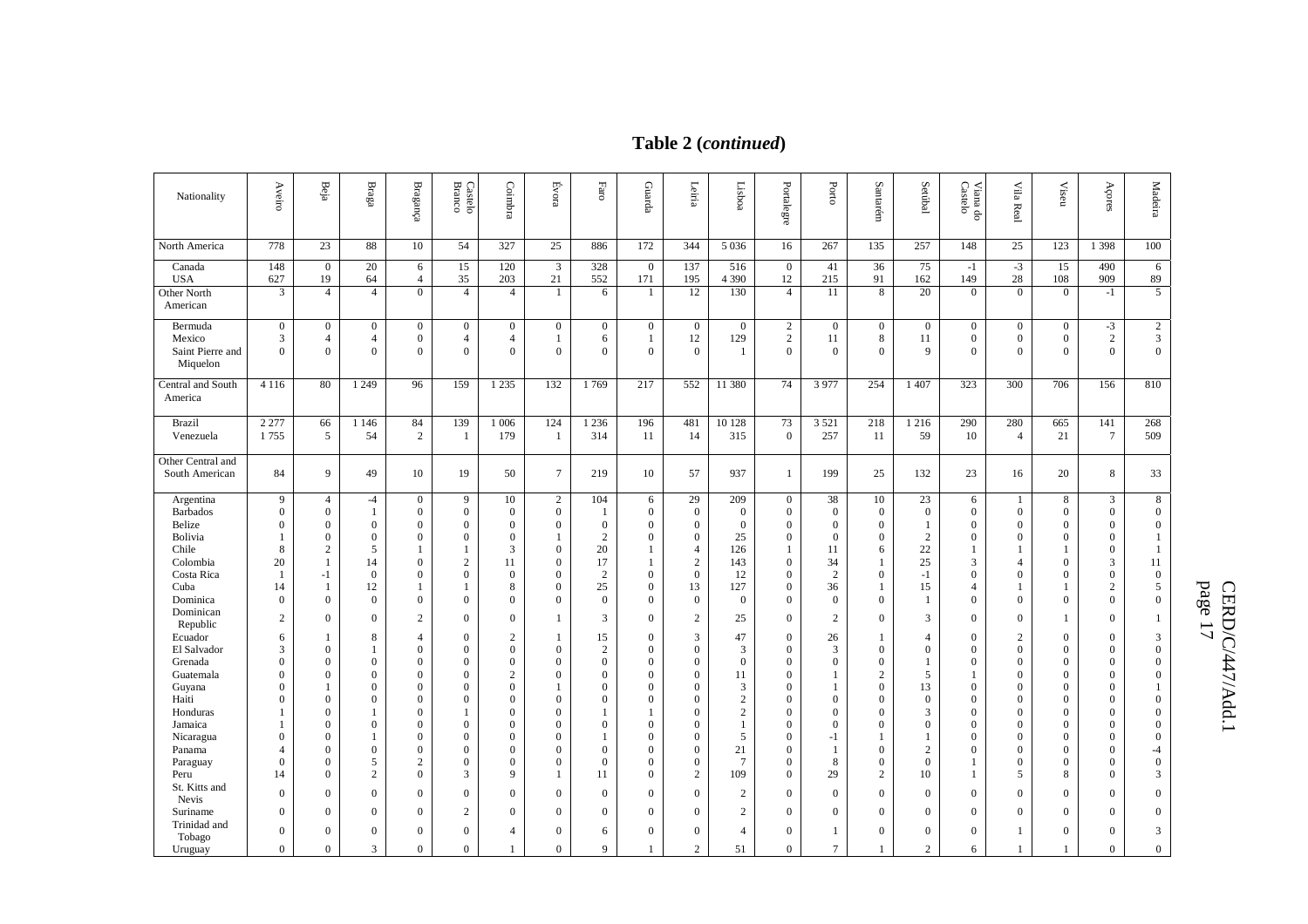**Table 2 (*continued*)**

| Nationality | Aveiro | Beja | Braga | Bragança | Castelo Branco | Coimbra | Évora | Faro | Guarda | Leiria | Lisboa | Portalegre | Porto | Santarém | Setúbal | Viana do Castelo | Vila Real | Viseu | Açores | Madeira |
|---|---|---|---|---|---|---|---|---|---|---|---|---|---|---|---|---|---|---|---|---|
| North America | 778 | 23 | 88 | 10 | 54 | 327 | 25 | 886 | 172 | 344 | 5 036 | 16 | 267 | 135 | 257 | 148 | 25 | 123 | 1 398 | 100 |
| Canada | 148 | 0 | 20 | 6 | 15 | 120 | 3 | 328 | 0 | 137 | 516 | 0 | 41 | 36 | 75 | -1 | -3 | 15 | 490 | 6 |
| USA | 627 | 19 | 64 | 4 | 35 | 203 | 21 | 552 | 171 | 195 | 4 390 | 12 | 215 | 91 | 162 | 149 | 28 | 108 | 909 | 89 |
| Other North American | 3 | 4 | 4 | 0 | 4 | 4 | 1 | 6 | 1 | 12 | 130 | 4 | 11 | 8 | 20 | 0 | 0 | 0 | -1 | 5 |
| Bermuda | 0 | 0 | 0 | 0 | 0 | 0 | 0 | 0 | 0 | 0 | 0 | 2 | 0 | 0 | 0 | 0 | 0 | 0 | -3 | 2 |
| Mexico | 3 | 4 | 4 | 0 | 4 | 4 | 1 | 6 | 1 | 12 | 129 | 2 | 11 | 8 | 11 | 0 | 0 | 0 | 2 | 3 |
| Saint Pierre and Miquelon | 0 | 0 | 0 | 0 | 0 | 0 | 0 | 0 | 0 | 0 | 1 | 0 | 0 | 0 | 9 | 0 | 0 | 0 | 0 | 0 |
| Central and South America | 4 116 | 80 | 1 249 | 96 | 159 | 1 235 | 132 | 1 769 | 217 | 552 | 11 380 | 74 | 3 977 | 254 | 1 407 | 323 | 300 | 706 | 156 | 810 |
| Brazil | 2 277 | 66 | 1 146 | 84 | 139 | 1 006 | 124 | 1 236 | 196 | 481 | 10 128 | 73 | 3 521 | 218 | 1 216 | 290 | 280 | 665 | 141 | 268 |
| Venezuela | 1 755 | 5 | 54 | 2 | 1 | 179 | 1 | 314 | 11 | 14 | 315 | 0 | 257 | 11 | 59 | 10 | 4 | 21 | 7 | 509 |
| Other Central and South American | 84 | 9 | 49 | 10 | 19 | 50 | 7 | 219 | 10 | 57 | 937 | 1 | 199 | 25 | 132 | 23 | 16 | 20 | 8 | 33 |
| Argentina | 9 | 4 | -4 | 0 | 9 | 10 | 2 | 104 | 6 | 29 | 209 | 0 | 38 | 10 | 23 | 6 | 1 | 8 | 3 | 8 |
| Barbados | 0 | 0 | 1 | 0 | 0 | 0 | 0 | 1 | 0 | 0 | 0 | 0 | 0 | 0 | 0 | 0 | 0 | 0 | 0 | 0 |
| Belize | 0 | 0 | 0 | 0 | 0 | 0 | 0 | 0 | 0 | 0 | 0 | 0 | 0 | 0 | 1 | 0 | 0 | 0 | 0 | 0 |
| Bolivia | 1 | 0 | 0 | 0 | 0 | 0 | 1 | 2 | 0 | 0 | 25 | 0 | 0 | 0 | 2 | 0 | 0 | 0 | 0 | 1 |
| Chile | 8 | 2 | 5 | 1 | 1 | 3 | 0 | 20 | 1 | 4 | 126 | 1 | 11 | 6 | 22 | 1 | 1 | 1 | 0 | 1 |
| Colombia | 20 | 1 | 14 | 0 | 2 | 11 | 0 | 17 | 1 | 2 | 143 | 0 | 34 | 1 | 25 | 3 | 4 | 0 | 3 | 11 |
| Costa Rica | 1 | -1 | 0 | 0 | 0 | 0 | 0 | 2 | 0 | 0 | 12 | 0 | 2 | 0 | -1 | 0 | 0 | 0 | 0 | 0 |
| Cuba | 14 | 1 | 12 | 1 | 1 | 8 | 0 | 25 | 0 | 13 | 127 | 0 | 36 | 1 | 15 | 4 | 1 | 1 | 2 | 5 |
| Dominica | 0 | 0 | 0 | 0 | 0 | 0 | 0 | 0 | 0 | 0 | 0 | 0 | 0 | 0 | 1 | 0 | 0 | 0 | 0 | 0 |
| Dominican Republic | 2 | 0 | 0 | 2 | 0 | 0 | 1 | 3 | 0 | 2 | 25 | 0 | 2 | 0 | 3 | 0 | 0 | 1 | 0 | 1 |
| Ecuador | 6 | 1 | 8 | 4 | 0 | 2 | 1 | 15 | 0 | 3 | 47 | 0 | 26 | 1 | 4 | 0 | 2 | 0 | 0 | 3 |
| El Salvador | 3 | 0 | 1 | 0 | 0 | 0 | 0 | 2 | 0 | 0 | 3 | 0 | 3 | 0 | 0 | 0 | 0 | 0 | 0 | 0 |
| Grenada | 0 | 0 | 0 | 0 | 0 | 0 | 0 | 0 | 0 | 0 | 0 | 0 | 0 | 0 | 1 | 0 | 0 | 0 | 0 | 0 |
| Guatemala | 0 | 0 | 0 | 0 | 0 | 2 | 0 | 0 | 0 | 0 | 11 | 0 | 1 | 2 | 5 | 1 | 0 | 0 | 0 | 0 |
| Guyana | 0 | 1 | 0 | 0 | 0 | 0 | 1 | 0 | 0 | 0 | 3 | 0 | 1 | 0 | 13 | 0 | 0 | 0 | 0 | 1 |
| Haiti | 0 | 0 | 0 | 0 | 0 | 0 | 0 | 0 | 0 | 0 | 2 | 0 | 0 | 0 | 0 | 0 | 0 | 0 | 0 | 0 |
| Honduras | 1 | 0 | 1 | 0 | 1 | 0 | 0 | 1 | 1 | 0 | 2 | 0 | 0 | 0 | 3 | 0 | 0 | 0 | 0 | 0 |
| Jamaica | 1 | 0 | 0 | 0 | 0 | 0 | 0 | 0 | 0 | 0 | 1 | 0 | 0 | 0 | 0 | 0 | 0 | 0 | 0 | 0 |
| Nicaragua | 0 | 0 | 1 | 0 | 0 | 0 | 0 | 1 | 0 | 0 | 5 | 0 | -1 | 1 | 1 | 0 | 0 | 0 | 0 | 0 |
| Panama | 4 | 0 | 0 | 0 | 0 | 0 | 0 | 0 | 0 | 0 | 21 | 0 | 1 | 0 | 2 | 0 | 0 | 0 | 0 | -4 |
| Paraguay | 0 | 0 | 5 | 2 | 0 | 0 | 0 | 0 | 0 | 0 | 7 | 0 | 8 | 0 | 0 | 1 | 0 | 0 | 0 | 0 |
| Peru | 14 | 0 | 2 | 0 | 3 | 9 | 1 | 11 | 0 | 2 | 109 | 0 | 29 | 2 | 10 | 1 | 5 | 8 | 0 | 3 |
| St. Kitts and Nevis | 0 | 0 | 0 | 0 | 0 | 0 | 0 | 0 | 0 | 0 | 2 | 0 | 0 | 0 | 0 | 0 | 0 | 0 | 0 | 0 |
| Suriname | 0 | 0 | 0 | 0 | 2 | 0 | 0 | 0 | 0 | 0 | 2 | 0 | 0 | 0 | 0 | 0 | 0 | 0 | 0 | 0 |
| Trinidad and Tobago | 0 | 0 | 0 | 0 | 0 | 4 | 0 | 6 | 0 | 0 | 4 | 0 | 1 | 0 | 0 | 0 | 1 | 0 | 0 | 3 |
| Uruguay | 0 | 0 | 3 | 0 | 0 | 1 | 0 | 9 | 1 | 2 | 51 | 0 | 7 | 1 | 2 | 6 | 1 | 1 | 0 | 0 |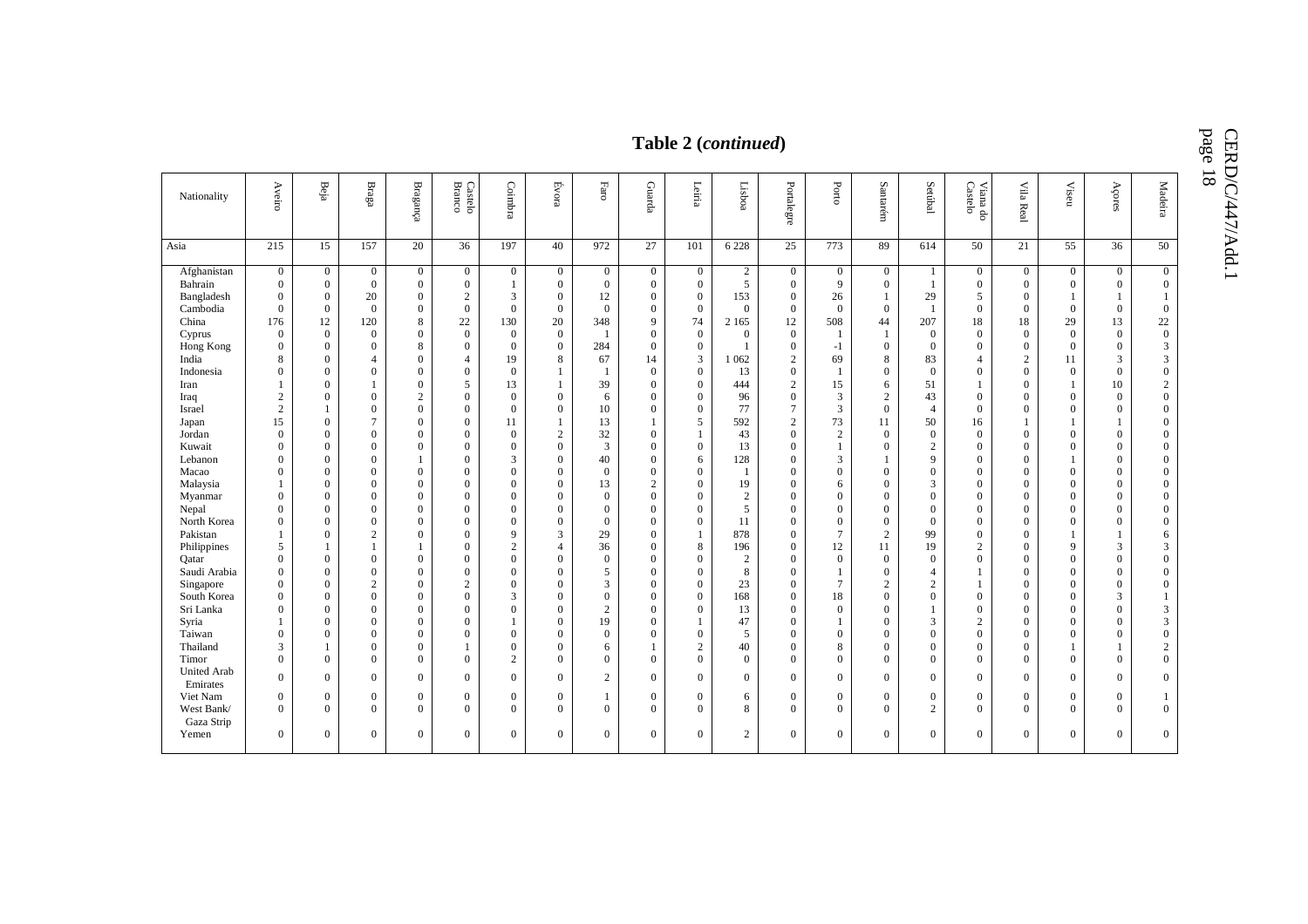## Table 2 (*continued*)

| Nationality | Aveiro | Beja | Braga | Bragança | Castelo Branco | Coimbra | Évora | Faro | Guarda | Leiria | Lisboa | Portalegre | Porto | Santarém | Setúbal | Viana do Castelo | Vila Real | Viseu | Açores | Madeira |
|---|---|---|---|---|---|---|---|---|---|---|---|---|---|---|---|---|---|---|---|---|
| Asia | 215 | 15 | 157 | 20 | 36 | 197 | 40 | 972 | 27 | 101 | 6 228 | 25 | 773 | 89 | 614 | 50 | 21 | 55 | 36 | 50 |
| Afghanistan | 0 | 0 | 0 | 0 | 0 | 0 | 0 | 0 | 0 | 0 | 2 | 0 | 0 | 0 | 1 | 0 | 0 | 0 | 0 | 0 |
| Bahrain | 0 | 0 | 0 | 0 | 0 | 1 | 0 | 0 | 0 | 0 | 5 | 0 | 9 | 0 | 1 | 0 | 0 | 0 | 0 | 0 |
| Bangladesh | 0 | 0 | 20 | 0 | 2 | 3 | 0 | 12 | 0 | 0 | 153 | 0 | 26 | 1 | 29 | 5 | 0 | 1 | 1 | 1 |
| Cambodia | 0 | 0 | 0 | 0 | 0 | 0 | 0 | 0 | 0 | 0 | 0 | 0 | 0 | 0 | 1 | 0 | 0 | 0 | 0 | 0 |
| China | 176 | 12 | 120 | 8 | 22 | 130 | 20 | 348 | 9 | 74 | 2 165 | 12 | 508 | 44 | 207 | 18 | 18 | 29 | 13 | 22 |
| Cyprus | 0 | 0 | 0 | 0 | 0 | 0 | 0 | 1 | 0 | 0 | 0 | 0 | 1 | 1 | 0 | 0 | 0 | 0 | 0 | 0 |
| Hong Kong | 0 | 0 | 0 | 8 | 0 | 0 | 0 | 284 | 0 | 0 | 1 | 0 | -1 | 0 | 0 | 0 | 0 | 0 | 0 | 3 |
| India | 8 | 0 | 4 | 0 | 4 | 19 | 8 | 67 | 14 | 3 | 1 062 | 2 | 69 | 8 | 83 | 4 | 2 | 11 | 3 | 3 |
| Indonesia | 0 | 0 | 0 | 0 | 0 | 0 | 1 | 1 | 0 | 0 | 13 | 0 | 1 | 0 | 0 | 0 | 0 | 0 | 0 | 0 |
| Iran | 1 | 0 | 1 | 0 | 5 | 13 | 1 | 39 | 0 | 0 | 444 | 2 | 15 | 6 | 51 | 1 | 0 | 1 | 10 | 2 |
| Iraq | 2 | 0 | 0 | 2 | 0 | 0 | 0 | 6 | 0 | 0 | 96 | 0 | 3 | 2 | 43 | 0 | 0 | 0 | 0 | 0 |
| Israel | 2 | 1 | 0 | 0 | 0 | 0 | 0 | 10 | 0 | 0 | 77 | 7 | 3 | 0 | 4 | 0 | 0 | 0 | 0 | 0 |
| Japan | 15 | 0 | 7 | 0 | 0 | 11 | 1 | 13 | 1 | 5 | 592 | 2 | 73 | 11 | 50 | 16 | 1 | 1 | 1 | 0 |
| Jordan | 0 | 0 | 0 | 0 | 0 | 0 | 2 | 32 | 0 | 1 | 43 | 0 | 2 | 0 | 0 | 0 | 0 | 0 | 0 | 0 |
| Kuwait | 0 | 0 | 0 | 0 | 0 | 0 | 0 | 3 | 0 | 0 | 13 | 0 | 1 | 0 | 2 | 0 | 0 | 0 | 0 | 0 |
| Lebanon | 0 | 0 | 0 | 1 | 0 | 3 | 0 | 40 | 0 | 6 | 128 | 0 | 3 | 1 | 9 | 0 | 0 | 1 | 0 | 0 |
| Macao | 0 | 0 | 0 | 0 | 0 | 0 | 0 | 0 | 0 | 0 | 1 | 0 | 0 | 0 | 0 | 0 | 0 | 0 | 0 | 0 |
| Malaysia | 1 | 0 | 0 | 0 | 0 | 0 | 0 | 13 | 2 | 0 | 19 | 0 | 6 | 0 | 3 | 0 | 0 | 0 | 0 | 0 |
| Myanmar | 0 | 0 | 0 | 0 | 0 | 0 | 0 | 0 | 0 | 0 | 2 | 0 | 0 | 0 | 0 | 0 | 0 | 0 | 0 | 0 |
| Nepal | 0 | 0 | 0 | 0 | 0 | 0 | 0 | 0 | 0 | 0 | 5 | 0 | 0 | 0 | 0 | 0 | 0 | 0 | 0 | 0 |
| North Korea | 0 | 0 | 0 | 0 | 0 | 0 | 0 | 0 | 0 | 0 | 11 | 0 | 0 | 0 | 0 | 0 | 0 | 0 | 0 | 0 |
| Pakistan | 1 | 0 | 2 | 0 | 0 | 9 | 3 | 29 | 0 | 1 | 878 | 0 | 7 | 2 | 99 | 0 | 0 | 1 | 1 | 6 |
| Philippines | 5 | 1 | 1 | 1 | 0 | 2 | 4 | 36 | 0 | 8 | 196 | 0 | 12 | 11 | 19 | 2 | 0 | 9 | 3 | 3 |
| Qatar | 0 | 0 | 0 | 0 | 0 | 0 | 0 | 0 | 0 | 0 | 2 | 0 | 0 | 0 | 0 | 0 | 0 | 0 | 0 | 0 |
| Saudi Arabia | 0 | 0 | 0 | 0 | 0 | 0 | 0 | 5 | 0 | 0 | 8 | 0 | 1 | 0 | 4 | 1 | 0 | 0 | 0 | 0 |
| Singapore | 0 | 0 | 2 | 0 | 2 | 0 | 0 | 3 | 0 | 0 | 23 | 0 | 7 | 2 | 2 | 1 | 0 | 0 | 0 | 0 |
| South Korea | 0 | 0 | 0 | 0 | 0 | 3 | 0 | 0 | 0 | 0 | 168 | 0 | 18 | 0 | 0 | 0 | 0 | 0 | 3 | 1 |
| Sri Lanka | 0 | 0 | 0 | 0 | 0 | 0 | 0 | 2 | 0 | 0 | 13 | 0 | 0 | 0 | 1 | 0 | 0 | 0 | 0 | 3 |
| Syria | 1 | 0 | 0 | 0 | 0 | 1 | 0 | 19 | 0 | 1 | 47 | 0 | 1 | 0 | 3 | 2 | 0 | 0 | 0 | 3 |
| Taiwan | 0 | 0 | 0 | 0 | 0 | 0 | 0 | 0 | 0 | 0 | 5 | 0 | 0 | 0 | 0 | 0 | 0 | 0 | 0 | 0 |
| Thailand | 3 | 1 | 0 | 0 | 1 | 0 | 0 | 6 | 1 | 2 | 40 | 0 | 8 | 0 | 0 | 0 | 0 | 1 | 1 | 2 |
| Timor | 0 | 0 | 0 | 0 | 0 | 2 | 0 | 0 | 0 | 0 | 0 | 0 | 0 | 0 | 0 | 0 | 0 | 0 | 0 | 0 |
| United Arab Emirates | 0 | 0 | 0 | 0 | 0 | 0 | 0 | 2 | 0 | 0 | 0 | 0 | 0 | 0 | 0 | 0 | 0 | 0 | 0 | 0 |
| Viet Nam | 0 | 0 | 0 | 0 | 0 | 0 | 0 | 1 | 0 | 0 | 6 | 0 | 0 | 0 | 0 | 0 | 0 | 0 | 0 | 1 |
| West Bank/ Gaza Strip | 0 | 0 | 0 | 0 | 0 | 0 | 0 | 0 | 0 | 0 | 8 | 0 | 0 | 0 | 2 | 0 | 0 | 0 | 0 | 0 |
| Yemen | 0 | 0 | 0 | 0 | 0 | 0 | 0 | 0 | 0 | 0 | 2 | 0 | 0 | 0 | 0 | 0 | 0 | 0 | 0 | 0 |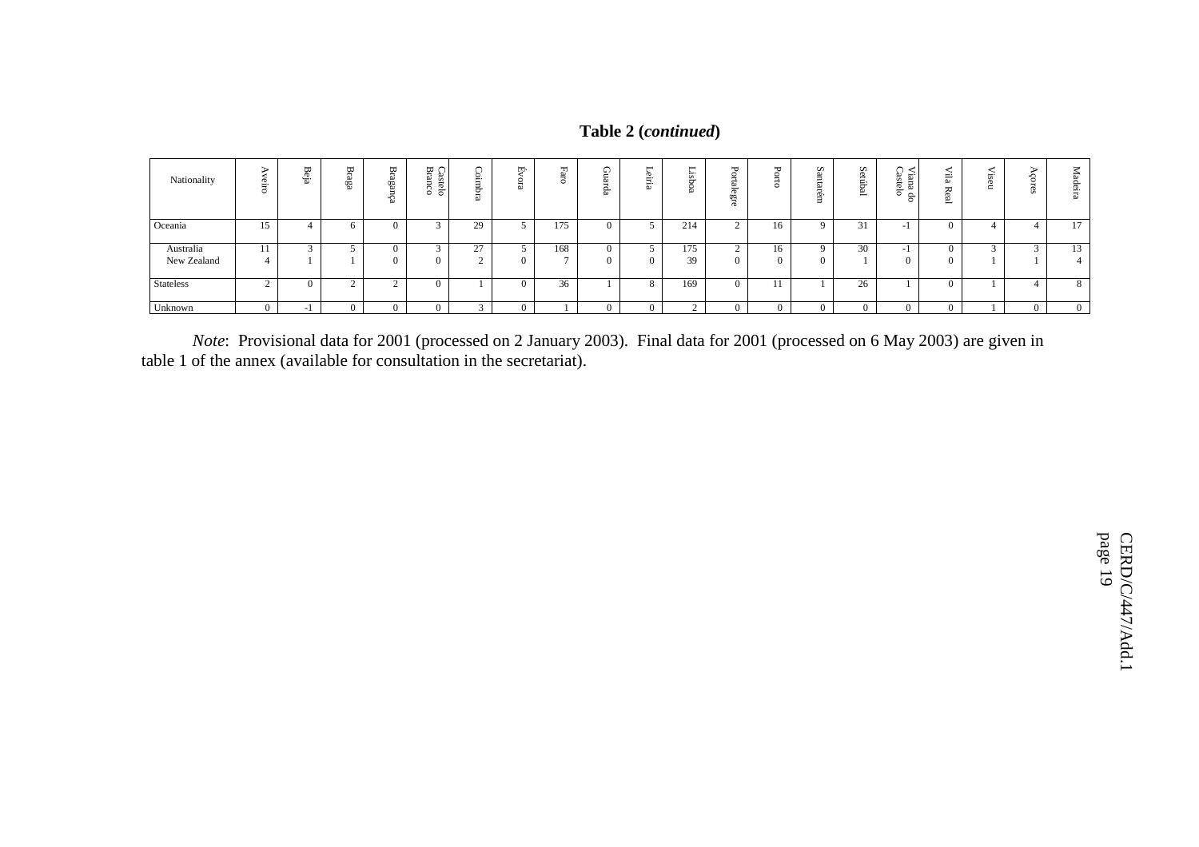**Table 2 (*continued*)**

| Nationality | Aveiro | Beja | Braga | Bragança | Castelo Branco | Coimbra | Évora | Faro | Guarda | Leiria | Lisboa | Portalegre | Porto | Santarém | Setúbal | Viana do Castelo | Vila Real | Viseu | Açores | Madeira |
|---|---|---|---|---|---|---|---|---|---|---|---|---|---|---|---|---|---|---|---|---|
| Oceania | 15 | 4 | 6 | 0 | 3 | 29 | 5 | 175 | 0 | 5 | 214 | 2 | 16 | 9 | 31 | -1 | 0 | 4 | 4 | 17 |
| Australia | 11 | 3 | 5 | 0 | 3 | 27 | 5 | 168 | 0 | 5 | 175 | 2 | 16 | 9 | 30 | -1 | 0 | 3 | 3 | 13 |
| New Zealand | 4 | 1 | 1 | 0 | 0 | 2 | 0 | 7 | 0 | 0 | 39 | 0 | 0 | 0 | 1 | 0 | 0 | 1 | 1 | 4 |
| Stateless | 2 | 0 | 2 | 2 | 0 | 1 | 0 | 36 | 1 | 8 | 169 | 0 | 11 | 1 | 26 | 1 | 0 | 1 | 4 | 8 |
| Unknown | 0 | -1 | 0 | 0 | 0 | 3 | 0 | 1 | 0 | 0 | 2 | 0 | 0 | 0 | 0 | 0 | 0 | 1 | 0 | 0 |

*Note*: Provisional data for 2001 (processed on 2 January 2003). Final data for 2001 (processed on 6 May 2003) are given in table 1 of the annex (available for consultation in the secretariat).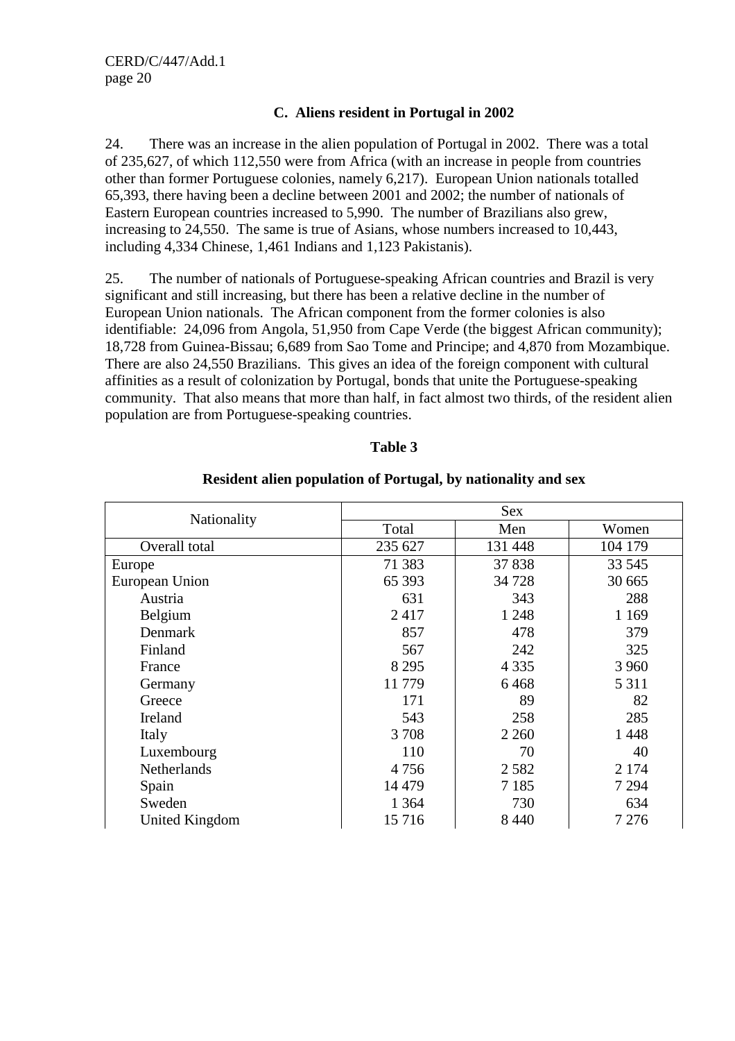### C. Aliens resident in Portugal in 2002

24. There was an increase in the alien population of Portugal in 2002. There was a total of 235,627, of which 112,550 were from Africa (with an increase in people from countries other than former Portuguese colonies, namely 6,217). European Union nationals totalled 65,393, there having been a decline between 2001 and 2002; the number of nationals of Eastern European countries increased to 5,990. The number of Brazilians also grew, increasing to 24,550. The same is true of Asians, whose numbers increased to 10,443, including 4,334 Chinese, 1,461 Indians and 1,123 Pakistanis).

25. The number of nationals of Portuguese-speaking African countries and Brazil is very significant and still increasing, but there has been a relative decline in the number of European Union nationals. The African component from the former colonies is also identifiable: 24,096 from Angola, 51,950 from Cape Verde (the biggest African community); 18,728 from Guinea-Bissau; 6,689 from Sao Tome and Principe; and 4,870 from Mozambique. There are also 24,550 Brazilians. This gives an idea of the foreign component with cultural affinities as a result of colonization by Portugal, bonds that unite the Portuguese-speaking community. That also means that more than half, in fact almost two thirds, of the resident alien population are from Portuguese-speaking countries.

**Table 3**

**Resident alien population of Portugal, by nationality and sex**

| Nationality | Sex | | |
|---|---|---|---|
| | Total | Men | Women |
| Overall total | 235 627 | 131 448 | 104 179 |
| Europe | 71 383 | 37 838 | 33 545 |
| European Union | 65 393 | 34 728 | 30 665 |
| Austria | 631 | 343 | 288 |
| Belgium | 2 417 | 1 248 | 1 169 |
| Denmark | 857 | 478 | 379 |
| Finland | 567 | 242 | 325 |
| France | 8 295 | 4 335 | 3 960 |
| Germany | 11 779 | 6 468 | 5 311 |
| Greece | 171 | 89 | 82 |
| Ireland | 543 | 258 | 285 |
| Italy | 3 708 | 2 260 | 1 448 |
| Luxembourg | 110 | 70 | 40 |
| Netherlands | 4 756 | 2 582 | 2 174 |
| Spain | 14 479 | 7 185 | 7 294 |
| Sweden | 1 364 | 730 | 634 |
| United Kingdom | 15 716 | 8 440 | 7 276 |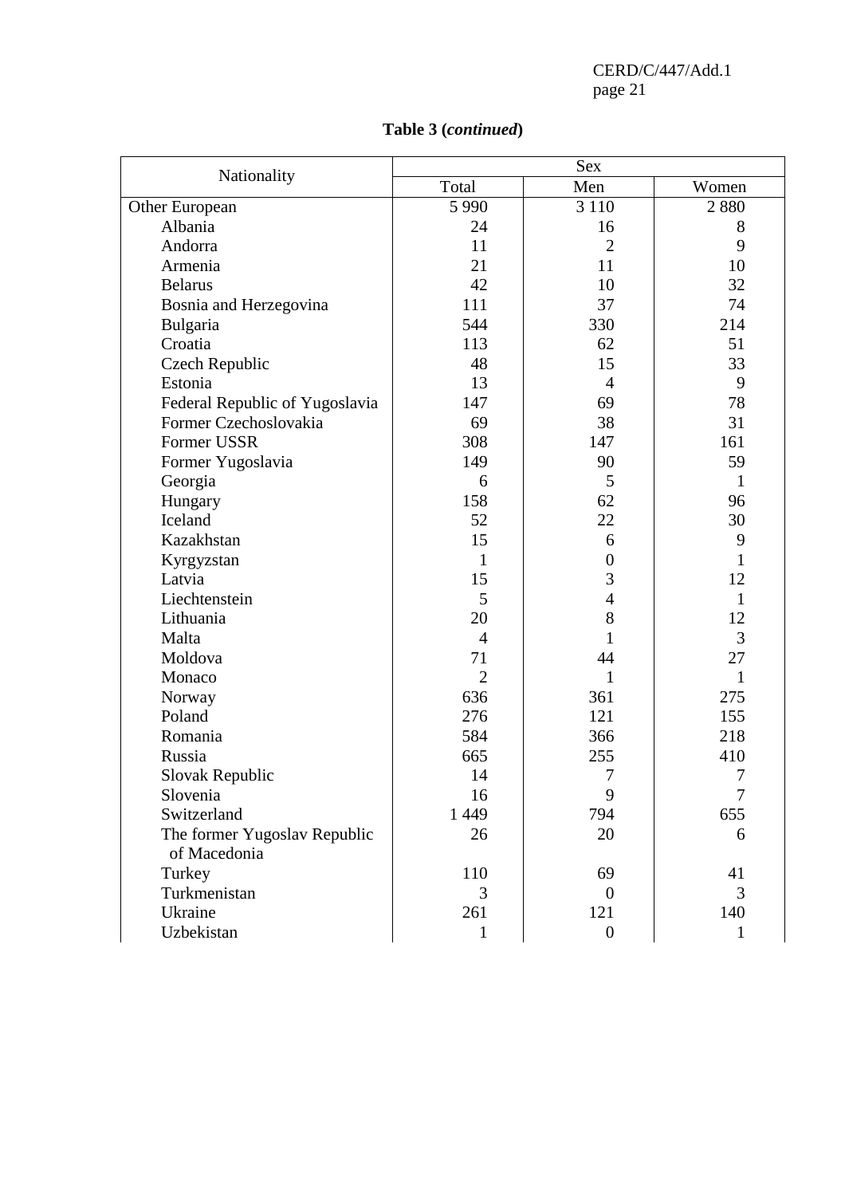**Table 3 (*continued*)**

| Nationality | Sex | | |
|---|---|---|---|
| | Total | Men | Women |
| Other European | 5 990 | 3 110 | 2 880 |
| Albania | 24 | 16 | 8 |
| Andorra | 11 | 2 | 9 |
| Armenia | 21 | 11 | 10 |
| Belarus | 42 | 10 | 32 |
| Bosnia and Herzegovina | 111 | 37 | 74 |
| Bulgaria | 544 | 330 | 214 |
| Croatia | 113 | 62 | 51 |
| Czech Republic | 48 | 15 | 33 |
| Estonia | 13 | 4 | 9 |
| Federal Republic of Yugoslavia | 147 | 69 | 78 |
| Former Czechoslovakia | 69 | 38 | 31 |
| Former USSR | 308 | 147 | 161 |
| Former Yugoslavia | 149 | 90 | 59 |
| Georgia | 6 | 5 | 1 |
| Hungary | 158 | 62 | 96 |
| Iceland | 52 | 22 | 30 |
| Kazakhstan | 15 | 6 | 9 |
| Kyrgyzstan | 1 | 0 | 1 |
| Latvia | 15 | 3 | 12 |
| Liechtenstein | 5 | 4 | 1 |
| Lithuania | 20 | 8 | 12 |
| Malta | 4 | 1 | 3 |
| Moldova | 71 | 44 | 27 |
| Monaco | 2 | 1 | 1 |
| Norway | 636 | 361 | 275 |
| Poland | 276 | 121 | 155 |
| Romania | 584 | 366 | 218 |
| Russia | 665 | 255 | 410 |
| Slovak Republic | 14 | 7 | 7 |
| Slovenia | 16 | 9 | 7 |
| Switzerland | 1 449 | 794 | 655 |
| The former Yugoslav Republic of Macedonia | 26 | 20 | 6 |
| Turkey | 110 | 69 | 41 |
| Turkmenistan | 3 | 0 | 3 |
| Ukraine | 261 | 121 | 140 |
| Uzbekistan | 1 | 0 | 1 |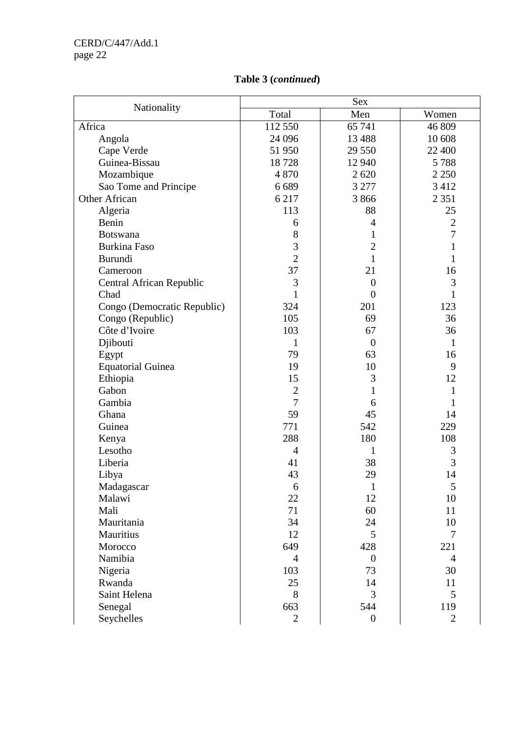**Table 3 (*continued*)**

| Nationality | Sex | | |
|---|---|---|---|
| | Total | Men | Women |
| Africa | 112 550 | 65 741 | 46 809 |
| Angola | 24 096 | 13 488 | 10 608 |
| Cape Verde | 51 950 | 29 550 | 22 400 |
| Guinea-Bissau | 18 728 | 12 940 | 5 788 |
| Mozambique | 4 870 | 2 620 | 2 250 |
| Sao Tome and Principe | 6 689 | 3 277 | 3 412 |
| Other African | 6 217 | 3 866 | 2 351 |
| Algeria | 113 | 88 | 25 |
| Benin | 6 | 4 | 2 |
| Botswana | 8 | 1 | 7 |
| Burkina Faso | 3 | 2 | 1 |
| Burundi | 2 | 1 | 1 |
| Cameroon | 37 | 21 | 16 |
| Central African Republic | 3 | 0 | 3 |
| Chad | 1 | 0 | 1 |
| Congo (Democratic Republic) | 324 | 201 | 123 |
| Congo (Republic) | 105 | 69 | 36 |
| Côte d'Ivoire | 103 | 67 | 36 |
| Djibouti | 1 | 0 | 1 |
| Egypt | 79 | 63 | 16 |
| Equatorial Guinea | 19 | 10 | 9 |
| Ethiopia | 15 | 3 | 12 |
| Gabon | 2 | 1 | 1 |
| Gambia | 7 | 6 | 1 |
| Ghana | 59 | 45 | 14 |
| Guinea | 771 | 542 | 229 |
| Kenya | 288 | 180 | 108 |
| Lesotho | 4 | 1 | 3 |
| Liberia | 41 | 38 | 3 |
| Libya | 43 | 29 | 14 |
| Madagascar | 6 | 1 | 5 |
| Malawi | 22 | 12 | 10 |
| Mali | 71 | 60 | 11 |
| Mauritania | 34 | 24 | 10 |
| Mauritius | 12 | 5 | 7 |
| Morocco | 649 | 428 | 221 |
| Namibia | 4 | 0 | 4 |
| Nigeria | 103 | 73 | 30 |
| Rwanda | 25 | 14 | 11 |
| Saint Helena | 8 | 3 | 5 |
| Senegal | 663 | 544 | 119 |
| Seychelles | 2 | 0 | 2 |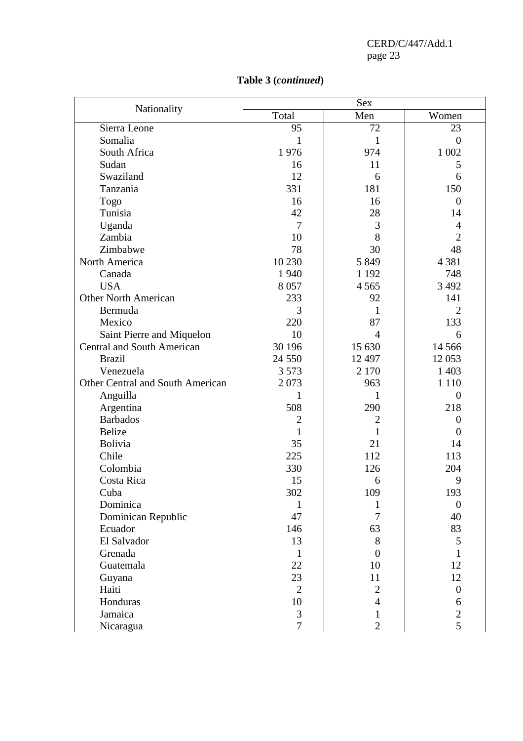**Table 3 (*continued*)**

| Nationality | Sex | | |
|---|---|---|---|
| | Total | Men | Women |
| Sierra Leone | 95 | 72 | 23 |
| Somalia | 1 | 1 | 0 |
| South Africa | 1 976 | 974 | 1 002 |
| Sudan | 16 | 11 | 5 |
| Swaziland | 12 | 6 | 6 |
| Tanzania | 331 | 181 | 150 |
| Togo | 16 | 16 | 0 |
| Tunisia | 42 | 28 | 14 |
| Uganda | 7 | 3 | 4 |
| Zambia | 10 | 8 | 2 |
| Zimbabwe | 78 | 30 | 48 |
| North America | 10 230 | 5 849 | 4 381 |
| Canada | 1 940 | 1 192 | 748 |
| USA | 8 057 | 4 565 | 3 492 |
| Other North American | 233 | 92 | 141 |
| Bermuda | 3 | 1 | 2 |
| Mexico | 220 | 87 | 133 |
| Saint Pierre and Miquelon | 10 | 4 | 6 |
| Central and South American | 30 196 | 15 630 | 14 566 |
| Brazil | 24 550 | 12 497 | 12 053 |
| Venezuela | 3 573 | 2 170 | 1 403 |
| Other Central and South American | 2 073 | 963 | 1 110 |
| Anguilla | 1 | 1 | 0 |
| Argentina | 508 | 290 | 218 |
| Barbados | 2 | 2 | 0 |
| Belize | 1 | 1 | 0 |
| Bolivia | 35 | 21 | 14 |
| Chile | 225 | 112 | 113 |
| Colombia | 330 | 126 | 204 |
| Costa Rica | 15 | 6 | 9 |
| Cuba | 302 | 109 | 193 |
| Dominica | 1 | 1 | 0 |
| Dominican Republic | 47 | 7 | 40 |
| Ecuador | 146 | 63 | 83 |
| El Salvador | 13 | 8 | 5 |
| Grenada | 1 | 0 | 1 |
| Guatemala | 22 | 10 | 12 |
| Guyana | 23 | 11 | 12 |
| Haiti | 2 | 2 | 0 |
| Honduras | 10 | 4 | 6 |
| Jamaica | 3 | 1 | 2 |
| Nicaragua | 7 | 2 | 5 |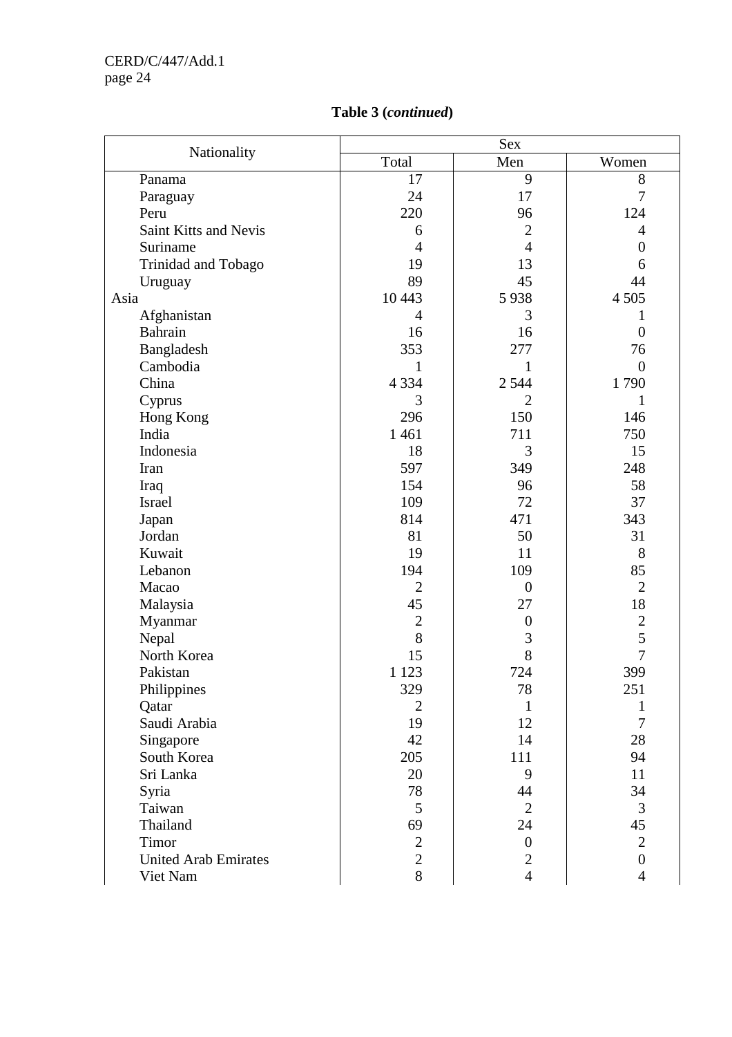**Table 3 (*continued*)**

| Nationality | Sex | | |
|---|---|---|---|
| | Total | Men | Women |
| Panama | 17 | 9 | 8 |
| Paraguay | 24 | 17 | 7 |
| Peru | 220 | 96 | 124 |
| Saint Kitts and Nevis | 6 | 2 | 4 |
| Suriname | 4 | 4 | 0 |
| Trinidad and Tobago | 19 | 13 | 6 |
| Uruguay | 89 | 45 | 44 |
| Asia | 10 443 | 5 938 | 4 505 |
| Afghanistan | 4 | 3 | 1 |
| Bahrain | 16 | 16 | 0 |
| Bangladesh | 353 | 277 | 76 |
| Cambodia | 1 | 1 | 0 |
| China | 4 334 | 2 544 | 1 790 |
| Cyprus | 3 | 2 | 1 |
| Hong Kong | 296 | 150 | 146 |
| India | 1 461 | 711 | 750 |
| Indonesia | 18 | 3 | 15 |
| Iran | 597 | 349 | 248 |
| Iraq | 154 | 96 | 58 |
| Israel | 109 | 72 | 37 |
| Japan | 814 | 471 | 343 |
| Jordan | 81 | 50 | 31 |
| Kuwait | 19 | 11 | 8 |
| Lebanon | 194 | 109 | 85 |
| Macao | 2 | 0 | 2 |
| Malaysia | 45 | 27 | 18 |
| Myanmar | 2 | 0 | 2 |
| Nepal | 8 | 3 | 5 |
| North Korea | 15 | 8 | 7 |
| Pakistan | 1 123 | 724 | 399 |
| Philippines | 329 | 78 | 251 |
| Qatar | 2 | 1 | 1 |
| Saudi Arabia | 19 | 12 | 7 |
| Singapore | 42 | 14 | 28 |
| South Korea | 205 | 111 | 94 |
| Sri Lanka | 20 | 9 | 11 |
| Syria | 78 | 44 | 34 |
| Taiwan | 5 | 2 | 3 |
| Thailand | 69 | 24 | 45 |
| Timor | 2 | 0 | 2 |
| United Arab Emirates | 2 | 2 | 0 |
| Viet Nam | 8 | 4 | 4 |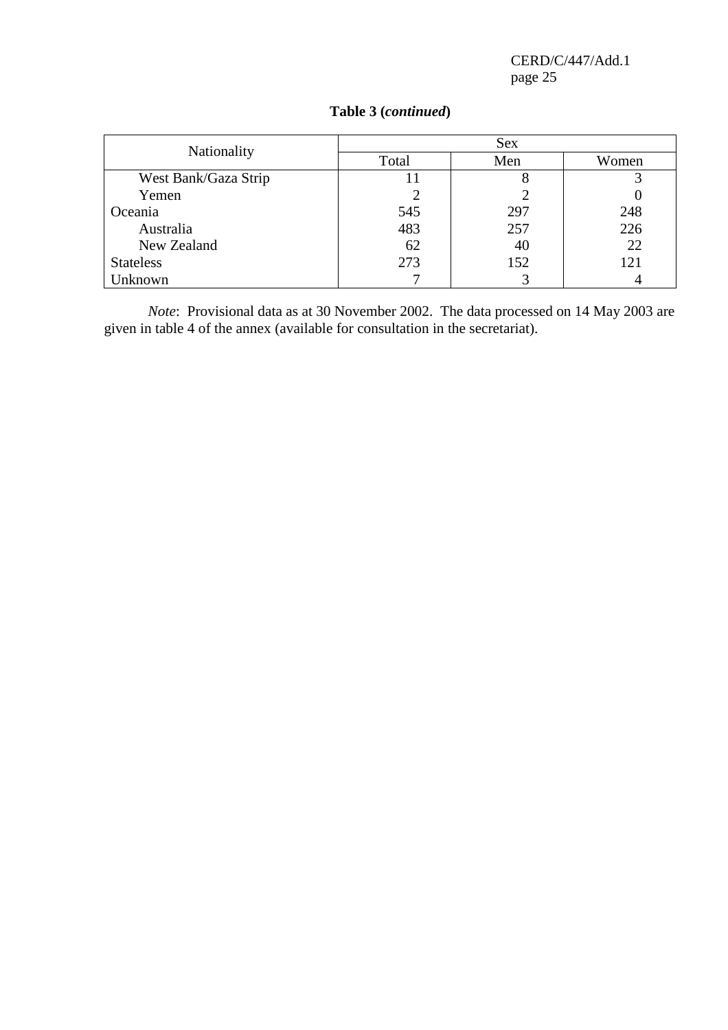**Table 3 (*continued*)**

| Nationality | Sex | | |
|---|---|---|---|
| | Total | Men | Women |
| West Bank/Gaza Strip | 11 | 8 | 3 |
| Yemen | 2 | 2 | 0 |
| Oceania | 545 | 297 | 248 |
| Australia | 483 | 257 | 226 |
| New Zealand | 62 | 40 | 22 |
| Stateless | 273 | 152 | 121 |
| Unknown | 7 | 3 | 4 |

*Note*: Provisional data as at 30 November 2002. The data processed on 14 May 2003 are given in table 4 of the annex (available for consultation in the secretariat).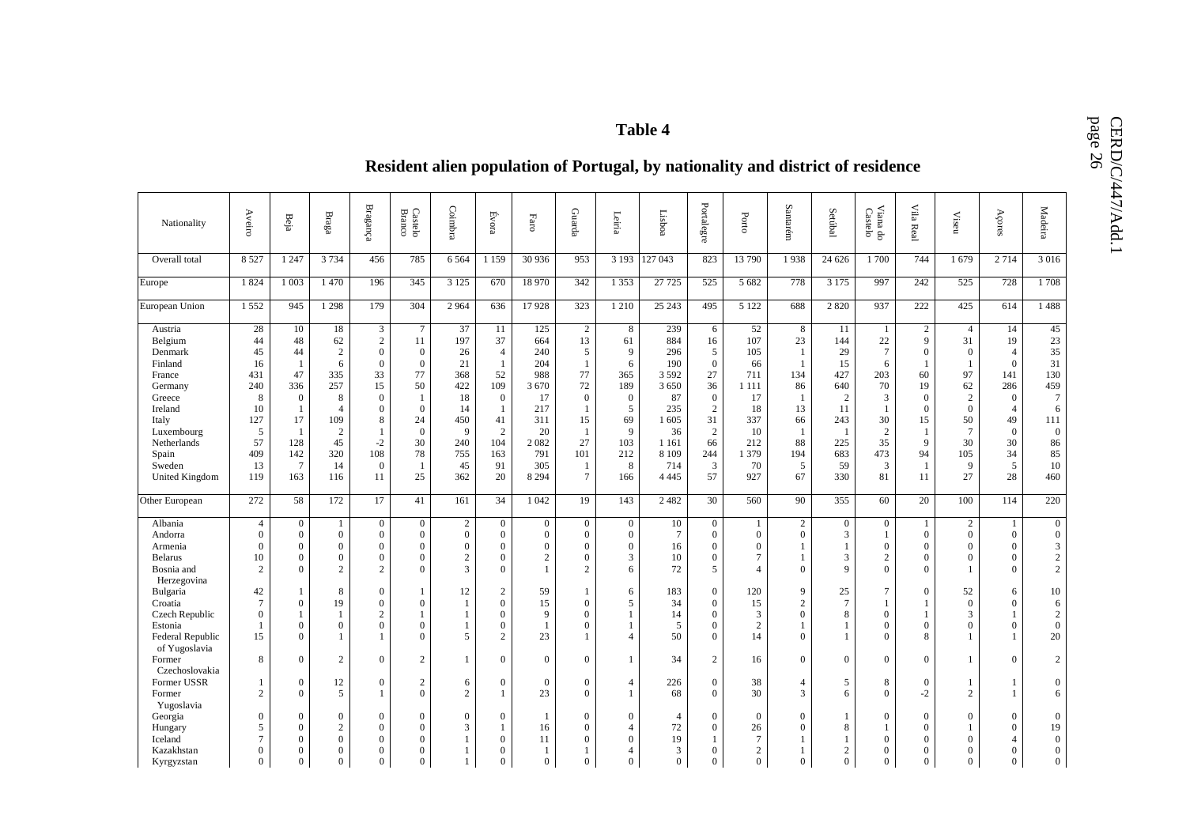# Table 4

## Resident alien population of Portugal, by nationality and district of residence

| Nationality | Aveiro | Beja | Braga | Bragança | Castelo Branco | Coimbra | Évora | Faro | Guarda | Leiria | Lisboa | Portalegre | Porto | Santarém | Setúbal | Viana do Castelo | Vila Real | Viseu | Açores | Madeira |
|---|---|---|---|---|---|---|---|---|---|---|---|---|---|---|---|---|---|---|---|---|
| Overall total | 8 527 | 1 247 | 3 734 | 456 | 785 | 6 564 | 1 159 | 30 936 | 953 | 3 193 | 127 043 | 823 | 13 790 | 1 938 | 24 626 | 1 700 | 744 | 1 679 | 2 714 | 3 016 |
| Europe | 1 824 | 1 003 | 1 470 | 196 | 345 | 3 125 | 670 | 18 970 | 342 | 1 353 | 27 725 | 525 | 5 682 | 778 | 3 175 | 997 | 242 | 525 | 728 | 1 708 |
| European Union | 1 552 | 945 | 1 298 | 179 | 304 | 2 964 | 636 | 17 928 | 323 | 1 210 | 25 243 | 495 | 5 122 | 688 | 2 820 | 937 | 222 | 425 | 614 | 1 488 |
| Austria | 28 | 10 | 18 | 3 | 7 | 37 | 11 | 125 | 2 | 8 | 239 | 6 | 52 | 8 | 11 | 1 | 2 | 4 | 14 | 45 |
| Belgium | 44 | 48 | 62 | 2 | 11 | 197 | 37 | 664 | 13 | 61 | 884 | 16 | 107 | 23 | 144 | 22 | 9 | 31 | 19 | 23 |
| Denmark | 45 | 44 | 2 | 0 | 0 | 26 | 4 | 240 | 5 | 9 | 296 | 5 | 105 | 1 | 29 | 7 | 0 | 0 | 4 | 35 |
| Finland | 16 | 1 | 6 | 0 | 0 | 21 | 1 | 204 | 1 | 6 | 190 | 0 | 66 | 1 | 15 | 6 | 1 | 1 | 0 | 31 |
| France | 431 | 47 | 335 | 33 | 77 | 368 | 52 | 988 | 77 | 365 | 3 592 | 27 | 711 | 134 | 427 | 203 | 60 | 97 | 141 | 130 |
| Germany | 240 | 336 | 257 | 15 | 50 | 422 | 109 | 3 670 | 72 | 189 | 3 650 | 36 | 1 111 | 86 | 640 | 70 | 19 | 62 | 286 | 459 |
| Greece | 8 | 0 | 8 | 0 | 1 | 18 | 0 | 17 | 0 | 0 | 87 | 0 | 17 | 1 | 2 | 3 | 0 | 2 | 0 | 7 |
| Ireland | 10 | 1 | 4 | 0 | 0 | 14 | 1 | 217 | 1 | 5 | 235 | 2 | 18 | 13 | 11 | 1 | 0 | 0 | 4 | 6 |
| Italy | 127 | 17 | 109 | 8 | 24 | 450 | 41 | 311 | 15 | 69 | 1 605 | 31 | 337 | 66 | 243 | 30 | 15 | 50 | 49 | 111 |
| Luxembourg | 5 | 1 | 2 | 1 | 0 | 9 | 2 | 20 | 1 | 9 | 36 | 2 | 10 | 1 | 1 | 2 | 1 | 7 | 0 | 0 |
| Netherlands | 57 | 128 | 45 | -2 | 30 | 240 | 104 | 2 082 | 27 | 103 | 1 161 | 66 | 212 | 88 | 225 | 35 | 9 | 30 | 30 | 86 |
| Spain | 409 | 142 | 320 | 108 | 78 | 755 | 163 | 791 | 101 | 212 | 8 109 | 244 | 1 379 | 194 | 683 | 473 | 94 | 105 | 34 | 85 |
| Sweden | 13 | 7 | 14 | 0 | 1 | 45 | 91 | 305 | 1 | 8 | 714 | 3 | 70 | 5 | 59 | 3 | 1 | 9 | 5 | 10 |
| United Kingdom | 119 | 163 | 116 | 11 | 25 | 362 | 20 | 8 294 | 7 | 166 | 4 445 | 57 | 927 | 67 | 330 | 81 | 11 | 27 | 28 | 460 |
| Other European | 272 | 58 | 172 | 17 | 41 | 161 | 34 | 1 042 | 19 | 143 | 2 482 | 30 | 560 | 90 | 355 | 60 | 20 | 100 | 114 | 220 |
| Albania | 4 | 0 | 1 | 0 | 0 | 2 | 0 | 0 | 0 | 0 | 10 | 0 | 1 | 2 | 0 | 0 | 1 | 2 | 1 | 0 |
| Andorra | 0 | 0 | 0 | 0 | 0 | 0 | 0 | 0 | 0 | 0 | 7 | 0 | 0 | 0 | 3 | 1 | 0 | 0 | 0 | 0 |
| Armenia | 0 | 0 | 0 | 0 | 0 | 0 | 0 | 0 | 0 | 0 | 16 | 0 | 0 | 1 | 1 | 0 | 0 | 0 | 0 | 3 |
| Belarus | 10 | 0 | 0 | 0 | 0 | 2 | 0 | 2 | 0 | 3 | 10 | 0 | 7 | 1 | 3 | 2 | 0 | 0 | 0 | 2 |
| Bosnia and Herzegovina | 2 | 0 | 2 | 2 | 0 | 3 | 0 | 1 | 2 | 6 | 72 | 5 | 4 | 0 | 9 | 0 | 0 | 1 | 0 | 2 |
| Bulgaria | 42 | 1 | 8 | 0 | 1 | 12 | 2 | 59 | 1 | 6 | 183 | 0 | 120 | 9 | 25 | 7 | 0 | 52 | 6 | 10 |
| Croatia | 7 | 0 | 19 | 0 | 0 | 1 | 0 | 15 | 0 | 5 | 34 | 0 | 15 | 2 | 7 | 1 | 1 | 0 | 0 | 6 |
| Czech Republic | 0 | 1 | 1 | 2 | 1 | 1 | 0 | 9 | 0 | 1 | 14 | 0 | 3 | 0 | 8 | 0 | 1 | 3 | 1 | 2 |
| Estonia | 1 | 0 | 0 | 0 | 0 | 1 | 0 | 1 | 0 | 1 | 5 | 0 | 2 | 1 | 1 | 0 | 0 | 0 | 0 | 0 |
| Federal Republic of Yugoslavia | 15 | 0 | 1 | 1 | 0 | 5 | 2 | 23 | 1 | 4 | 50 | 0 | 14 | 0 | 1 | 0 | 8 | 1 | 1 | 20 |
| Former Czechoslovakia | 8 | 0 | 2 | 0 | 2 | 1 | 0 | 0 | 0 | 1 | 34 | 2 | 16 | 0 | 0 | 0 | 0 | 1 | 0 | 2 |
| Former USSR | 1 | 0 | 12 | 0 | 2 | 6 | 0 | 0 | 0 | 4 | 226 | 0 | 38 | 4 | 5 | 8 | 0 | 1 | 1 | 0 |
| Former Yugoslavia | 2 | 0 | 5 | 1 | 0 | 2 | 1 | 23 | 0 | 1 | 68 | 0 | 30 | 3 | 6 | 0 | -2 | 2 | 1 | 6 |
| Georgia | 0 | 0 | 0 | 0 | 0 | 0 | 0 | 1 | 0 | 0 | 4 | 0 | 0 | 0 | 1 | 0 | 0 | 0 | 0 | 0 |
| Hungary | 5 | 0 | 2 | 0 | 0 | 3 | 1 | 16 | 0 | 4 | 72 | 0 | 26 | 0 | 8 | 1 | 0 | 1 | 0 | 19 |
| Iceland | 7 | 0 | 0 | 0 | 0 | 1 | 0 | 11 | 0 | 0 | 19 | 1 | 7 | 1 | 1 | 0 | 0 | 0 | 4 | 0 |
| Kazakhstan | 0 | 0 | 0 | 0 | 0 | 1 | 0 | 1 | 1 | 4 | 3 | 0 | 2 | 1 | 2 | 0 | 0 | 0 | 0 | 0 |
| Kyrgyzstan | 0 | 0 | 0 | 0 | 0 | 1 | 0 | 0 | 0 | 0 | 0 | 0 | 0 | 0 | 0 | 0 | 0 | 0 | 0 | 0 |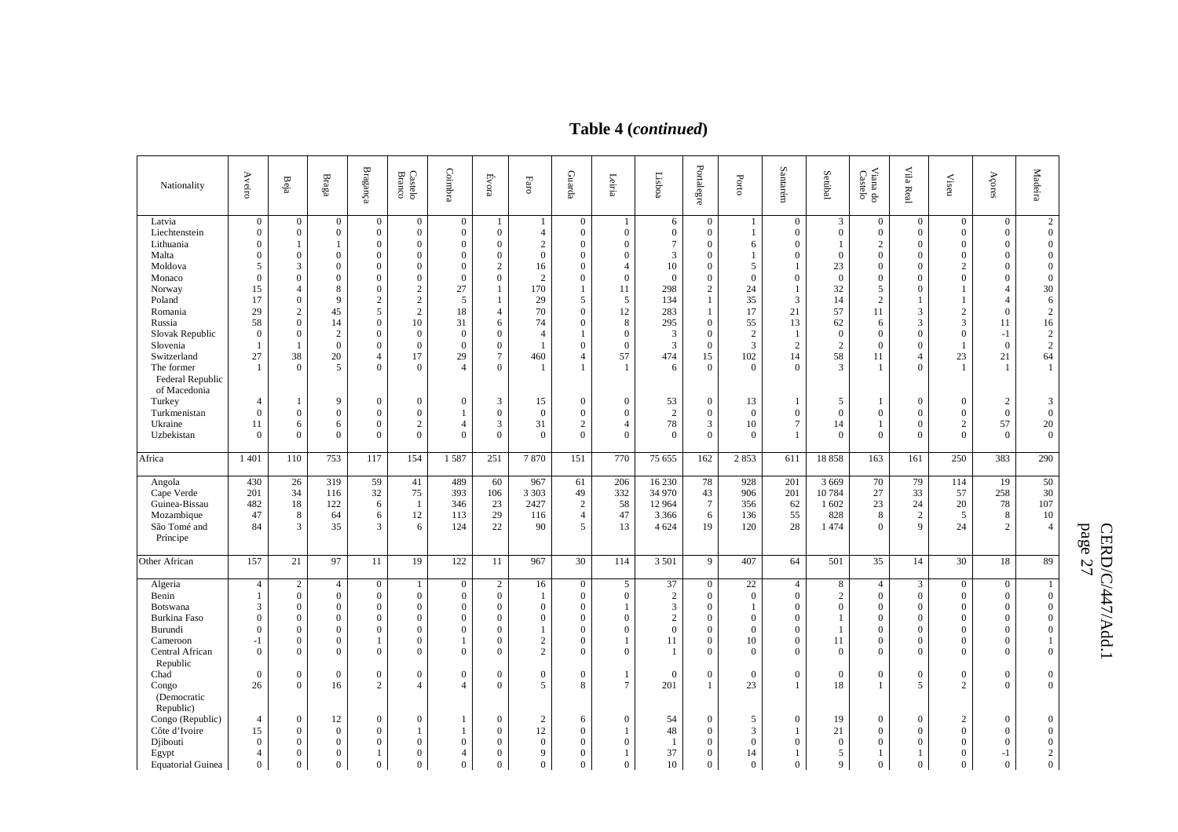**Table 4 (*continued*)**

| Nationality | Aveiro | Beja | Braga | Bragança | Castelo Branco | Coimbra | Évora | Faro | Guarda | Leiria | Lisboa | Portalegre | Porto | Santarém | Setúbal | Viana do Castelo | Vila Real | Viseu | Açores | Madeira |
|---|---|---|---|---|---|---|---|---|---|---|---|---|---|---|---|---|---|---|---|---|
| Latvia | 0 | 0 | 0 | 0 | 0 | 0 | 1 | 1 | 0 | 1 | 6 | 0 | 1 | 0 | 3 | 0 | 0 | 0 | 0 | 2 |
| Liechtenstein | 0 | 0 | 0 | 0 | 0 | 0 | 0 | 4 | 0 | 0 | 0 | 0 | 1 | 0 | 0 | 0 | 0 | 0 | 0 | 0 |
| Lithuania | 0 | 1 | 1 | 0 | 0 | 0 | 0 | 2 | 0 | 0 | 7 | 0 | 6 | 0 | 1 | 2 | 0 | 0 | 0 | 0 |
| Malta | 0 | 0 | 0 | 0 | 0 | 0 | 0 | 0 | 0 | 0 | 3 | 0 | 1 | 0 | 0 | 0 | 0 | 0 | 0 | 0 |
| Moldova | 5 | 3 | 0 | 0 | 0 | 0 | 2 | 16 | 0 | 4 | 10 | 0 | 5 | 1 | 23 | 0 | 0 | 2 | 0 | 0 |
| Monaco | 0 | 0 | 0 | 0 | 0 | 0 | 0 | 2 | 0 | 0 | 0 | 0 | 0 | 0 | 0 | 0 | 0 | 0 | 0 | 0 |
| Norway | 15 | 4 | 8 | 0 | 2 | 27 | 1 | 170 | 1 | 11 | 298 | 2 | 24 | 1 | 32 | 5 | 0 | 1 | 4 | 30 |
| Poland | 17 | 0 | 9 | 2 | 2 | 5 | 1 | 29 | 5 | 5 | 134 | 1 | 35 | 3 | 14 | 2 | 1 | 1 | 4 | 6 |
| Romania | 29 | 2 | 45 | 5 | 2 | 18 | 4 | 70 | 0 | 12 | 283 | 1 | 17 | 21 | 57 | 11 | 3 | 2 | 0 | 2 |
| Russia | 58 | 0 | 14 | 0 | 10 | 31 | 6 | 74 | 0 | 8 | 295 | 0 | 55 | 13 | 62 | 6 | 3 | 3 | 11 | 16 |
| Slovak Republic | 0 | 0 | 2 | 0 | 0 | 0 | 0 | 4 | 1 | 0 | 3 | 0 | 2 | 1 | 0 | 0 | 0 | 0 | -1 | 2 |
| Slovenia | 1 | 1 | 0 | 0 | 0 | 0 | 0 | 1 | 0 | 0 | 3 | 0 | 3 | 2 | 2 | 0 | 0 | 1 | 0 | 2 |
| Switzerland | 27 | 38 | 20 | 4 | 17 | 29 | 7 | 460 | 4 | 57 | 474 | 15 | 102 | 14 | 58 | 11 | 4 | 23 | 21 | 64 |
| The former Federal Republic of Macedonia | 1 | 0 | 5 | 0 | 0 | 4 | 0 | 1 | 1 | 1 | 6 | 0 | 0 | 0 | 3 | 1 | 0 | 1 | 1 | 1 |
| Turkey | 4 | 1 | 9 | 0 | 0 | 0 | 3 | 15 | 0 | 0 | 53 | 0 | 13 | 1 | 5 | 1 | 0 | 0 | 2 | 3 |
| Turkmenistan | 0 | 0 | 0 | 0 | 0 | 1 | 0 | 0 | 0 | 0 | 2 | 0 | 0 | 0 | 0 | 0 | 0 | 0 | 0 | 0 |
| Ukraine | 11 | 6 | 6 | 0 | 2 | 4 | 3 | 31 | 2 | 4 | 78 | 3 | 10 | 7 | 14 | 1 | 0 | 2 | 57 | 20 |
| Uzbekistan | 0 | 0 | 0 | 0 | 0 | 0 | 0 | 0 | 0 | 0 | 0 | 0 | 0 | 1 | 0 | 0 | 0 | 0 | 0 | 0 |
| Africa | 1 401 | 110 | 753 | 117 | 154 | 1 587 | 251 | 7 870 | 151 | 770 | 75 655 | 162 | 2 853 | 611 | 18 858 | 163 | 161 | 250 | 383 | 290 |
| Angola | 430 | 26 | 319 | 59 | 41 | 489 | 60 | 967 | 61 | 206 | 16 230 | 78 | 928 | 201 | 3 669 | 70 | 79 | 114 | 19 | 50 |
| Cape Verde | 201 | 34 | 116 | 32 | 75 | 393 | 106 | 3 303 | 49 | 332 | 34 970 | 43 | 906 | 201 | 10 784 | 27 | 33 | 57 | 258 | 30 |
| Guinea-Bissau | 482 | 18 | 122 | 6 | 1 | 346 | 23 | 2427 | 2 | 58 | 12 964 | 7 | 356 | 62 | 1 602 | 23 | 24 | 20 | 78 | 107 |
| Mozambique | 47 | 8 | 64 | 6 | 12 | 113 | 29 | 116 | 4 | 47 | 3 366 | 6 | 136 | 55 | 828 | 8 | 2 | 5 | 8 | 10 |
| São Tomé and Príncipe | 84 | 3 | 35 | 3 | 6 | 124 | 22 | 90 | 5 | 13 | 4 624 | 19 | 120 | 28 | 1 474 | 0 | 9 | 24 | 2 | 4 |
| Other African | 157 | 21 | 97 | 11 | 19 | 122 | 11 | 967 | 30 | 114 | 3 501 | 9 | 407 | 64 | 501 | 35 | 14 | 30 | 18 | 89 |
| Algeria | 4 | 2 | 4 | 0 | 1 | 0 | 2 | 16 | 0 | 5 | 37 | 0 | 22 | 4 | 8 | 4 | 3 | 0 | 0 | 1 |
| Benin | 1 | 0 | 0 | 0 | 0 | 0 | 0 | 1 | 0 | 0 | 2 | 0 | 0 | 0 | 2 | 0 | 0 | 0 | 0 | 0 |
| Botswana | 3 | 0 | 0 | 0 | 0 | 0 | 0 | 0 | 0 | 1 | 3 | 0 | 1 | 0 | 0 | 0 | 0 | 0 | 0 | 0 |
| Burkina Faso | 0 | 0 | 0 | 0 | 0 | 0 | 0 | 0 | 0 | 0 | 2 | 0 | 0 | 0 | 1 | 0 | 0 | 0 | 0 | 0 |
| Burundi | 0 | 0 | 0 | 0 | 0 | 0 | 0 | 1 | 0 | 0 | 0 | 0 | 0 | 0 | 1 | 0 | 0 | 0 | 0 | 0 |
| Cameroon | -1 | 0 | 0 | 1 | 0 | 1 | 0 | 2 | 0 | 1 | 11 | 0 | 10 | 0 | 11 | 0 | 0 | 0 | 0 | 1 |
| Central African Republic | 0 | 0 | 0 | 0 | 0 | 0 | 0 | 2 | 0 | 0 | 1 | 0 | 0 | 0 | 0 | 0 | 0 | 0 | 0 | 0 |
| Chad | 0 | 0 | 0 | 0 | 0 | 0 | 0 | 0 | 0 | 1 | 0 | 0 | 0 | 0 | 0 | 0 | 0 | 0 | 0 | 0 |
| Congo (Democratic Republic) | 26 | 0 | 16 | 2 | 4 | 4 | 0 | 5 | 8 | 7 | 201 | 1 | 23 | 1 | 18 | 1 | 5 | 2 | 0 | 0 |
| Congo (Republic) | 4 | 0 | 12 | 0 | 0 | 1 | 0 | 2 | 6 | 0 | 54 | 0 | 5 | 0 | 19 | 0 | 0 | 2 | 0 | 0 |
| Côte d'Ivoire | 15 | 0 | 0 | 0 | 1 | 1 | 0 | 12 | 0 | 1 | 48 | 0 | 3 | 1 | 21 | 0 | 0 | 0 | 0 | 0 |
| Djibouti | 0 | 0 | 0 | 0 | 0 | 0 | 0 | 0 | 0 | 0 | 1 | 0 | 0 | 0 | 0 | 0 | 0 | 0 | 0 | 0 |
| Egypt | 4 | 0 | 0 | 1 | 0 | 4 | 0 | 9 | 0 | 1 | 37 | 0 | 14 | 1 | 5 | 1 | 1 | 0 | -1 | 2 |
| Equatorial Guinea | 0 | 0 | 0 | 0 | 0 | 0 | 0 | 0 | 0 | 0 | 10 | 0 | 0 | 0 | 9 | 0 | 0 | 0 | 0 | 0 |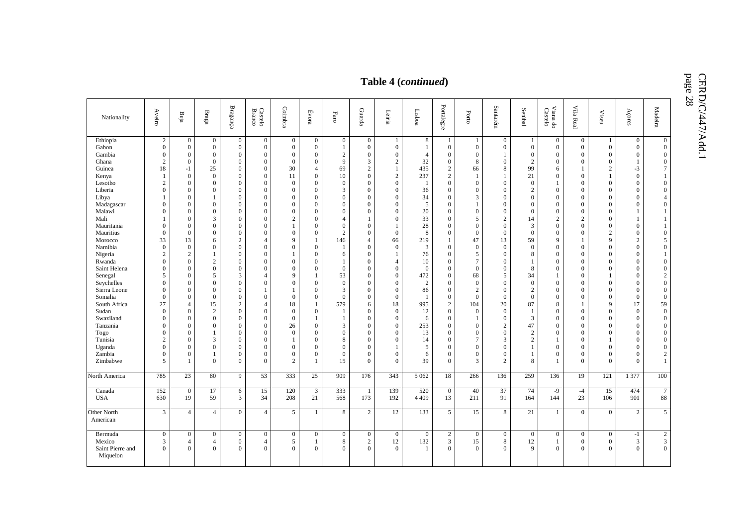## Table 4 (*continued*)

| Nationality | Aveiro | Beja | Braga | Bragança | Castelo Branco | Coimbra | Évora | Faro | Guarda | Leiria | Lisboa | Portalegre | Porto | Santarém | Setúbal | Viana do Castelo | Vila Real | Viseu | Açores | Madeira |
|---|---|---|---|---|---|---|---|---|---|---|---|---|---|---|---|---|---|---|---|---|
| Ethiopia | 2 | 0 | 0 | 0 | 0 | 0 | 0 | 0 | 0 | 1 | 8 | 1 | 1 | 0 | 1 | 0 | 0 | 1 | 0 | 0 |
| Gabon | 0 | 0 | 0 | 0 | 0 | 0 | 0 | 1 | 0 | 0 | 1 | 0 | 0 | 0 | 0 | 0 | 0 | 0 | 0 | 0 |
| Gambia | 0 | 0 | 0 | 0 | 0 | 0 | 0 | 2 | 0 | 0 | 4 | 0 | 0 | 1 | 0 | 0 | 0 | 0 | 0 | 0 |
| Ghana | 2 | 0 | 0 | 0 | 0 | 0 | 0 | 9 | 3 | 2 | 32 | 0 | 8 | 0 | 2 | 0 | 0 | 0 | 1 | 0 |
| Guinea | 18 | -1 | 25 | 0 | 0 | 30 | 4 | 69 | 2 | 1 | 435 | 2 | 66 | 8 | 99 | 6 | 1 | 2 | -3 | 7 |
| Kenya | 1 | 0 | 0 | 0 | 0 | 11 | 0 | 10 | 0 | 2 | 237 | 2 | 1 | 1 | 21 | 0 | 0 | 1 | 0 | 1 |
| Lesotho | 2 | 0 | 0 | 0 | 0 | 0 | 0 | 0 | 0 | 0 | 1 | 0 | 0 | 0 | 0 | 1 | 0 | 0 | 0 | 0 |
| Liberia | 0 | 0 | 0 | 0 | 0 | 0 | 0 | 3 | 0 | 0 | 36 | 0 | 0 | 0 | 2 | 0 | 0 | 0 | 0 | 0 |
| Libya | 1 | 0 | 1 | 0 | 0 | 0 | 0 | 0 | 0 | 0 | 34 | 0 | 3 | 0 | 0 | 0 | 0 | 0 | 0 | 4 |
| Madagascar | 0 | 0 | 0 | 0 | 0 | 0 | 0 | 0 | 0 | 0 | 5 | 0 | 1 | 0 | 0 | 0 | 0 | 0 | 0 | 0 |
| Malawi | 0 | 0 | 0 | 0 | 0 | 0 | 0 | 0 | 0 | 0 | 20 | 0 | 0 | 0 | 0 | 0 | 0 | 0 | 1 | 1 |
| Mali | 1 | 0 | 3 | 0 | 0 | 2 | 0 | 4 | 1 | 0 | 33 | 0 | 5 | 2 | 14 | 2 | 2 | 0 | 1 | 1 |
| Mauritania | 0 | 0 | 0 | 0 | 0 | 1 | 0 | 0 | 0 | 1 | 28 | 0 | 0 | 0 | 3 | 0 | 0 | 0 | 0 | 1 |
| Mauritius | 0 | 0 | 0 | 0 | 0 | 0 | 0 | 2 | 0 | 0 | 8 | 0 | 0 | 0 | 0 | 0 | 0 | 2 | 0 | 0 |
| Morocco | 33 | 13 | 6 | 2 | 4 | 9 | 1 | 146 | 4 | 66 | 219 | 1 | 47 | 13 | 59 | 9 | 1 | 9 | 2 | 5 |
| Namibia | 0 | 0 | 0 | 0 | 0 | 0 | 0 | 1 | 0 | 0 | 3 | 0 | 0 | 0 | 0 | 0 | 0 | 0 | 0 | 0 |
| Nigeria | 2 | 2 | 1 | 0 | 0 | 1 | 0 | 6 | 0 | 1 | 76 | 0 | 5 | 0 | 8 | 0 | 0 | 0 | 0 | 1 |
| Rwanda | 0 | 0 | 2 | 0 | 0 | 0 | 0 | 1 | 0 | 4 | 10 | 0 | 7 | 0 | 1 | 0 | 0 | 0 | 0 | 0 |
| Saint Helena | 0 | 0 | 0 | 0 | 0 | 0 | 0 | 0 | 0 | 0 | 0 | 0 | 0 | 0 | 8 | 0 | 0 | 0 | 0 | 0 |
| Senegal | 5 | 0 | 5 | 3 | 4 | 9 | 1 | 53 | 0 | 0 | 472 | 0 | 68 | 5 | 34 | 1 | 0 | 1 | 0 | 2 |
| Seychelles | 0 | 0 | 0 | 0 | 0 | 0 | 0 | 0 | 0 | 0 | 2 | 0 | 0 | 0 | 0 | 0 | 0 | 0 | 0 | 0 |
| Sierra Leone | 0 | 0 | 0 | 0 | 1 | 1 | 0 | 3 | 0 | 0 | 86 | 0 | 2 | 0 | 2 | 0 | 0 | 0 | 0 | 0 |
| Somalia | 0 | 0 | 0 | 0 | 0 | 0 | 0 | 0 | 0 | 0 | 1 | 0 | 0 | 0 | 0 | 0 | 0 | 0 | 0 | 0 |
| South Africa | 27 | 4 | 15 | 2 | 4 | 18 | 1 | 579 | 6 | 18 | 995 | 2 | 104 | 20 | 87 | 8 | 1 | 9 | 17 | 59 |
| Sudan | 0 | 0 | 2 | 0 | 0 | 0 | 0 | 1 | 0 | 0 | 12 | 0 | 0 | 0 | 1 | 0 | 0 | 0 | 0 | 0 |
| Swaziland | 0 | 0 | 0 | 0 | 0 | 0 | 1 | 1 | 0 | 0 | 6 | 0 | 1 | 0 | 3 | 0 | 0 | 0 | 0 | 0 |
| Tanzania | 0 | 0 | 0 | 0 | 0 | 26 | 0 | 3 | 0 | 0 | 253 | 0 | 0 | 2 | 47 | 0 | 0 | 0 | 0 | 0 |
| Togo | 0 | 0 | 1 | 0 | 0 | 0 | 0 | 0 | 0 | 0 | 13 | 0 | 0 | 0 | 2 | 0 | 0 | 0 | 0 | 0 |
| Tunisia | 2 | 0 | 3 | 0 | 0 | 1 | 0 | 8 | 0 | 0 | 14 | 0 | 7 | 3 | 2 | 1 | 0 | 1 | 0 | 0 |
| Uganda | 0 | 0 | 0 | 0 | 0 | 0 | 0 | 0 | 0 | 1 | 5 | 0 | 0 | 0 | 1 | 0 | 0 | 0 | 0 | 0 |
| Zambia | 0 | 0 | 1 | 0 | 0 | 0 | 0 | 0 | 0 | 0 | 6 | 0 | 0 | 0 | 1 | 0 | 0 | 0 | 0 | 2 |
| Zimbabwe | 5 | 1 | 0 | 0 | 0 | 2 | 1 | 15 | 0 | 0 | 39 | 0 | 3 | 2 | 8 | 1 | 0 | 0 | 0 | 1 |
| North America | 785 | 23 | 80 | 9 | 53 | 333 | 25 | 909 | 176 | 343 | 5 062 | 18 | 266 | 136 | 259 | 136 | 19 | 121 | 1 377 | 100 |
| Canada | 152 | 0 | 17 | 6 | 15 | 120 | 3 | 333 | 1 | 139 | 520 | 0 | 40 | 37 | 74 | -9 | -4 | 15 | 474 | 7 |
| USA | 630 | 19 | 59 | 3 | 34 | 208 | 21 | 568 | 173 | 192 | 4 409 | 13 | 211 | 91 | 164 | 144 | 23 | 106 | 901 | 88 |
| Other North American | 3 | 4 | 4 | 0 | 4 | 5 | 1 | 8 | 2 | 12 | 133 | 5 | 15 | 8 | 21 | 1 | 0 | 0 | 2 | 5 |
| Bermuda | 0 | 0 | 0 | 0 | 0 | 0 | 0 | 0 | 0 | 0 | 0 | 2 | 0 | 0 | 0 | 0 | 0 | 0 | -1 | 2 |
| Mexico | 3 | 4 | 4 | 0 | 4 | 5 | 1 | 8 | 2 | 12 | 132 | 3 | 15 | 8 | 12 | 1 | 0 | 0 | 3 | 3 |
| Saint Pierre and Miquelon | 0 | 0 | 0 | 0 | 0 | 0 | 0 | 0 | 0 | 0 | 1 | 0 | 0 | 0 | 9 | 0 | 0 | 0 | 0 | 0 |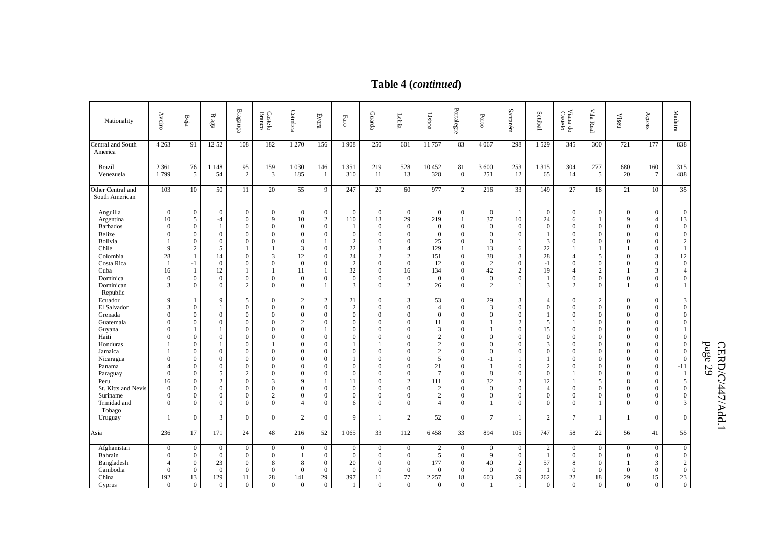**Table 4 (*continued*)**

| Nationality | Aveiro | Beja | Braga | Bragança | Castelo Branco | Coimbra | Évora | Faro | Guarda | Leiria | Lisboa | Portalegre | Porto | Santarém | Setúbal | Viana do Castelo | Vila Real | Viseu | Açores | Madeira |
|---|---|---|---|---|---|---|---|---|---|---|---|---|---|---|---|---|---|---|---|---|
| Central and South America | 4 263 | 91 | 12 52 | 108 | 182 | 1 270 | 156 | 1 908 | 250 | 601 | 11 757 | 83 | 4 067 | 298 | 1 529 | 345 | 300 | 721 | 177 | 838 |
| Brazil | 2 361 | 76 | 1 148 | 95 | 159 | 1 030 | 146 | 1 351 | 219 | 528 | 10 452 | 81 | 3 600 | 253 | 1 315 | 304 | 277 | 680 | 160 | 315 |
| Venezuela | 1 799 | 5 | 54 | 2 | 3 | 185 | 1 | 310 | 11 | 13 | 328 | 0 | 251 | 12 | 65 | 14 | 5 | 20 | 7 | 488 |
| Other Central and South American | 103 | 10 | 50 | 11 | 20 | 55 | 9 | 247 | 20 | 60 | 977 | 2 | 216 | 33 | 149 | 27 | 18 | 21 | 10 | 35 |
| Anguilla | 0 | 0 | 0 | 0 | 0 | 0 | 0 | 0 | 0 | 0 | 0 | 0 | 0 | 1 | 0 | 0 | 0 | 0 | 0 | 0 |
| Argentina | 10 | 5 | -4 | 0 | 9 | 10 | 2 | 110 | 13 | 29 | 219 | 1 | 37 | 10 | 24 | 6 | 1 | 9 | 4 | 13 |
| Barbados | 0 | 0 | 1 | 0 | 0 | 0 | 0 | 1 | 0 | 0 | 0 | 0 | 0 | 0 | 0 | 0 | 0 | 0 | 0 | 0 |
| Belize | 0 | 0 | 0 | 0 | 0 | 0 | 0 | 0 | 0 | 0 | 0 | 0 | 0 | 0 | 1 | 0 | 0 | 0 | 0 | 0 |
| Bolivia | 1 | 0 | 0 | 0 | 0 | 0 | 1 | 2 | 0 | 0 | 25 | 0 | 0 | 1 | 3 | 0 | 0 | 0 | 0 | 2 |
| Chile | 9 | 2 | 5 | 1 | 1 | 3 | 0 | 22 | 3 | 4 | 129 | 1 | 13 | 6 | 22 | 1 | 1 | 1 | 0 | 1 |
| Colombia | 28 | 1 | 14 | 0 | 3 | 12 | 0 | 24 | 2 | 2 | 151 | 0 | 38 | 3 | 28 | 4 | 5 | 0 | 3 | 12 |
| Costa Rica | 1 | -1 | 0 | 0 | 0 | 0 | 0 | 2 | 0 | 0 | 12 | 0 | 2 | 0 | -1 | 0 | 0 | 0 | 0 | 0 |
| Cuba | 16 | 1 | 12 | 1 | 1 | 11 | 1 | 32 | 0 | 16 | 134 | 0 | 42 | 2 | 19 | 4 | 2 | 1 | 3 | 4 |
| Dominica | 0 | 0 | 0 | 0 | 0 | 0 | 0 | 0 | 0 | 0 | 0 | 0 | 0 | 0 | 1 | 0 | 0 | 0 | 0 | 0 |
| Dominican Republic | 3 | 0 | 0 | 2 | 0 | 0 | 1 | 3 | 0 | 2 | 26 | 0 | 2 | 1 | 3 | 2 | 0 | 1 | 0 | 1 |
| Ecuador | 9 | 1 | 9 | 5 | 0 | 2 | 2 | 21 | 0 | 3 | 53 | 0 | 29 | 3 | 4 | 0 | 2 | 0 | 0 | 3 |
| El Salvador | 3 | 0 | 1 | 0 | 0 | 0 | 0 | 2 | 0 | 0 | 4 | 0 | 3 | 0 | 0 | 0 | 0 | 0 | 0 | 0 |
| Grenada | 0 | 0 | 0 | 0 | 0 | 0 | 0 | 0 | 0 | 0 | 0 | 0 | 0 | 0 | 1 | 0 | 0 | 0 | 0 | 0 |
| Guatemala | 0 | 0 | 0 | 0 | 0 | 2 | 0 | 0 | 0 | 0 | 11 | 0 | 1 | 2 | 5 | 1 | 0 | 0 | 0 | 0 |
| Guyana | 0 | 1 | 1 | 0 | 0 | 0 | 1 | 0 | 0 | 0 | 3 | 0 | 1 | 0 | 15 | 0 | 0 | 0 | 0 | 1 |
| Haiti | 0 | 0 | 0 | 0 | 0 | 0 | 0 | 0 | 0 | 0 | 2 | 0 | 0 | 0 | 0 | 0 | 0 | 0 | 0 | 0 |
| Honduras | 1 | 0 | 1 | 0 | 1 | 0 | 0 | 1 | 1 | 0 | 2 | 0 | 0 | 0 | 3 | 0 | 0 | 0 | 0 | 0 |
| Jamaica | 1 | 0 | 0 | 0 | 0 | 0 | 0 | 0 | 0 | 0 | 2 | 0 | 0 | 0 | 0 | 0 | 0 | 0 | 0 | 0 |
| Nicaragua | 0 | 0 | 0 | 0 | 0 | 0 | 0 | 1 | 0 | 0 | 5 | 0 | -1 | 1 | 1 | 0 | 0 | 0 | 0 | 0 |
| Panama | 4 | 0 | 0 | 0 | 0 | 0 | 0 | 0 | 0 | 0 | 21 | 0 | 1 | 0 | 2 | 0 | 0 | 0 | 0 | -11 |
| Paraguay | 0 | 0 | 5 | 2 | 0 | 0 | 0 | 0 | 0 | 0 | 7 | 0 | 8 | 0 | 0 | 1 | 0 | 0 | 0 | 1 |
| Peru | 16 | 0 | 2 | 0 | 3 | 9 | 1 | 11 | 0 | 2 | 111 | 0 | 32 | 2 | 12 | 1 | 5 | 8 | 0 | 5 |
| St. Kitts and Nevis | 0 | 0 | 0 | 0 | 0 | 0 | 0 | 0 | 0 | 0 | 2 | 0 | 0 | 0 | 4 | 0 | 0 | 0 | 0 | 0 |
| Suriname | 0 | 0 | 0 | 0 | 2 | 0 | 0 | 0 | 0 | 0 | 2 | 0 | 0 | 0 | 0 | 0 | 0 | 0 | 0 | 0 |
| Trinidad and Tobago | 0 | 0 | 0 | 0 | 0 | 4 | 0 | 6 | 0 | 0 | 4 | 0 | 1 | 0 | 0 | 0 | 1 | 0 | 0 | 3 |
| Uruguay | 1 | 0 | 3 | 0 | 0 | 2 | 0 | 9 | 1 | 2 | 52 | 0 | 7 | 1 | 2 | 7 | 1 | 1 | 0 | 0 |
| Asia | 236 | 17 | 171 | 24 | 48 | 216 | 52 | 1 065 | 33 | 112 | 6 458 | 33 | 894 | 105 | 747 | 58 | 22 | 56 | 41 | 55 |
| Afghanistan | 0 | 0 | 0 | 0 | 0 | 0 | 0 | 0 | 0 | 0 | 2 | 0 | 0 | 0 | 2 | 0 | 0 | 0 | 0 | 0 |
| Bahrain | 0 | 0 | 0 | 0 | 0 | 1 | 0 | 0 | 0 | 0 | 5 | 0 | 9 | 0 | 1 | 0 | 0 | 0 | 0 | 0 |
| Bangladesh | 4 | 0 | 23 | 0 | 8 | 8 | 0 | 20 | 0 | 0 | 177 | 0 | 40 | 2 | 57 | 8 | 0 | 1 | 3 | 2 |
| Cambodia | 0 | 0 | 0 | 0 | 0 | 0 | 0 | 0 | 0 | 0 | 0 | 0 | 0 | 0 | 1 | 0 | 0 | 0 | 0 | 0 |
| China | 192 | 13 | 129 | 11 | 28 | 141 | 29 | 397 | 11 | 77 | 2 257 | 18 | 603 | 59 | 262 | 22 | 18 | 29 | 15 | 23 |
| Cyprus | 0 | 0 | 0 | 0 | 0 | 0 | 0 | 1 | 0 | 0 | 0 | 0 | 1 | 1 | 0 | 0 | 0 | 0 | 0 | 0 |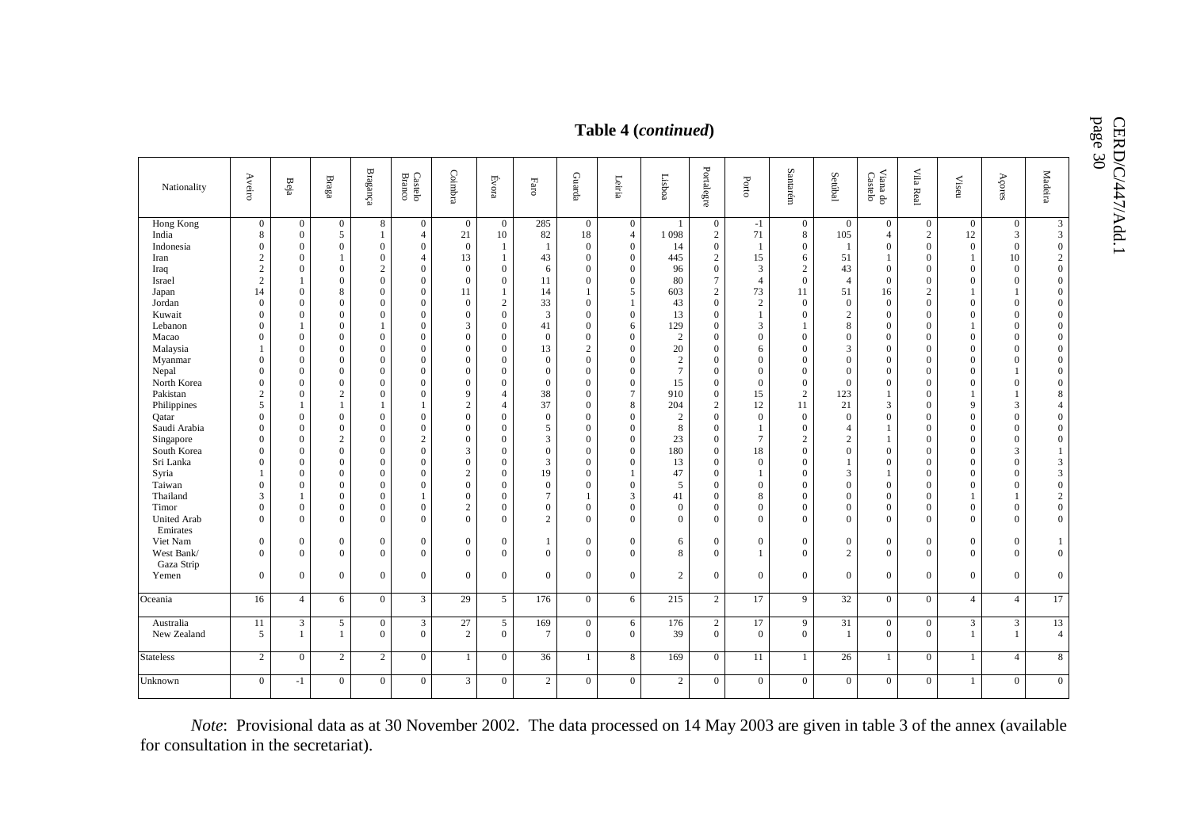**Table 4 (*continued*)**

| Nationality | Aveiro | Beja | Braga | Bragança | Castelo Branco | Coimbra | Évora | Faro | Guarda | Leiria | Lisboa | Portalegre | Porto | Santarém | Setúbal | Viana do Castelo | Vila Real | Viseu | Açores | Madeira |
|---|---|---|---|---|---|---|---|---|---|---|---|---|---|---|---|---|---|---|---|---|
| Hong Kong | 0 | 0 | 0 | 8 | 0 | 0 | 0 | 285 | 0 | 0 | 1 | 0 | -1 | 0 | 0 | 0 | 0 | 0 | 0 | 3 |
| India | 8 | 0 | 5 | 1 | 4 | 21 | 10 | 82 | 18 | 4 | 1 098 | 2 | 71 | 8 | 105 | 4 | 2 | 12 | 3 | 3 |
| Indonesia | 0 | 0 | 0 | 0 | 0 | 0 | 1 | 1 | 0 | 0 | 14 | 0 | 1 | 0 | 1 | 0 | 0 | 0 | 0 | 0 |
| Iran | 2 | 0 | 1 | 0 | 4 | 13 | 1 | 43 | 0 | 0 | 445 | 2 | 15 | 6 | 51 | 1 | 0 | 1 | 10 | 2 |
| Iraq | 2 | 0 | 0 | 2 | 0 | 0 | 0 | 6 | 0 | 0 | 96 | 0 | 3 | 2 | 43 | 0 | 0 | 0 | 0 | 0 |
| Israel | 2 | 1 | 0 | 0 | 0 | 0 | 0 | 11 | 0 | 0 | 80 | 7 | 4 | 0 | 4 | 0 | 0 | 0 | 0 | 0 |
| Japan | 14 | 0 | 8 | 0 | 0 | 11 | 1 | 14 | 1 | 5 | 603 | 2 | 73 | 11 | 51 | 16 | 2 | 1 | 1 | 0 |
| Jordan | 0 | 0 | 0 | 0 | 0 | 0 | 2 | 33 | 0 | 1 | 43 | 0 | 2 | 0 | 0 | 0 | 0 | 0 | 0 | 0 |
| Kuwait | 0 | 0 | 0 | 0 | 0 | 0 | 0 | 3 | 0 | 0 | 13 | 0 | 1 | 0 | 2 | 0 | 0 | 0 | 0 | 0 |
| Lebanon | 0 | 1 | 0 | 1 | 0 | 3 | 0 | 41 | 0 | 6 | 129 | 0 | 3 | 1 | 8 | 0 | 0 | 1 | 0 | 0 |
| Macao | 0 | 0 | 0 | 0 | 0 | 0 | 0 | 0 | 0 | 0 | 2 | 0 | 0 | 0 | 0 | 0 | 0 | 0 | 0 | 0 |
| Malaysia | 1 | 0 | 0 | 0 | 0 | 0 | 0 | 13 | 2 | 0 | 20 | 0 | 6 | 0 | 3 | 0 | 0 | 0 | 0 | 0 |
| Myanmar | 0 | 0 | 0 | 0 | 0 | 0 | 0 | 0 | 0 | 0 | 2 | 0 | 0 | 0 | 0 | 0 | 0 | 0 | 0 | 0 |
| Nepal | 0 | 0 | 0 | 0 | 0 | 0 | 0 | 0 | 0 | 0 | 7 | 0 | 0 | 0 | 0 | 0 | 0 | 0 | 1 | 0 |
| North Korea | 0 | 0 | 0 | 0 | 0 | 0 | 0 | 0 | 0 | 0 | 15 | 0 | 0 | 0 | 0 | 0 | 0 | 0 | 0 | 0 |
| Pakistan | 2 | 0 | 2 | 0 | 0 | 9 | 4 | 38 | 0 | 7 | 910 | 0 | 15 | 2 | 123 | 1 | 0 | 1 | 1 | 8 |
| Philippines | 5 | 1 | 1 | 1 | 1 | 2 | 4 | 37 | 0 | 8 | 204 | 2 | 12 | 11 | 21 | 3 | 0 | 9 | 3 | 4 |
| Qatar | 0 | 0 | 0 | 0 | 0 | 0 | 0 | 0 | 0 | 0 | 2 | 0 | 0 | 0 | 0 | 0 | 0 | 0 | 0 | 0 |
| Saudi Arabia | 0 | 0 | 0 | 0 | 0 | 0 | 0 | 5 | 0 | 0 | 8 | 0 | 1 | 0 | 4 | 1 | 0 | 0 | 0 | 0 |
| Singapore | 0 | 0 | 2 | 0 | 2 | 0 | 0 | 3 | 0 | 0 | 23 | 0 | 7 | 2 | 2 | 1 | 0 | 0 | 0 | 0 |
| South Korea | 0 | 0 | 0 | 0 | 0 | 3 | 0 | 0 | 0 | 0 | 180 | 0 | 18 | 0 | 0 | 0 | 0 | 0 | 3 | 1 |
| Sri Lanka | 0 | 0 | 0 | 0 | 0 | 0 | 0 | 3 | 0 | 0 | 13 | 0 | 0 | 0 | 1 | 0 | 0 | 0 | 0 | 3 |
| Syria | 1 | 0 | 0 | 0 | 0 | 2 | 0 | 19 | 0 | 1 | 47 | 0 | 1 | 0 | 3 | 1 | 0 | 0 | 0 | 3 |
| Taiwan | 0 | 0 | 0 | 0 | 0 | 0 | 0 | 0 | 0 | 0 | 5 | 0 | 0 | 0 | 0 | 0 | 0 | 0 | 0 | 0 |
| Thailand | 3 | 1 | 0 | 0 | 1 | 0 | 0 | 7 | 1 | 3 | 41 | 0 | 8 | 0 | 0 | 0 | 0 | 1 | 1 | 2 |
| Timor | 0 | 0 | 0 | 0 | 0 | 2 | 0 | 0 | 0 | 0 | 0 | 0 | 0 | 0 | 0 | 0 | 0 | 0 | 0 | 0 |
| United Arab Emirates | 0 | 0 | 0 | 0 | 0 | 0 | 0 | 2 | 0 | 0 | 0 | 0 | 0 | 0 | 0 | 0 | 0 | 0 | 0 | 0 |
| Viet Nam | 0 | 0 | 0 | 0 | 0 | 0 | 0 | 1 | 0 | 0 | 6 | 0 | 0 | 0 | 0 | 0 | 0 | 0 | 0 | 1 |
| West Bank/ Gaza Strip | 0 | 0 | 0 | 0 | 0 | 0 | 0 | 0 | 0 | 0 | 8 | 0 | 1 | 0 | 2 | 0 | 0 | 0 | 0 | 0 |
| Yemen | 0 | 0 | 0 | 0 | 0 | 0 | 0 | 0 | 0 | 0 | 2 | 0 | 0 | 0 | 0 | 0 | 0 | 0 | 0 | 0 |
| Oceania | 16 | 4 | 6 | 0 | 3 | 29 | 5 | 176 | 0 | 6 | 215 | 2 | 17 | 9 | 32 | 0 | 0 | 4 | 4 | 17 |
| Australia | 11 | 3 | 5 | 0 | 3 | 27 | 5 | 169 | 0 | 6 | 176 | 2 | 17 | 9 | 31 | 0 | 0 | 3 | 3 | 13 |
| New Zealand | 5 | 1 | 1 | 0 | 0 | 2 | 0 | 7 | 0 | 0 | 39 | 0 | 0 | 0 | 1 | 0 | 0 | 1 | 1 | 4 |
| Stateless | 2 | 0 | 2 | 2 | 0 | 1 | 0 | 36 | 1 | 8 | 169 | 0 | 11 | 1 | 26 | 1 | 0 | 1 | 4 | 8 |
| Unknown | 0 | -1 | 0 | 0 | 0 | 3 | 0 | 2 | 0 | 0 | 2 | 0 | 0 | 0 | 0 | 0 | 0 | 1 | 0 | 0 |

*Note*: Provisional data as at 30 November 2002. The data processed on 14 May 2003 are given in table 3 of the annex (available for consultation in the secretariat).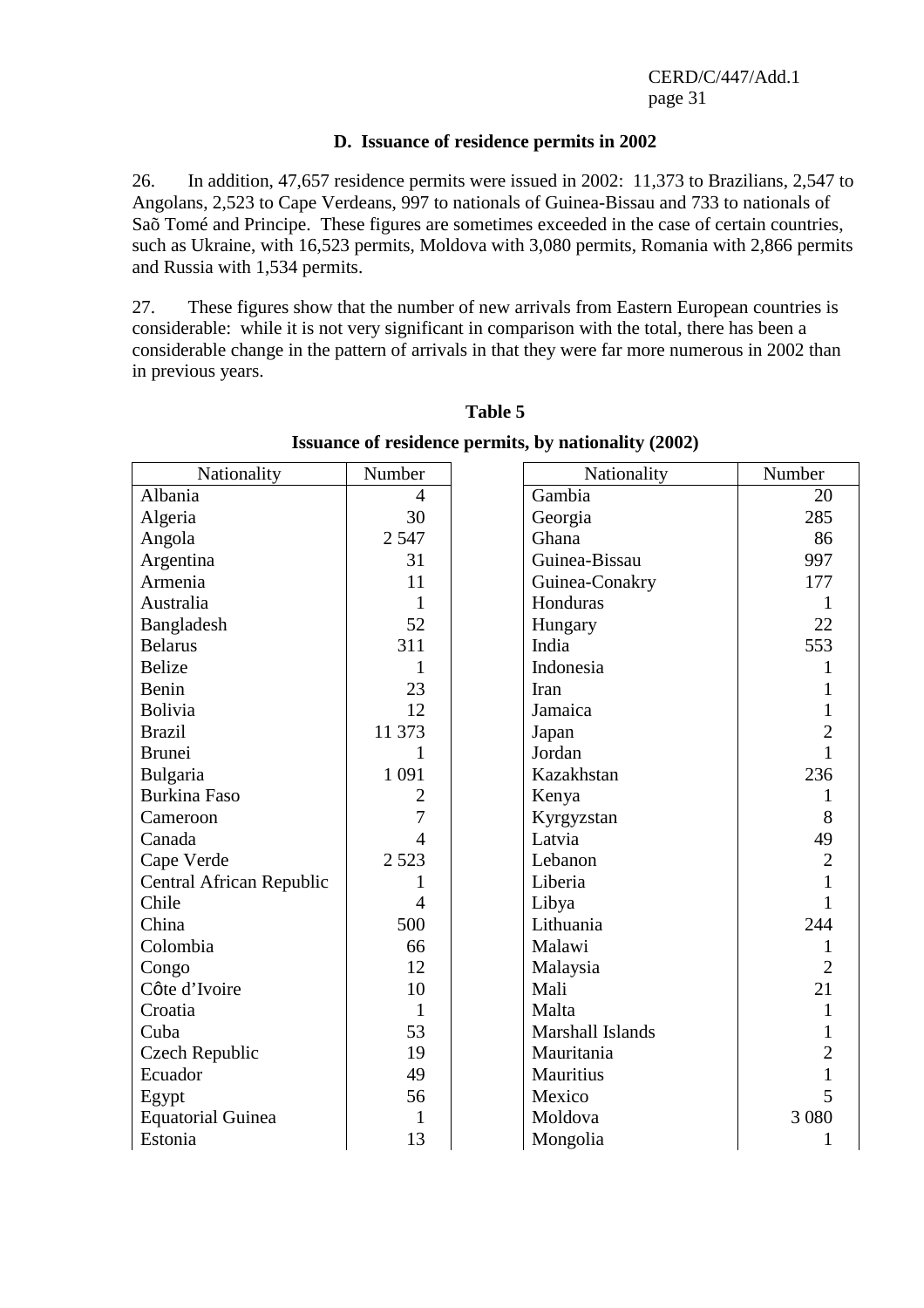### D. Issuance of residence permits in 2002

26. In addition, 47,657 residence permits were issued in 2002: 11,373 to Brazilians, 2,547 to Angolans, 2,523 to Cape Verdeans, 997 to nationals of Guinea-Bissau and 733 to nationals of Saõ Tomé and Principe. These figures are sometimes exceeded in the case of certain countries, such as Ukraine, with 16,523 permits, Moldova with 3,080 permits, Romania with 2,866 permits and Russia with 1,534 permits.

27. These figures show that the number of new arrivals from Eastern European countries is considerable: while it is not very significant in comparison with the total, there has been a considerable change in the pattern of arrivals in that they were far more numerous in 2002 than in previous years.

**Table 5**

**Issuance of residence permits, by nationality (2002)**

| Nationality | Number |
|---|---|
| Albania | 4 |
| Algeria | 30 |
| Angola | 2 547 |
| Argentina | 31 |
| Armenia | 11 |
| Australia | 1 |
| Bangladesh | 52 |
| Belarus | 311 |
| Belize | 1 |
| Benin | 23 |
| Bolivia | 12 |
| Brazil | 11 373 |
| Brunei | 1 |
| Bulgaria | 1 091 |
| Burkina Faso | 2 |
| Cameroon | 7 |
| Canada | 4 |
| Cape Verde | 2 523 |
| Central African Republic | 1 |
| Chile | 4 |
| China | 500 |
| Colombia | 66 |
| Congo | 12 |
| Côte d'Ivoire | 10 |
| Croatia | 1 |
| Cuba | 53 |
| Czech Republic | 19 |
| Ecuador | 49 |
| Egypt | 56 |
| Equatorial Guinea | 1 |
| Estonia | 13 |
| Gambia | 20 |
| Georgia | 285 |
| Ghana | 86 |
| Guinea-Bissau | 997 |
| Guinea-Conakry | 177 |
| Honduras | 1 |
| Hungary | 22 |
| India | 553 |
| Indonesia | 1 |
| Iran | 1 |
| Jamaica | 1 |
| Japan | 2 |
| Jordan | 1 |
| Kazakhstan | 236 |
| Kenya | 1 |
| Kyrgyzstan | 8 |
| Latvia | 49 |
| Lebanon | 2 |
| Liberia | 1 |
| Libya | 1 |
| Lithuania | 244 |
| Malawi | 1 |
| Malaysia | 2 |
| Mali | 21 |
| Malta | 1 |
| Marshall Islands | 1 |
| Mauritania | 2 |
| Mauritius | 1 |
| Mexico | 5 |
| Moldova | 3 080 |
| Mongolia | 1 |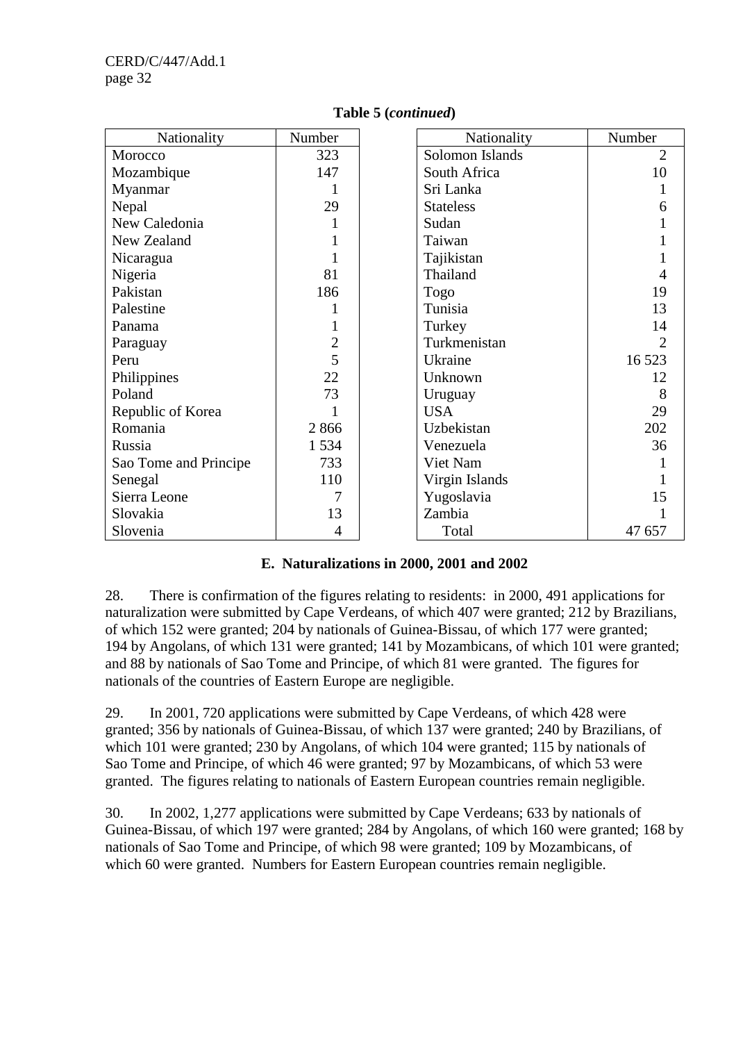**Table 5 (*continued*)**

| Nationality | Number | Nationality | Number |
|---|---|---|---|
| Morocco | 323 | Solomon Islands | 2 |
| Mozambique | 147 | South Africa | 10 |
| Myanmar | 1 | Sri Lanka | 1 |
| Nepal | 29 | Stateless | 6 |
| New Caledonia | 1 | Sudan | 1 |
| New Zealand | 1 | Taiwan | 1 |
| Nicaragua | 1 | Tajikistan | 1 |
| Nigeria | 81 | Thailand | 4 |
| Pakistan | 186 | Togo | 19 |
| Palestine | 1 | Tunisia | 13 |
| Panama | 1 | Turkey | 14 |
| Paraguay | 2 | Turkmenistan | 2 |
| Peru | 5 | Ukraine | 16 523 |
| Philippines | 22 | Unknown | 12 |
| Poland | 73 | Uruguay | 8 |
| Republic of Korea | 1 | USA | 29 |
| Romania | 2 866 | Uzbekistan | 202 |
| Russia | 1 534 | Venezuela | 36 |
| Sao Tome and Principe | 733 | Viet Nam | 1 |
| Senegal | 110 | Virgin Islands | 1 |
| Sierra Leone | 7 | Yugoslavia | 15 |
| Slovakia | 13 | Zambia | 1 |
| Slovenia | 4 | Total | 47 657 |

### E. Naturalizations in 2000, 2001 and 2002

28. There is confirmation of the figures relating to residents: in 2000, 491 applications for naturalization were submitted by Cape Verdeans, of which 407 were granted; 212 by Brazilians, of which 152 were granted; 204 by nationals of Guinea-Bissau, of which 177 were granted; 194 by Angolans, of which 131 were granted; 141 by Mozambicans, of which 101 were granted; and 88 by nationals of Sao Tome and Principe, of which 81 were granted. The figures for nationals of the countries of Eastern Europe are negligible.

29. In 2001, 720 applications were submitted by Cape Verdeans, of which 428 were granted; 356 by nationals of Guinea-Bissau, of which 137 were granted; 240 by Brazilians, of which 101 were granted; 230 by Angolans, of which 104 were granted; 115 by nationals of Sao Tome and Principe, of which 46 were granted; 97 by Mozambicans, of which 53 were granted. The figures relating to nationals of Eastern European countries remain negligible.

30. In 2002, 1,277 applications were submitted by Cape Verdeans; 633 by nationals of Guinea-Bissau, of which 197 were granted; 284 by Angolans, of which 160 were granted; 168 by nationals of Sao Tome and Principe, of which 98 were granted; 109 by Mozambicans, of which 60 were granted. Numbers for Eastern European countries remain negligible.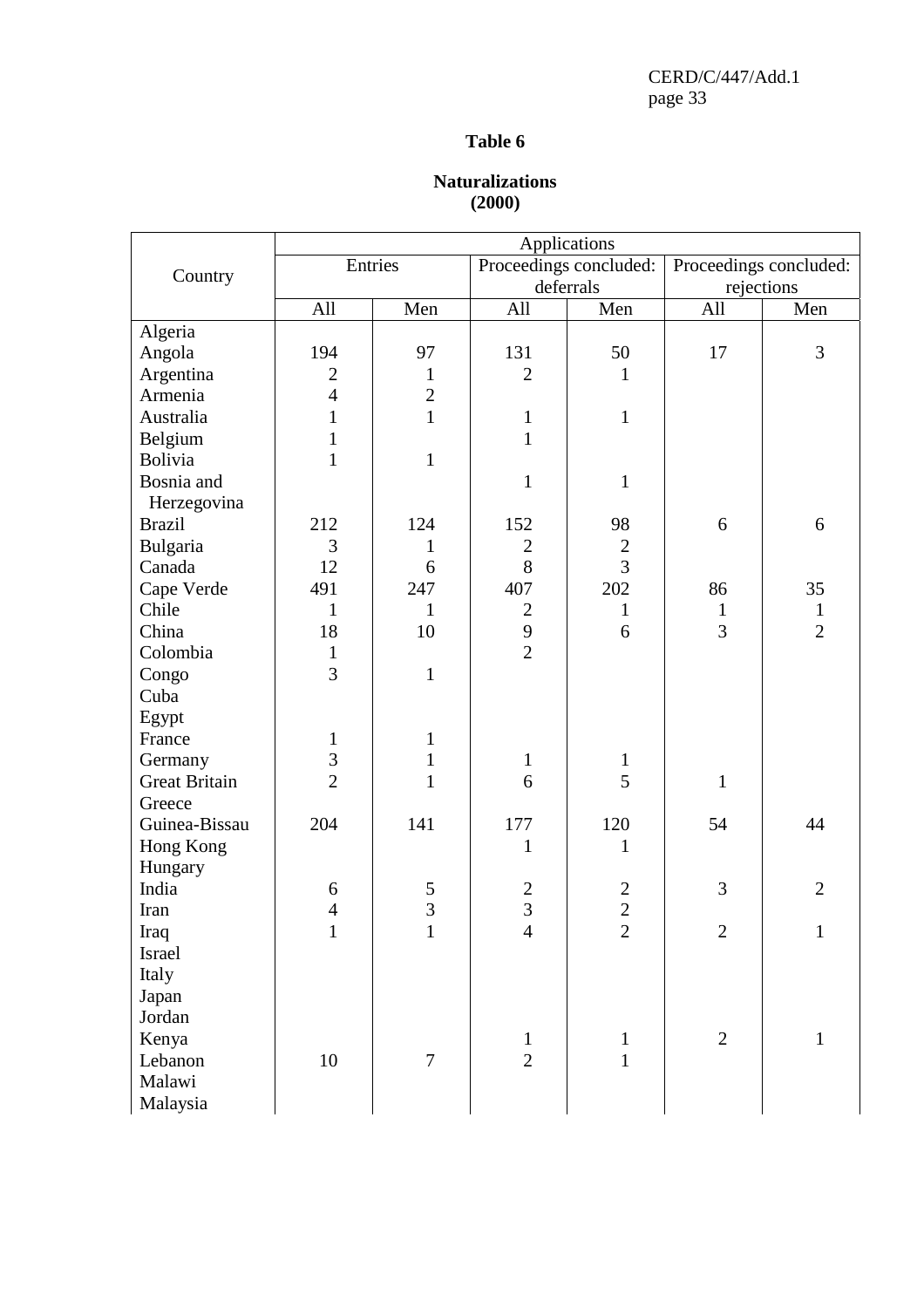## Table 6

**Naturalizations (2000)**

| Country | Applications | | | | | |
|---|---|---|---|---|---|---|
| | Entries | | Proceedings concluded: deferrals | | Proceedings concluded: rejections | |
| | All | Men | All | Men | All | Men |
| Algeria | | | | | | |
| Angola | 194 | 97 | 131 | 50 | 17 | 3 |
| Argentina | 2 | 1 | 2 | 1 | | |
| Armenia | 4 | 2 | | | | |
| Australia | 1 | 1 | 1 | 1 | | |
| Belgium | 1 | | 1 | | | |
| Bolivia | 1 | 1 | | | | |
| Bosnia and Herzegovina | | | 1 | 1 | | |
| Brazil | 212 | 124 | 152 | 98 | 6 | 6 |
| Bulgaria | 3 | 1 | 2 | 2 | | |
| Canada | 12 | 6 | 8 | 3 | | |
| Cape Verde | 491 | 247 | 407 | 202 | 86 | 35 |
| Chile | 1 | 1 | 2 | 1 | 1 | 1 |
| China | 18 | 10 | 9 | 6 | 3 | 2 |
| Colombia | 1 | | 2 | | | |
| Congo | 3 | 1 | | | | |
| Cuba | | | | | | |
| Egypt | | | | | | |
| France | 1 | 1 | | | | |
| Germany | 3 | 1 | 1 | 1 | | |
| Great Britain | 2 | 1 | 6 | 5 | 1 | |
| Greece | | | | | | |
| Guinea-Bissau | 204 | 141 | 177 | 120 | 54 | 44 |
| Hong Kong | | | 1 | 1 | | |
| Hungary | | | | | | |
| India | 6 | 5 | 2 | 2 | 3 | 2 |
| Iran | 4 | 3 | 3 | 2 | | |
| Iraq | 1 | 1 | 4 | 2 | 2 | 1 |
| Israel | | | | | | |
| Italy | | | | | | |
| Japan | | | | | | |
| Jordan | | | | | | |
| Kenya | | | 1 | 1 | 2 | 1 |
| Lebanon | 10 | 7 | 2 | 1 | | |
| Malawi | | | | | | |
| Malaysia | | | | | | |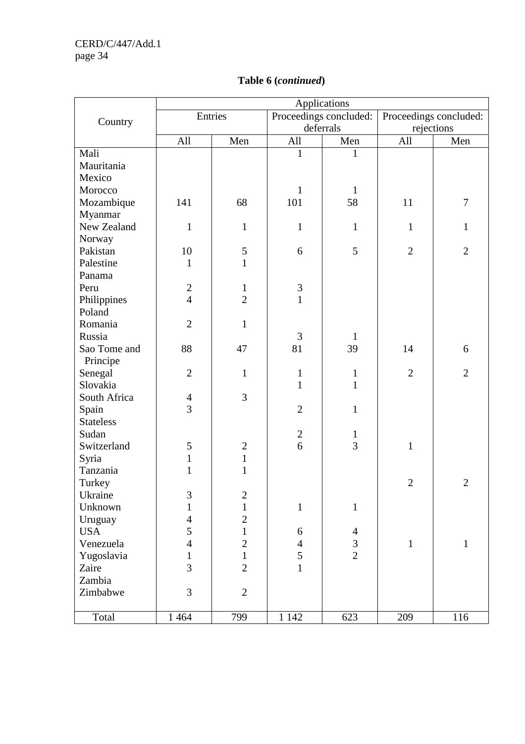**Table 6 (*continued*)**

| Country | Applications | | | | | |
|---|---|---|---|---|---|---|
| | Entries | | Proceedings concluded: deferrals | | Proceedings concluded: rejections | |
| | All | Men | All | Men | All | Men |
| Mali | | | 1 | 1 | | |
| Mauritania | | | | | | |
| Mexico | | | | | | |
| Morocco | | | 1 | 1 | | |
| Mozambique | 141 | 68 | 101 | 58 | 11 | 7 |
| Myanmar | | | | | | |
| New Zealand | 1 | 1 | 1 | 1 | 1 | 1 |
| Norway | | | | | | |
| Pakistan | 10 | 5 | 6 | 5 | 2 | 2 |
| Palestine | 1 | 1 | | | | |
| Panama | | | | | | |
| Peru | 2 | 1 | 3 | | | |
| Philippines | 4 | 2 | 1 | | | |
| Poland | | | | | | |
| Romania | 2 | 1 | | | | |
| Russia | | | 3 | 1 | | |
| Sao Tome and Principe | 88 | 47 | 81 | 39 | 14 | 6 |
| Senegal | 2 | 1 | 1 | 1 | 2 | 2 |
| Slovakia | | | 1 | 1 | | |
| South Africa | 4 | 3 | | | | |
| Spain | 3 | | 2 | 1 | | |
| Stateless | | | | | | |
| Sudan | | | 2 | 1 | | |
| Switzerland | 5 | 2 | 6 | 3 | 1 | |
| Syria | 1 | 1 | | | | |
| Tanzania | 1 | 1 | | | | |
| Turkey | | | | | 2 | 2 |
| Ukraine | 3 | 2 | | | | |
| Unknown | 1 | 1 | 1 | 1 | | |
| Uruguay | 4 | 2 | | | | |
| USA | 5 | 1 | 6 | 4 | | |
| Venezuela | 4 | 2 | 4 | 3 | 1 | 1 |
| Yugoslavia | 1 | 1 | 5 | 2 | | |
| Zaire | 3 | 2 | 1 | | | |
| Zambia | | | | | | |
| Zimbabwe | 3 | 2 | | | | |
| Total | 1 464 | 799 | 1 142 | 623 | 209 | 116 |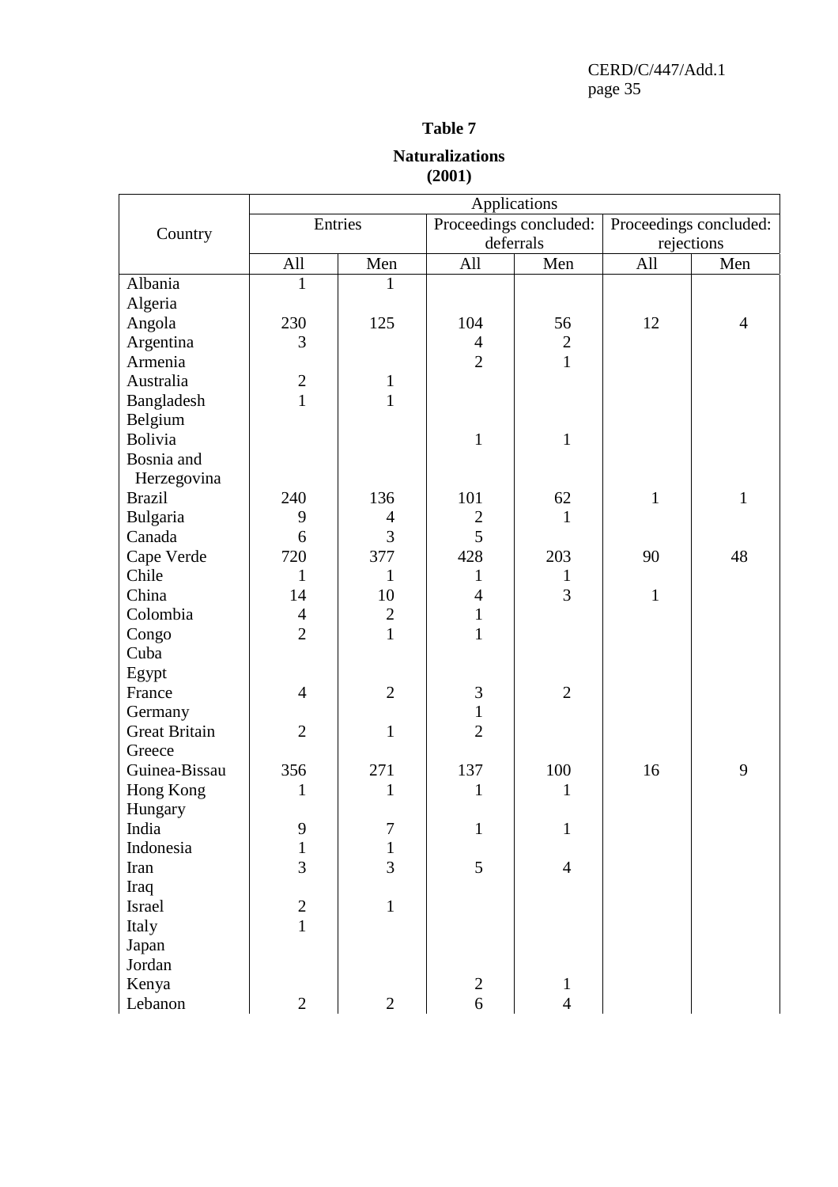**Table 7**

**Naturalizations**
**(2001)**

| Country | Applications | | | | | |
|---|---|---|---|---|---|---|
| | Entries | | Proceedings concluded: deferrals | | Proceedings concluded: rejections | |
| | All | Men | All | Men | All | Men |
| Albania | 1 | 1 | | | | |
| Algeria | | | | | | |
| Angola | 230 | 125 | 104 | 56 | 12 | 4 |
| Argentina | 3 | | 4 | 2 | | |
| Armenia | | | 2 | 1 | | |
| Australia | 2 | 1 | | | | |
| Bangladesh | 1 | 1 | | | | |
| Belgium | | | | | | |
| Bolivia | | | 1 | 1 | | |
| Bosnia and Herzegovina | | | | | | |
| Brazil | 240 | 136 | 101 | 62 | 1 | 1 |
| Bulgaria | 9 | 4 | 2 | 1 | | |
| Canada | 6 | 3 | 5 | | | |
| Cape Verde | 720 | 377 | 428 | 203 | 90 | 48 |
| Chile | 1 | 1 | 1 | 1 | | |
| China | 14 | 10 | 4 | 3 | 1 | |
| Colombia | 4 | 2 | 1 | | | |
| Congo | 2 | 1 | 1 | | | |
| Cuba | | | | | | |
| Egypt | | | | | | |
| France | 4 | 2 | 3 | 2 | | |
| Germany | | | 1 | | | |
| Great Britain | 2 | 1 | 2 | | | |
| Greece | | | | | | |
| Guinea-Bissau | 356 | 271 | 137 | 100 | 16 | 9 |
| Hong Kong | 1 | 1 | 1 | 1 | | |
| Hungary | | | | | | |
| India | 9 | 7 | 1 | 1 | | |
| Indonesia | 1 | 1 | | | | |
| Iran | 3 | 3 | 5 | 4 | | |
| Iraq | | | | | | |
| Israel | 2 | 1 | | | | |
| Italy | 1 | | | | | |
| Japan | | | | | | |
| Jordan | | | | | | |
| Kenya | | | 2 | 1 | | |
| Lebanon | 2 | 2 | 6 | 4 | | |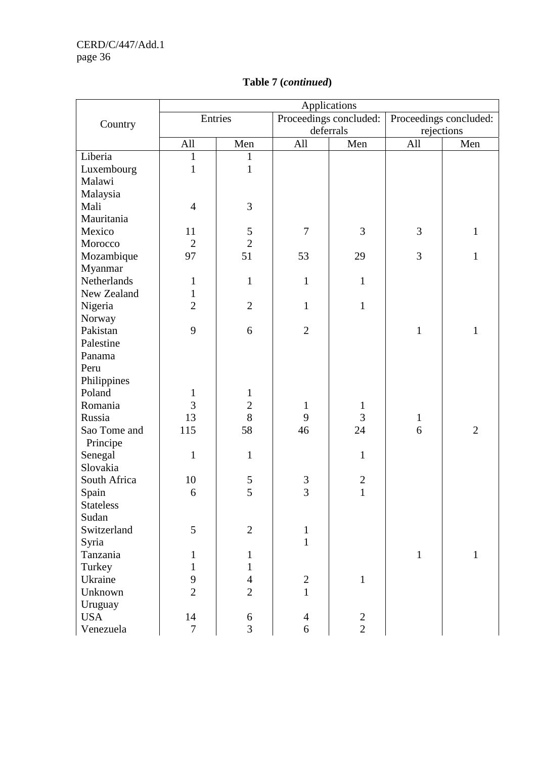**Table 7 (*continued*)**

| Country | Applications | | | | | |
|---|---|---|---|---|---|---|
| | Entries | | Proceedings concluded: deferrals | | Proceedings concluded: rejections | |
| | All | Men | All | Men | All | Men |
| Liberia | 1 | 1 | | | | |
| Luxembourg | 1 | 1 | | | | |
| Malawi | | | | | | |
| Malaysia | | | | | | |
| Mali | 4 | 3 | | | | |
| Mauritania | | | | | | |
| Mexico | 11 | 5 | 7 | 3 | 3 | 1 |
| Morocco | 2 | 2 | | | | |
| Mozambique | 97 | 51 | 53 | 29 | 3 | 1 |
| Myanmar | | | | | | |
| Netherlands | 1 | 1 | 1 | 1 | | |
| New Zealand | 1 | | | | | |
| Nigeria | 2 | 2 | 1 | 1 | | |
| Norway | | | | | | |
| Pakistan | 9 | 6 | 2 | | 1 | 1 |
| Palestine | | | | | | |
| Panama | | | | | | |
| Peru | | | | | | |
| Philippines | | | | | | |
| Poland | 1 | 1 | | | | |
| Romania | 3 | 2 | 1 | 1 | | |
| Russia | 13 | 8 | 9 | 3 | 1 | |
| Sao Tome and Principe | 115 | 58 | 46 | 24 | 6 | 2 |
| Senegal | 1 | 1 | | 1 | | |
| Slovakia | | | | | | |
| South Africa | 10 | 5 | 3 | 2 | | |
| Spain | 6 | 5 | 3 | 1 | | |
| Stateless | | | | | | |
| Sudan | | | | | | |
| Switzerland | 5 | 2 | 1 | | | |
| Syria | | | 1 | | | |
| Tanzania | 1 | 1 | | | 1 | 1 |
| Turkey | 1 | 1 | | | | |
| Ukraine | 9 | 4 | 2 | 1 | | |
| Unknown | 2 | 2 | 1 | | | |
| Uruguay | | | | | | |
| USA | 14 | 6 | 4 | 2 | | |
| Venezuela | 7 | 3 | 6 | 2 | | |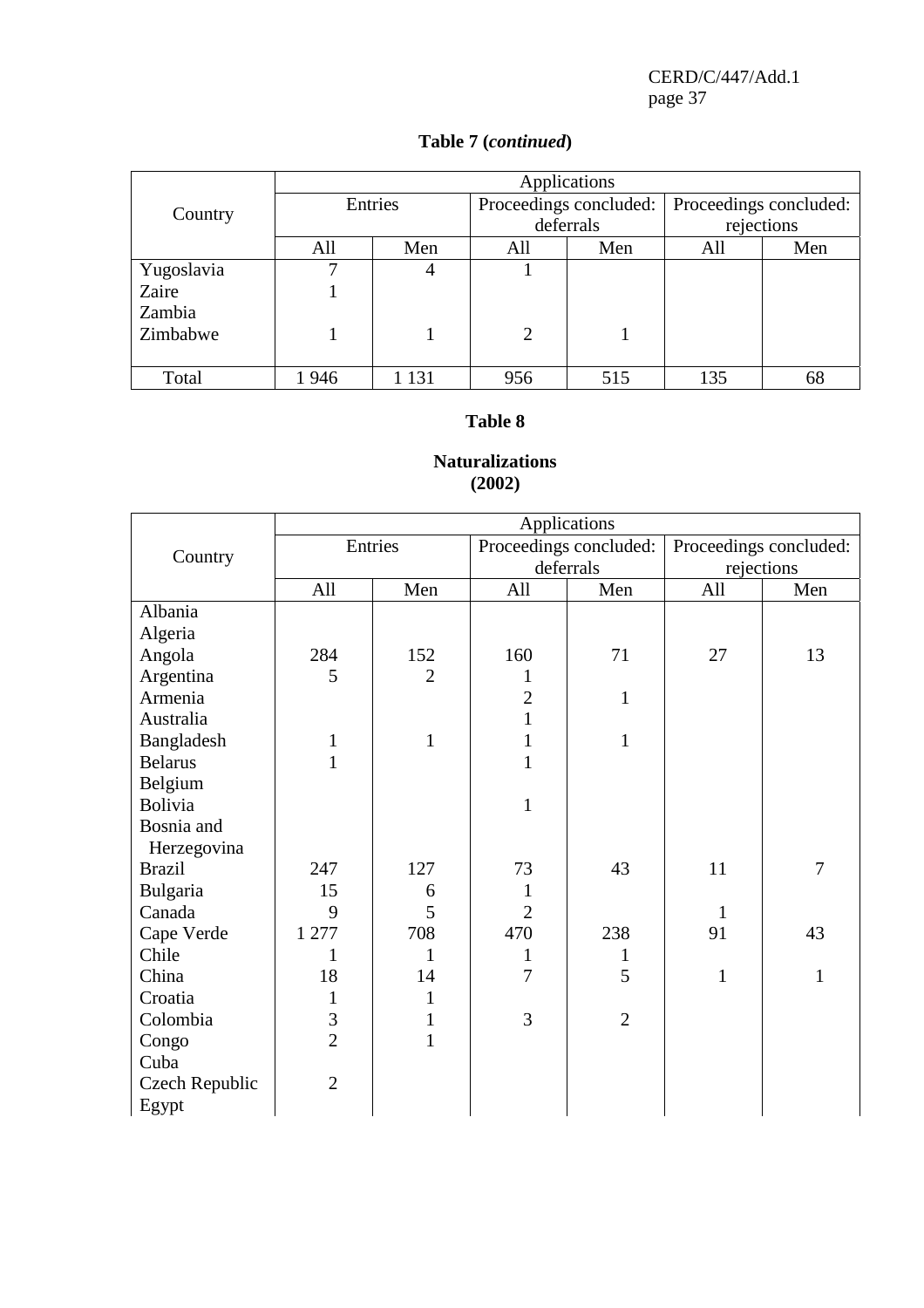## Table 7 (*continued*)

| Country | Applications | | | | | |
|---|---|---|---|---|---|---|
| | Entries | | Proceedings concluded: deferrals | | Proceedings concluded: rejections | |
| | All | Men | All | Men | All | Men |
| Yugoslavia | 7 | 4 | 1 | | | |
| Zaire | 1 | | | | | |
| Zambia | | | | | | |
| Zimbabwe | 1 | 1 | 2 | 1 | | |
| Total | 1 946 | 1 131 | 956 | 515 | 135 | 68 |

## Table 8

### Naturalizations (2002)

| Country | Applications | | | | | |
|---|---|---|---|---|---|---|
| | Entries | | Proceedings concluded: deferrals | | Proceedings concluded: rejections | |
| | All | Men | All | Men | All | Men |
| Albania | | | | | | |
| Algeria | | | | | | |
| Angola | 284 | 152 | 160 | 71 | 27 | 13 |
| Argentina | 5 | 2 | 1 | | | |
| Armenia | | | 2 | 1 | | |
| Australia | | | 1 | | | |
| Bangladesh | 1 | 1 | 1 | 1 | | |
| Belarus | 1 | | 1 | | | |
| Belgium | | | | | | |
| Bolivia | | | 1 | | | |
| Bosnia and Herzegovina | | | | | | |
| Brazil | 247 | 127 | 73 | 43 | 11 | 7 |
| Bulgaria | 15 | 6 | 1 | | | |
| Canada | 9 | 5 | 2 | | 1 | |
| Cape Verde | 1 277 | 708 | 470 | 238 | 91 | 43 |
| Chile | 1 | 1 | 1 | 1 | | |
| China | 18 | 14 | 7 | 5 | 1 | 1 |
| Croatia | 1 | 1 | | | | |
| Colombia | 3 | 1 | 3 | 2 | | |
| Congo | 2 | 1 | | | | |
| Cuba | | | | | | |
| Czech Republic | 2 | | | | | |
| Egypt | | | | | | |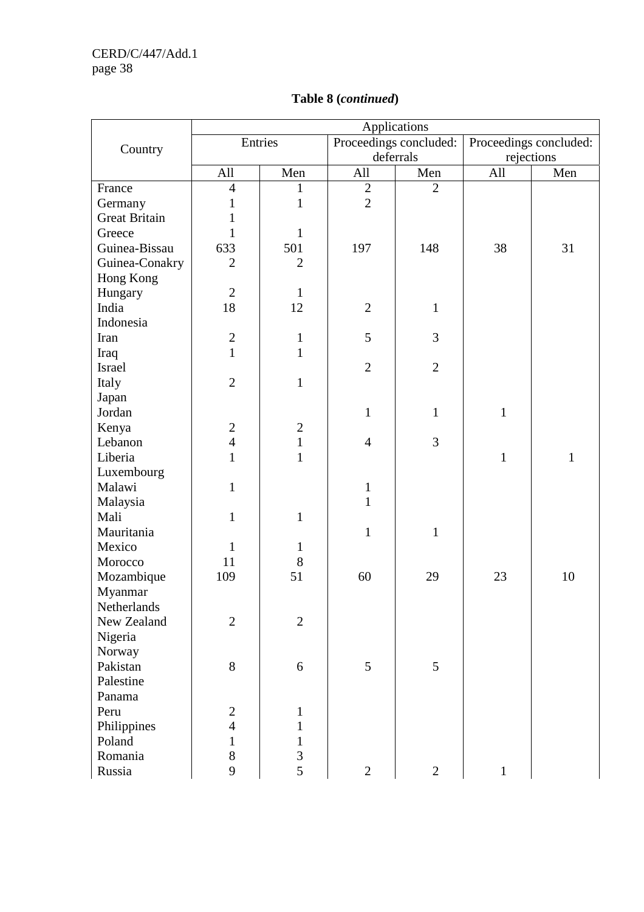**Table 8 (*continued*)**

| Country | Applications | | | | | |
|---|---|---|---|---|---|---|
| | Entries | | Proceedings concluded: deferrals | | Proceedings concluded: rejections | |
| | All | Men | All | Men | All | Men |
| France | 4 | 1 | 2 | 2 | | |
| Germany | 1 | 1 | 2 | | | |
| Great Britain | 1 | | | | | |
| Greece | 1 | 1 | | | | |
| Guinea-Bissau | 633 | 501 | 197 | 148 | 38 | 31 |
| Guinea-Conakry | 2 | 2 | | | | |
| Hong Kong | | | | | | |
| Hungary | 2 | 1 | | | | |
| India | 18 | 12 | 2 | 1 | | |
| Indonesia | | | | | | |
| Iran | 2 | 1 | 5 | 3 | | |
| Iraq | 1 | 1 | | | | |
| Israel | | | 2 | 2 | | |
| Italy | 2 | 1 | | | | |
| Japan | | | | | | |
| Jordan | | | 1 | 1 | 1 | |
| Kenya | 2 | 2 | | | | |
| Lebanon | 4 | 1 | 4 | 3 | | |
| Liberia | 1 | 1 | | | 1 | 1 |
| Luxembourg | | | | | | |
| Malawi | 1 | | 1 | | | |
| Malaysia | | | 1 | | | |
| Mali | 1 | 1 | | | | |
| Mauritania | | | 1 | 1 | | |
| Mexico | 1 | 1 | | | | |
| Morocco | 11 | 8 | | | | |
| Mozambique | 109 | 51 | 60 | 29 | 23 | 10 |
| Myanmar | | | | | | |
| Netherlands | | | | | | |
| New Zealand | 2 | 2 | | | | |
| Nigeria | | | | | | |
| Norway | | | | | | |
| Pakistan | 8 | 6 | 5 | 5 | | |
| Palestine | | | | | | |
| Panama | | | | | | |
| Peru | 2 | 1 | | | | |
| Philippines | 4 | 1 | | | | |
| Poland | 1 | 1 | | | | |
| Romania | 8 | 3 | | | | |
| Russia | 9 | 5 | 2 | 2 | 1 | |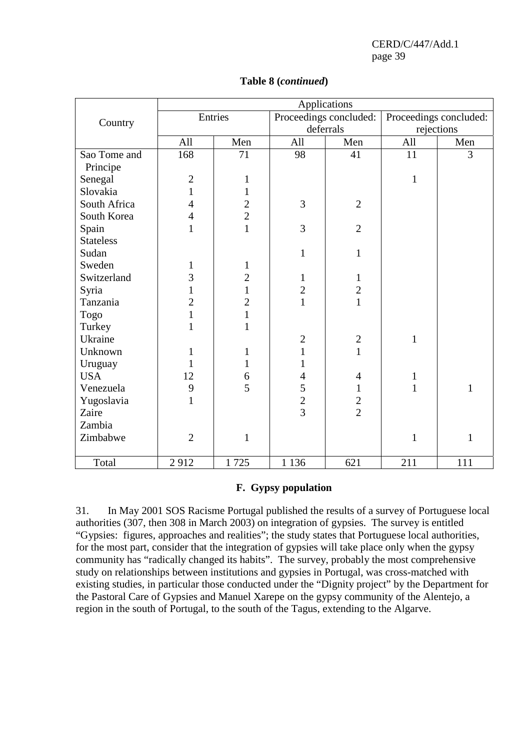**Table 8 (*continued*)**

| Country | Applications | | | | | |
|---|---|---|---|---|---|---|
| | Entries | | Proceedings concluded: deferrals | | Proceedings concluded: rejections | |
| | All | Men | All | Men | All | Men |
| Sao Tome and Principe | 168 | 71 | 98 | 41 | 11 | 3 |
| Senegal | 2 | 1 | | | 1 | |
| Slovakia | 1 | 1 | | | | |
| South Africa | 4 | 2 | 3 | 2 | | |
| South Korea | 4 | 2 | | | | |
| Spain | 1 | 1 | 3 | 2 | | |
| Stateless | | | | | | |
| Sudan | | | 1 | 1 | | |
| Sweden | 1 | 1 | | | | |
| Switzerland | 3 | 2 | 1 | 1 | | |
| Syria | 1 | 1 | 2 | 2 | | |
| Tanzania | 2 | 2 | 1 | 1 | | |
| Togo | 1 | 1 | | | | |
| Turkey | 1 | 1 | | | | |
| Ukraine | | | 2 | 2 | 1 | |
| Unknown | 1 | 1 | 1 | 1 | | |
| Uruguay | 1 | 1 | 1 | | | |
| USA | 12 | 6 | 4 | 4 | 1 | |
| Venezuela | 9 | 5 | 5 | 1 | 1 | 1 |
| Yugoslavia | 1 | | 2 | 2 | | |
| Zaire | | | 3 | 2 | | |
| Zambia | | | | | | |
| Zimbabwe | 2 | 1 | | | 1 | 1 |
| Total | 2 912 | 1 725 | 1 136 | 621 | 211 | 111 |

## F. Gypsy population

31. In May 2001 SOS Racisme Portugal published the results of a survey of Portuguese local authorities (307, then 308 in March 2003) on integration of gypsies. The survey is entitled "Gypsies: figures, approaches and realities"; the study states that Portuguese local authorities, for the most part, consider that the integration of gypsies will take place only when the gypsy community has "radically changed its habits". The survey, probably the most comprehensive study on relationships between institutions and gypsies in Portugal, was cross-matched with existing studies, in particular those conducted under the "Dignity project" by the Department for the Pastoral Care of Gypsies and Manuel Xarepe on the gypsy community of the Alentejo, a region in the south of Portugal, to the south of the Tagus, extending to the Algarve.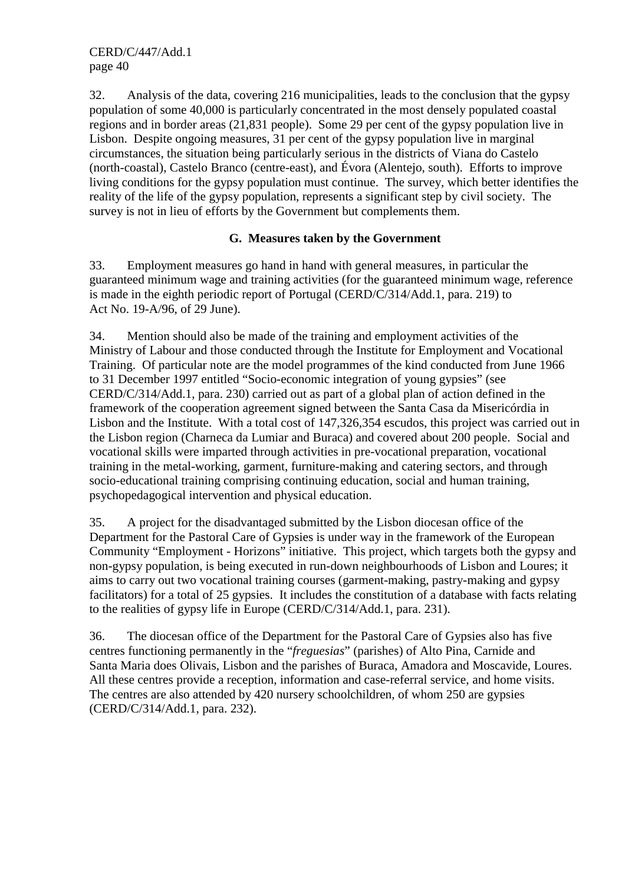32. Analysis of the data, covering 216 municipalities, leads to the conclusion that the gypsy population of some 40,000 is particularly concentrated in the most densely populated coastal regions and in border areas (21,831 people). Some 29 per cent of the gypsy population live in Lisbon. Despite ongoing measures, 31 per cent of the gypsy population live in marginal circumstances, the situation being particularly serious in the districts of Viana do Castelo (north-coastal), Castelo Branco (centre-east), and Évora (Alentejo, south). Efforts to improve living conditions for the gypsy population must continue. The survey, which better identifies the reality of the life of the gypsy population, represents a significant step by civil society. The survey is not in lieu of efforts by the Government but complements them.

### G. Measures taken by the Government

33. Employment measures go hand in hand with general measures, in particular the guaranteed minimum wage and training activities (for the guaranteed minimum wage, reference is made in the eighth periodic report of Portugal (CERD/C/314/Add.1, para. 219) to Act No. 19-A/96, of 29 June).

34. Mention should also be made of the training and employment activities of the Ministry of Labour and those conducted through the Institute for Employment and Vocational Training. Of particular note are the model programmes of the kind conducted from June 1966 to 31 December 1997 entitled "Socio-economic integration of young gypsies" (see CERD/C/314/Add.1, para. 230) carried out as part of a global plan of action defined in the framework of the cooperation agreement signed between the Santa Casa da Misericórdia in Lisbon and the Institute. With a total cost of 147,326,354 escudos, this project was carried out in the Lisbon region (Charneca da Lumiar and Buraca) and covered about 200 people. Social and vocational skills were imparted through activities in pre-vocational preparation, vocational training in the metal-working, garment, furniture-making and catering sectors, and through socio-educational training comprising continuing education, social and human training, psychopedagogical intervention and physical education.

35. A project for the disadvantaged submitted by the Lisbon diocesan office of the Department for the Pastoral Care of Gypsies is under way in the framework of the European Community "Employment - Horizons" initiative. This project, which targets both the gypsy and non-gypsy population, is being executed in run-down neighbourhoods of Lisbon and Loures; it aims to carry out two vocational training courses (garment-making, pastry-making and gypsy facilitators) for a total of 25 gypsies. It includes the constitution of a database with facts relating to the realities of gypsy life in Europe (CERD/C/314/Add.1, para. 231).

36. The diocesan office of the Department for the Pastoral Care of Gypsies also has five centres functioning permanently in the "*freguesias*" (parishes) of Alto Pina, Carnide and Santa Maria does Olivais, Lisbon and the parishes of Buraca, Amadora and Moscavide, Loures. All these centres provide a reception, information and case-referral service, and home visits. The centres are also attended by 420 nursery schoolchildren, of whom 250 are gypsies (CERD/C/314/Add.1, para. 232).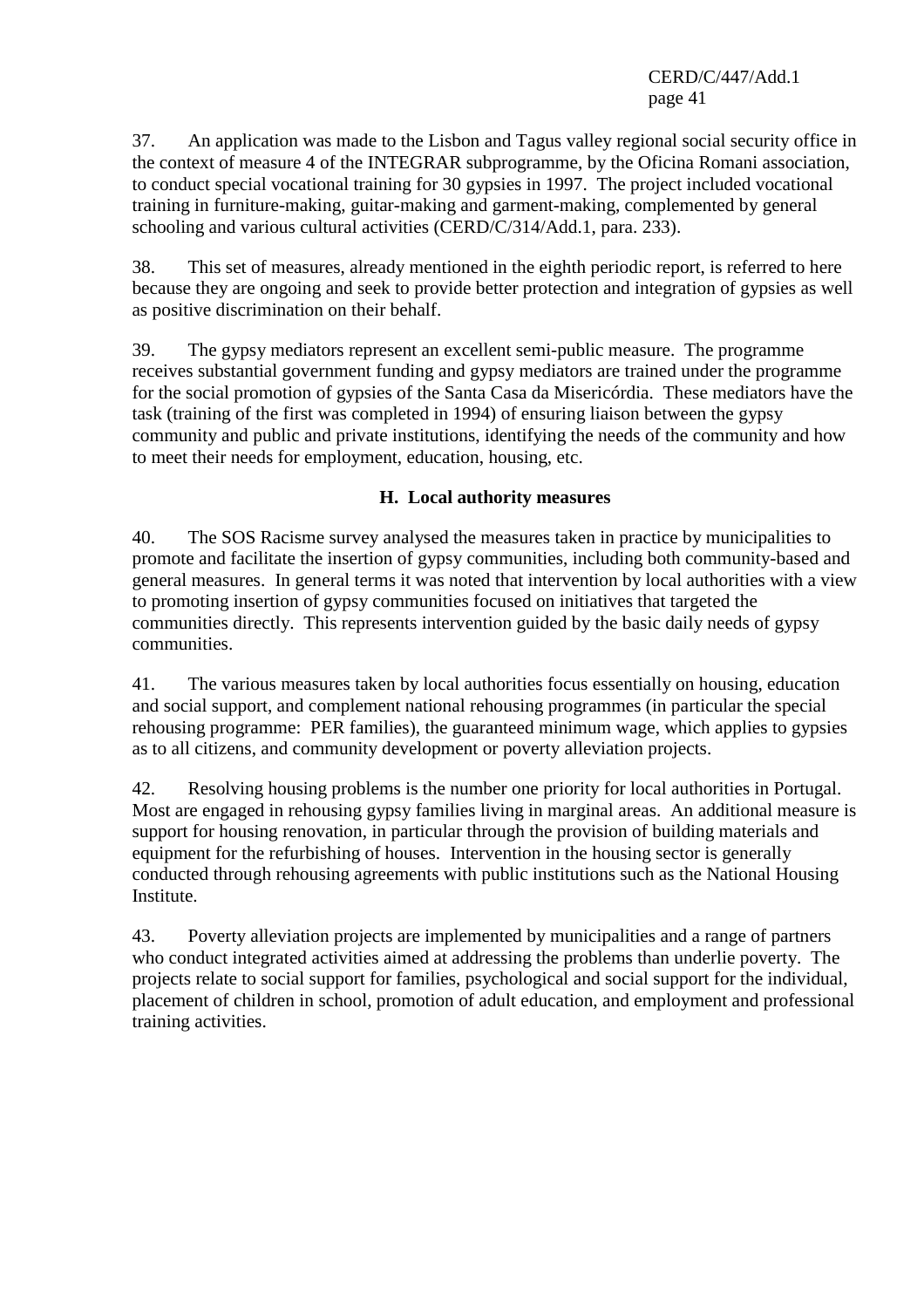37. An application was made to the Lisbon and Tagus valley regional social security office in the context of measure 4 of the INTEGRAR subprogramme, by the Oficina Romani association, to conduct special vocational training for 30 gypsies in 1997. The project included vocational training in furniture-making, guitar-making and garment-making, complemented by general schooling and various cultural activities (CERD/C/314/Add.1, para. 233).

38. This set of measures, already mentioned in the eighth periodic report, is referred to here because they are ongoing and seek to provide better protection and integration of gypsies as well as positive discrimination on their behalf.

39. The gypsy mediators represent an excellent semi-public measure. The programme receives substantial government funding and gypsy mediators are trained under the programme for the social promotion of gypsies of the Santa Casa da Misericórdia. These mediators have the task (training of the first was completed in 1994) of ensuring liaison between the gypsy community and public and private institutions, identifying the needs of the community and how to meet their needs for employment, education, housing, etc.

### H. Local authority measures

40. The SOS Racisme survey analysed the measures taken in practice by municipalities to promote and facilitate the insertion of gypsy communities, including both community-based and general measures. In general terms it was noted that intervention by local authorities with a view to promoting insertion of gypsy communities focused on initiatives that targeted the communities directly. This represents intervention guided by the basic daily needs of gypsy communities.

41. The various measures taken by local authorities focus essentially on housing, education and social support, and complement national rehousing programmes (in particular the special rehousing programme: PER families), the guaranteed minimum wage, which applies to gypsies as to all citizens, and community development or poverty alleviation projects.

42. Resolving housing problems is the number one priority for local authorities in Portugal. Most are engaged in rehousing gypsy families living in marginal areas. An additional measure is support for housing renovation, in particular through the provision of building materials and equipment for the refurbishing of houses. Intervention in the housing sector is generally conducted through rehousing agreements with public institutions such as the National Housing Institute.

43. Poverty alleviation projects are implemented by municipalities and a range of partners who conduct integrated activities aimed at addressing the problems than underlie poverty. The projects relate to social support for families, psychological and social support for the individual, placement of children in school, promotion of adult education, and employment and professional training activities.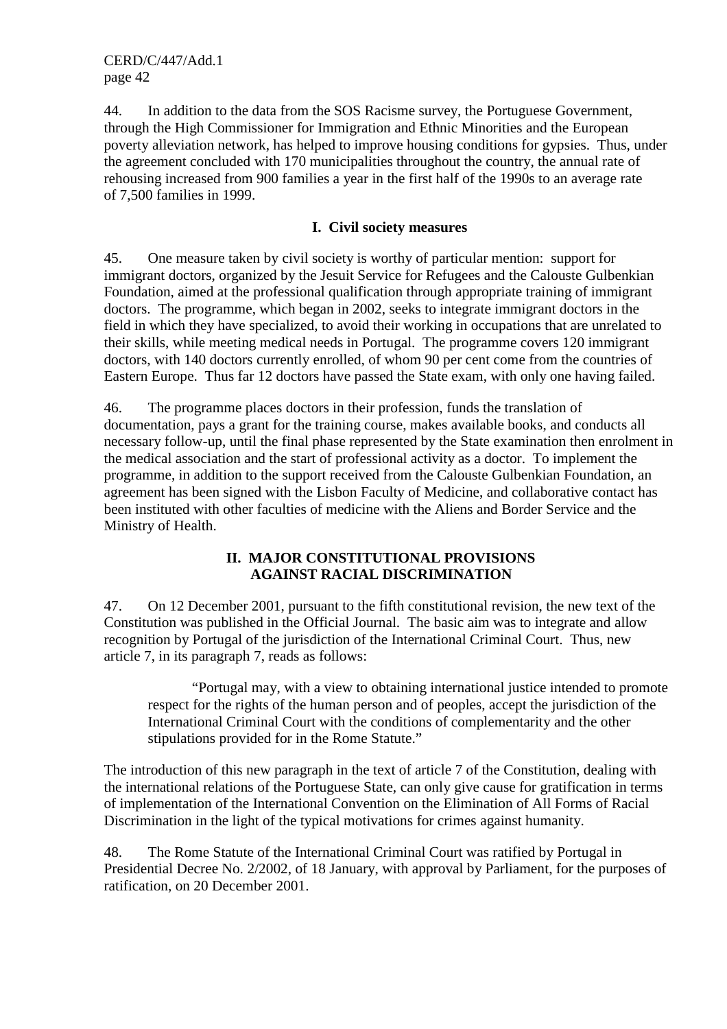44. In addition to the data from the SOS Racisme survey, the Portuguese Government, through the High Commissioner for Immigration and Ethnic Minorities and the European poverty alleviation network, has helped to improve housing conditions for gypsies. Thus, under the agreement concluded with 170 municipalities throughout the country, the annual rate of rehousing increased from 900 families a year in the first half of the 1990s to an average rate of 7,500 families in 1999.

### I. Civil society measures

45. One measure taken by civil society is worthy of particular mention: support for immigrant doctors, organized by the Jesuit Service for Refugees and the Calouste Gulbenkian Foundation, aimed at the professional qualification through appropriate training of immigrant doctors. The programme, which began in 2002, seeks to integrate immigrant doctors in the field in which they have specialized, to avoid their working in occupations that are unrelated to their skills, while meeting medical needs in Portugal. The programme covers 120 immigrant doctors, with 140 doctors currently enrolled, of whom 90 per cent come from the countries of Eastern Europe. Thus far 12 doctors have passed the State exam, with only one having failed.

46. The programme places doctors in their profession, funds the translation of documentation, pays a grant for the training course, makes available books, and conducts all necessary follow-up, until the final phase represented by the State examination then enrolment in the medical association and the start of professional activity as a doctor. To implement the programme, in addition to the support received from the Calouste Gulbenkian Foundation, an agreement has been signed with the Lisbon Faculty of Medicine, and collaborative contact has been instituted with other faculties of medicine with the Aliens and Border Service and the Ministry of Health.

## II. MAJOR CONSTITUTIONAL PROVISIONS AGAINST RACIAL DISCRIMINATION

47. On 12 December 2001, pursuant to the fifth constitutional revision, the new text of the Constitution was published in the Official Journal. The basic aim was to integrate and allow recognition by Portugal of the jurisdiction of the International Criminal Court. Thus, new article 7, in its paragraph 7, reads as follows:

> "Portugal may, with a view to obtaining international justice intended to promote respect for the rights of the human person and of peoples, accept the jurisdiction of the International Criminal Court with the conditions of complementarity and the other stipulations provided for in the Rome Statute."

The introduction of this new paragraph in the text of article 7 of the Constitution, dealing with the international relations of the Portuguese State, can only give cause for gratification in terms of implementation of the International Convention on the Elimination of All Forms of Racial Discrimination in the light of the typical motivations for crimes against humanity.

48. The Rome Statute of the International Criminal Court was ratified by Portugal in Presidential Decree No. 2/2002, of 18 January, with approval by Parliament, for the purposes of ratification, on 20 December 2001.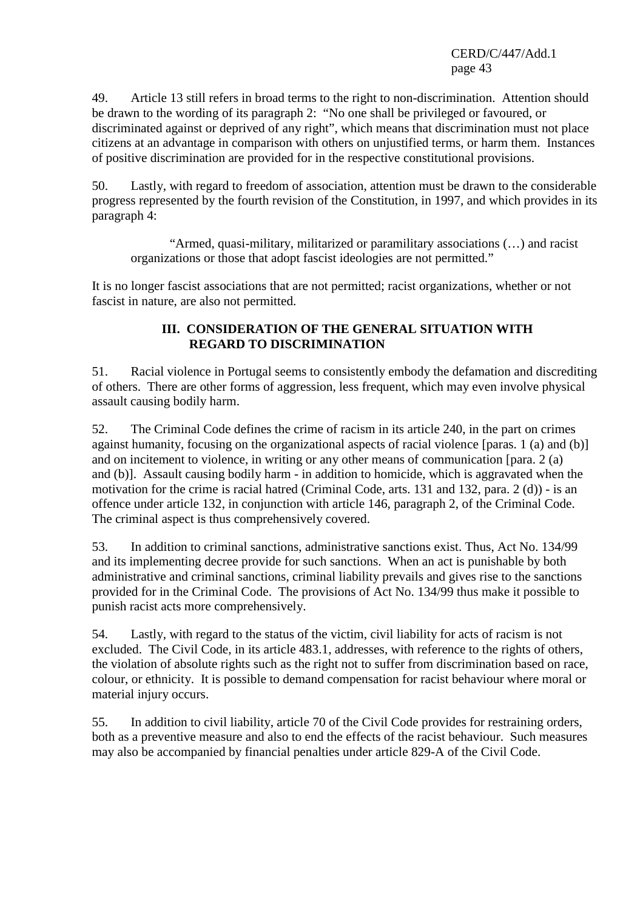49. Article 13 still refers in broad terms to the right to non-discrimination. Attention should be drawn to the wording of its paragraph 2: "No one shall be privileged or favoured, or discriminated against or deprived of any right", which means that discrimination must not place citizens at an advantage in comparison with others on unjustified terms, or harm them. Instances of positive discrimination are provided for in the respective constitutional provisions.

50. Lastly, with regard to freedom of association, attention must be drawn to the considerable progress represented by the fourth revision of the Constitution, in 1997, and which provides in its paragraph 4:

> "Armed, quasi-military, militarized or paramilitary associations (…) and racist organizations or those that adopt fascist ideologies are not permitted."

It is no longer fascist associations that are not permitted; racist organizations, whether or not fascist in nature, are also not permitted.

## III. CONSIDERATION OF THE GENERAL SITUATION WITH REGARD TO DISCRIMINATION

51. Racial violence in Portugal seems to consistently embody the defamation and discrediting of others. There are other forms of aggression, less frequent, which may even involve physical assault causing bodily harm.

52. The Criminal Code defines the crime of racism in its article 240, in the part on crimes against humanity, focusing on the organizational aspects of racial violence [paras. 1 (a) and (b)] and on incitement to violence, in writing or any other means of communication [para. 2 (a) and (b)]. Assault causing bodily harm - in addition to homicide, which is aggravated when the motivation for the crime is racial hatred (Criminal Code, arts. 131 and 132, para. 2 (d)) - is an offence under article 132, in conjunction with article 146, paragraph 2, of the Criminal Code. The criminal aspect is thus comprehensively covered.

53. In addition to criminal sanctions, administrative sanctions exist. Thus, Act No. 134/99 and its implementing decree provide for such sanctions. When an act is punishable by both administrative and criminal sanctions, criminal liability prevails and gives rise to the sanctions provided for in the Criminal Code. The provisions of Act No. 134/99 thus make it possible to punish racist acts more comprehensively.

54. Lastly, with regard to the status of the victim, civil liability for acts of racism is not excluded. The Civil Code, in its article 483.1, addresses, with reference to the rights of others, the violation of absolute rights such as the right not to suffer from discrimination based on race, colour, or ethnicity. It is possible to demand compensation for racist behaviour where moral or material injury occurs.

55. In addition to civil liability, article 70 of the Civil Code provides for restraining orders, both as a preventive measure and also to end the effects of the racist behaviour. Such measures may also be accompanied by financial penalties under article 829-A of the Civil Code.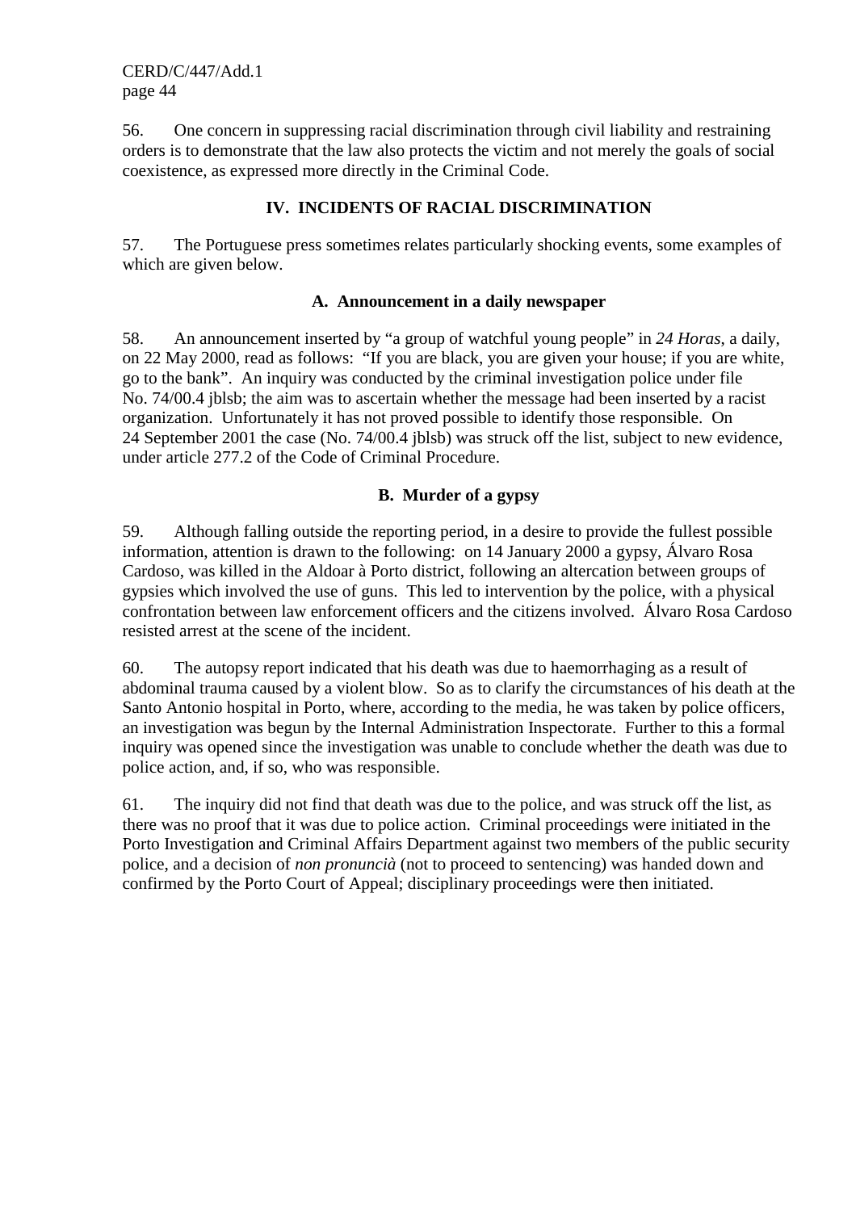56. One concern in suppressing racial discrimination through civil liability and restraining orders is to demonstrate that the law also protects the victim and not merely the goals of social coexistence, as expressed more directly in the Criminal Code.

## IV. INCIDENTS OF RACIAL DISCRIMINATION

57. The Portuguese press sometimes relates particularly shocking events, some examples of which are given below.

### A. Announcement in a daily newspaper

58. An announcement inserted by "a group of watchful young people" in *24 Horas*, a daily, on 22 May 2000, read as follows: "If you are black, you are given your house; if you are white, go to the bank". An inquiry was conducted by the criminal investigation police under file No. 74/00.4 jblsb; the aim was to ascertain whether the message had been inserted by a racist organization. Unfortunately it has not proved possible to identify those responsible. On 24 September 2001 the case (No. 74/00.4 jblsb) was struck off the list, subject to new evidence, under article 277.2 of the Code of Criminal Procedure.

### B. Murder of a gypsy

59. Although falling outside the reporting period, in a desire to provide the fullest possible information, attention is drawn to the following: on 14 January 2000 a gypsy, Álvaro Rosa Cardoso, was killed in the Aldoar à Porto district, following an altercation between groups of gypsies which involved the use of guns. This led to intervention by the police, with a physical confrontation between law enforcement officers and the citizens involved. Álvaro Rosa Cardoso resisted arrest at the scene of the incident.

60. The autopsy report indicated that his death was due to haemorrhaging as a result of abdominal trauma caused by a violent blow. So as to clarify the circumstances of his death at the Santo Antonio hospital in Porto, where, according to the media, he was taken by police officers, an investigation was begun by the Internal Administration Inspectorate. Further to this a formal inquiry was opened since the investigation was unable to conclude whether the death was due to police action, and, if so, who was responsible.

61. The inquiry did not find that death was due to the police, and was struck off the list, as there was no proof that it was due to police action. Criminal proceedings were initiated in the Porto Investigation and Criminal Affairs Department against two members of the public security police, and a decision of *non pronuncià* (not to proceed to sentencing) was handed down and confirmed by the Porto Court of Appeal; disciplinary proceedings were then initiated.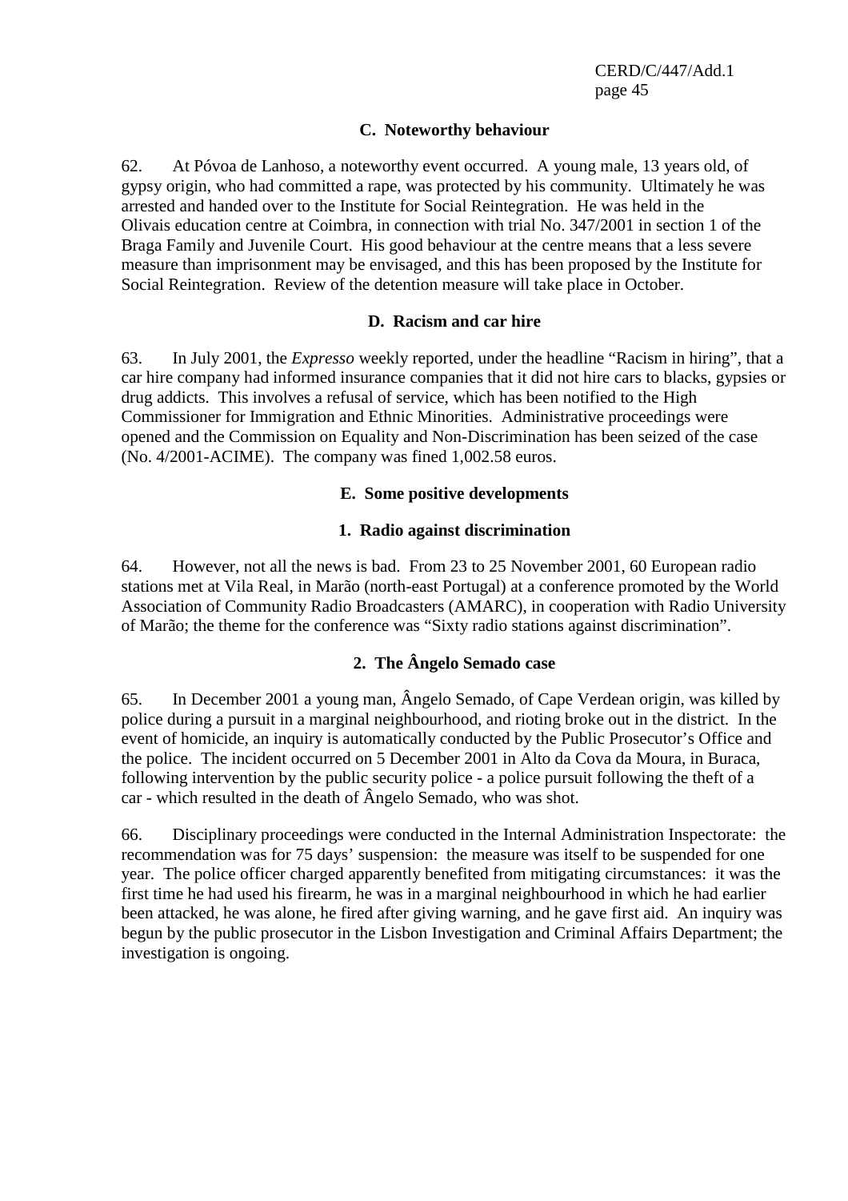### C. Noteworthy behaviour

62. At Póvoa de Lanhoso, a noteworthy event occurred. A young male, 13 years old, of gypsy origin, who had committed a rape, was protected by his community. Ultimately he was arrested and handed over to the Institute for Social Reintegration. He was held in the Olivais education centre at Coimbra, in connection with trial No. 347/2001 in section 1 of the Braga Family and Juvenile Court. His good behaviour at the centre means that a less severe measure than imprisonment may be envisaged, and this has been proposed by the Institute for Social Reintegration. Review of the detention measure will take place in October.

### D. Racism and car hire

63. In July 2001, the *Expresso* weekly reported, under the headline "Racism in hiring", that a car hire company had informed insurance companies that it did not hire cars to blacks, gypsies or drug addicts. This involves a refusal of service, which has been notified to the High Commissioner for Immigration and Ethnic Minorities. Administrative proceedings were opened and the Commission on Equality and Non-Discrimination has been seized of the case (No. 4/2001-ACIME). The company was fined 1,002.58 euros.

### E. Some positive developments

#### 1. Radio against discrimination

64. However, not all the news is bad. From 23 to 25 November 2001, 60 European radio stations met at Vila Real, in Marão (north-east Portugal) at a conference promoted by the World Association of Community Radio Broadcasters (AMARC), in cooperation with Radio University of Marão; the theme for the conference was "Sixty radio stations against discrimination".

#### 2. The Ângelo Semado case

65. In December 2001 a young man, Ângelo Semado, of Cape Verdean origin, was killed by police during a pursuit in a marginal neighbourhood, and rioting broke out in the district. In the event of homicide, an inquiry is automatically conducted by the Public Prosecutor's Office and the police. The incident occurred on 5 December 2001 in Alto da Cova da Moura, in Buraca, following intervention by the public security police - a police pursuit following the theft of a car - which resulted in the death of Ângelo Semado, who was shot.

66. Disciplinary proceedings were conducted in the Internal Administration Inspectorate: the recommendation was for 75 days' suspension: the measure was itself to be suspended for one year. The police officer charged apparently benefited from mitigating circumstances: it was the first time he had used his firearm, he was in a marginal neighbourhood in which he had earlier been attacked, he was alone, he fired after giving warning, and he gave first aid. An inquiry was begun by the public prosecutor in the Lisbon Investigation and Criminal Affairs Department; the investigation is ongoing.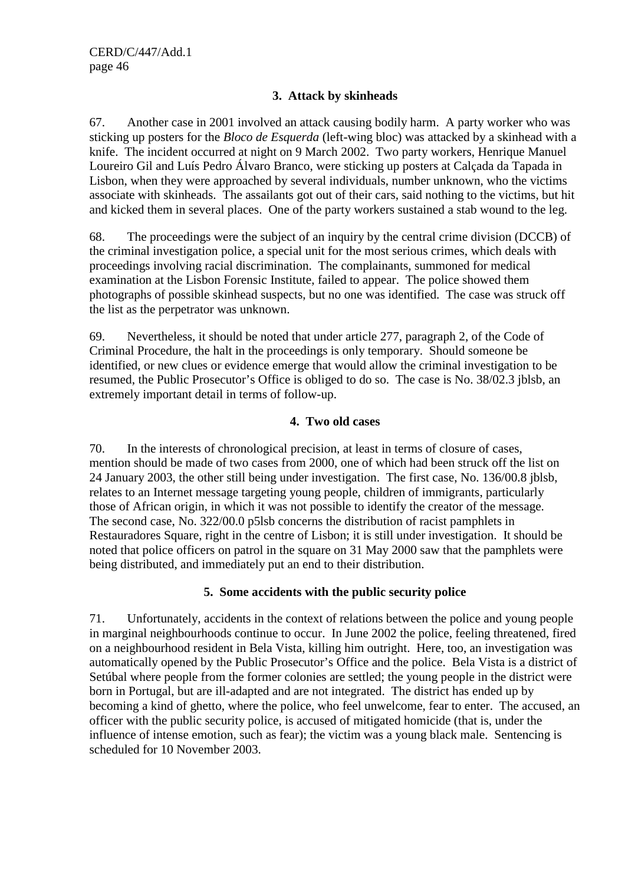### 3. Attack by skinheads

67. Another case in 2001 involved an attack causing bodily harm. A party worker who was sticking up posters for the *Bloco de Esquerda* (left-wing bloc) was attacked by a skinhead with a knife. The incident occurred at night on 9 March 2002. Two party workers, Henrique Manuel Loureiro Gil and Luís Pedro Álvaro Branco, were sticking up posters at Calçada da Tapada in Lisbon, when they were approached by several individuals, number unknown, who the victims associate with skinheads. The assailants got out of their cars, said nothing to the victims, but hit and kicked them in several places. One of the party workers sustained a stab wound to the leg.

68. The proceedings were the subject of an inquiry by the central crime division (DCCB) of the criminal investigation police, a special unit for the most serious crimes, which deals with proceedings involving racial discrimination. The complainants, summoned for medical examination at the Lisbon Forensic Institute, failed to appear. The police showed them photographs of possible skinhead suspects, but no one was identified. The case was struck off the list as the perpetrator was unknown.

69. Nevertheless, it should be noted that under article 277, paragraph 2, of the Code of Criminal Procedure, the halt in the proceedings is only temporary. Should someone be identified, or new clues or evidence emerge that would allow the criminal investigation to be resumed, the Public Prosecutor's Office is obliged to do so. The case is No. 38/02.3 jblsb, an extremely important detail in terms of follow-up.

### 4. Two old cases

70. In the interests of chronological precision, at least in terms of closure of cases, mention should be made of two cases from 2000, one of which had been struck off the list on 24 January 2003, the other still being under investigation. The first case, No. 136/00.8 jblsb, relates to an Internet message targeting young people, children of immigrants, particularly those of African origin, in which it was not possible to identify the creator of the message. The second case, No. 322/00.0 p5lsb concerns the distribution of racist pamphlets in Restauradores Square, right in the centre of Lisbon; it is still under investigation. It should be noted that police officers on patrol in the square on 31 May 2000 saw that the pamphlets were being distributed, and immediately put an end to their distribution.

### 5. Some accidents with the public security police

71. Unfortunately, accidents in the context of relations between the police and young people in marginal neighbourhoods continue to occur. In June 2002 the police, feeling threatened, fired on a neighbourhood resident in Bela Vista, killing him outright. Here, too, an investigation was automatically opened by the Public Prosecutor's Office and the police. Bela Vista is a district of Setúbal where people from the former colonies are settled; the young people in the district were born in Portugal, but are ill-adapted and are not integrated. The district has ended up by becoming a kind of ghetto, where the police, who feel unwelcome, fear to enter. The accused, an officer with the public security police, is accused of mitigated homicide (that is, under the influence of intense emotion, such as fear); the victim was a young black male. Sentencing is scheduled for 10 November 2003.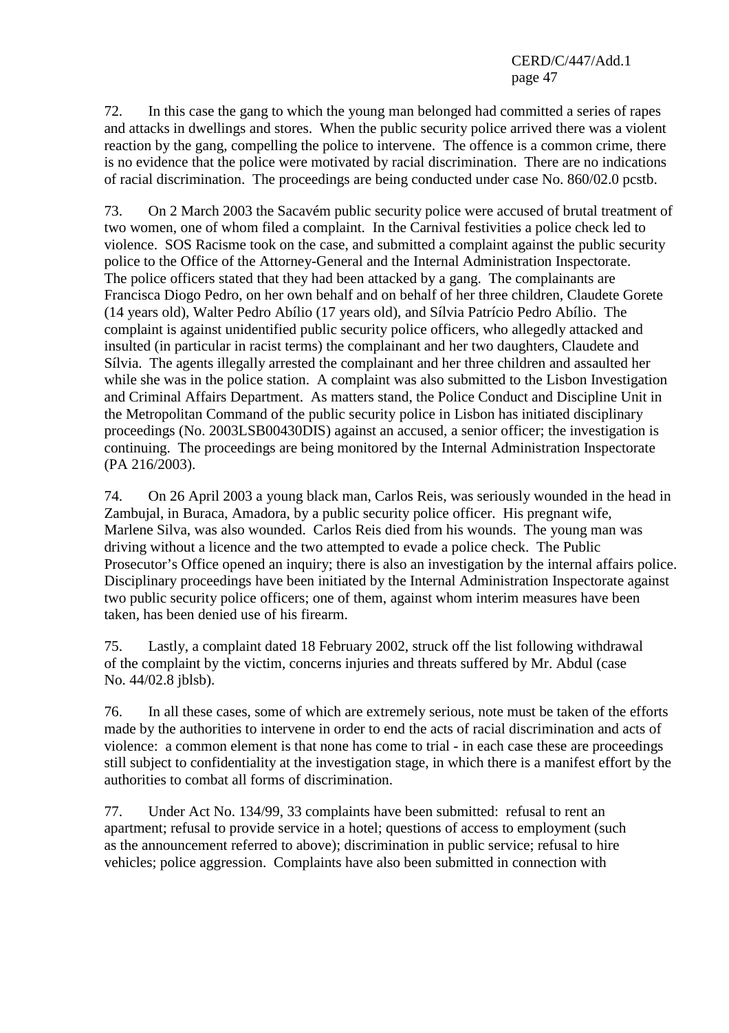72. In this case the gang to which the young man belonged had committed a series of rapes and attacks in dwellings and stores. When the public security police arrived there was a violent reaction by the gang, compelling the police to intervene. The offence is a common crime, there is no evidence that the police were motivated by racial discrimination. There are no indications of racial discrimination. The proceedings are being conducted under case No. 860/02.0 pcstb.

73. On 2 March 2003 the Sacavém public security police were accused of brutal treatment of two women, one of whom filed a complaint. In the Carnival festivities a police check led to violence. SOS Racisme took on the case, and submitted a complaint against the public security police to the Office of the Attorney-General and the Internal Administration Inspectorate. The police officers stated that they had been attacked by a gang. The complainants are Francisca Diogo Pedro, on her own behalf and on behalf of her three children, Claudete Gorete (14 years old), Walter Pedro Abílio (17 years old), and Sílvia Patrício Pedro Abílio. The complaint is against unidentified public security police officers, who allegedly attacked and insulted (in particular in racist terms) the complainant and her two daughters, Claudete and Sílvia. The agents illegally arrested the complainant and her three children and assaulted her while she was in the police station. A complaint was also submitted to the Lisbon Investigation and Criminal Affairs Department. As matters stand, the Police Conduct and Discipline Unit in the Metropolitan Command of the public security police in Lisbon has initiated disciplinary proceedings (No. 2003LSB00430DIS) against an accused, a senior officer; the investigation is continuing. The proceedings are being monitored by the Internal Administration Inspectorate (PA 216/2003).

74. On 26 April 2003 a young black man, Carlos Reis, was seriously wounded in the head in Zambujal, in Buraca, Amadora, by a public security police officer. His pregnant wife, Marlene Silva, was also wounded. Carlos Reis died from his wounds. The young man was driving without a licence and the two attempted to evade a police check. The Public Prosecutor's Office opened an inquiry; there is also an investigation by the internal affairs police. Disciplinary proceedings have been initiated by the Internal Administration Inspectorate against two public security police officers; one of them, against whom interim measures have been taken, has been denied use of his firearm.

75. Lastly, a complaint dated 18 February 2002, struck off the list following withdrawal of the complaint by the victim, concerns injuries and threats suffered by Mr. Abdul (case No. 44/02.8 jblsb).

76. In all these cases, some of which are extremely serious, note must be taken of the efforts made by the authorities to intervene in order to end the acts of racial discrimination and acts of violence: a common element is that none has come to trial - in each case these are proceedings still subject to confidentiality at the investigation stage, in which there is a manifest effort by the authorities to combat all forms of discrimination.

77. Under Act No. 134/99, 33 complaints have been submitted: refusal to rent an apartment; refusal to provide service in a hotel; questions of access to employment (such as the announcement referred to above); discrimination in public service; refusal to hire vehicles; police aggression. Complaints have also been submitted in connection with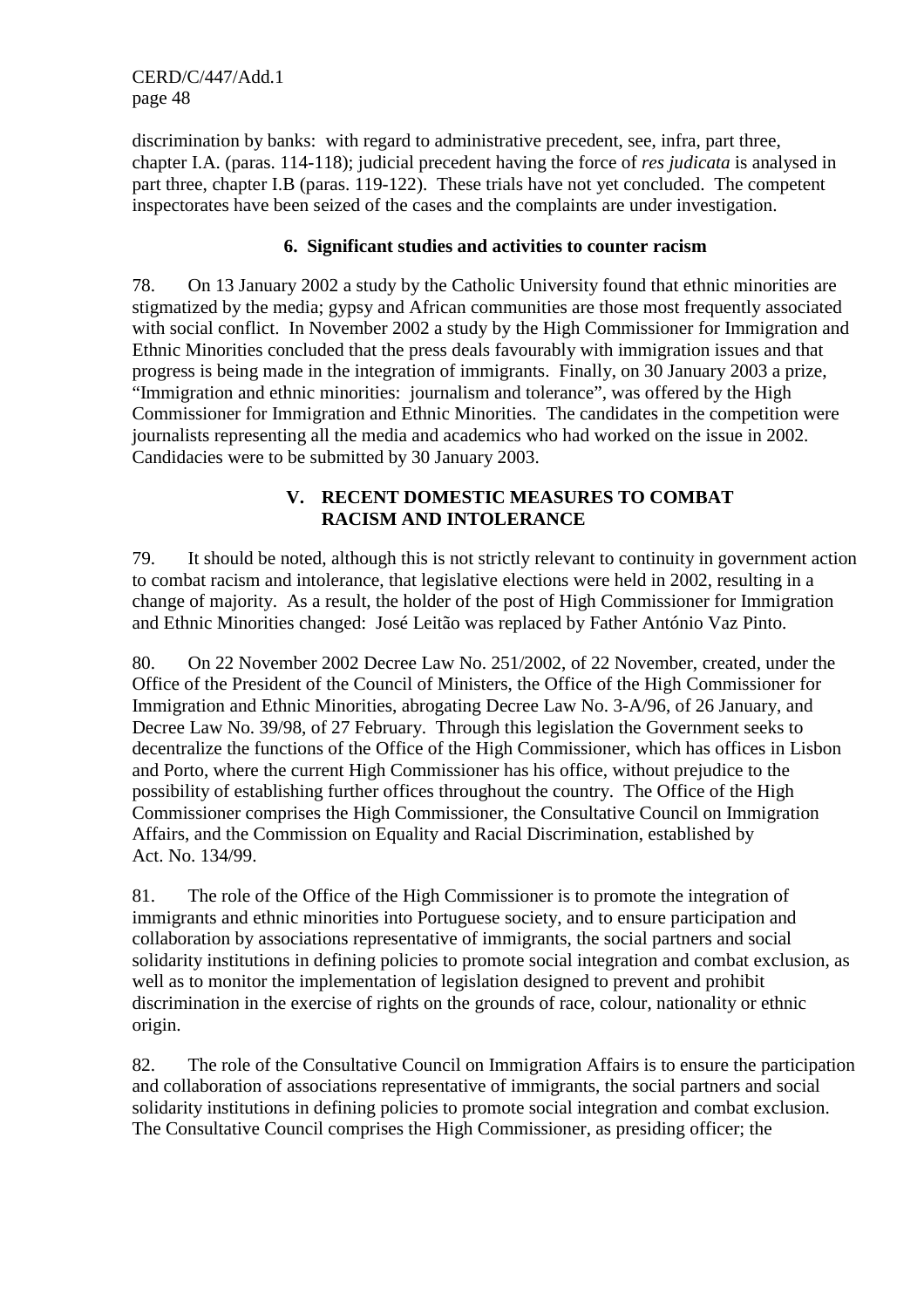discrimination by banks: with regard to administrative precedent, see, infra, part three, chapter I.A. (paras. 114-118); judicial precedent having the force of *res judicata* is analysed in part three, chapter I.B (paras. 119-122). These trials have not yet concluded. The competent inspectorates have been seized of the cases and the complaints are under investigation.

### 6. Significant studies and activities to counter racism

78. On 13 January 2002 a study by the Catholic University found that ethnic minorities are stigmatized by the media; gypsy and African communities are those most frequently associated with social conflict. In November 2002 a study by the High Commissioner for Immigration and Ethnic Minorities concluded that the press deals favourably with immigration issues and that progress is being made in the integration of immigrants. Finally, on 30 January 2003 a prize, "Immigration and ethnic minorities: journalism and tolerance", was offered by the High Commissioner for Immigration and Ethnic Minorities. The candidates in the competition were journalists representing all the media and academics who had worked on the issue in 2002. Candidacies were to be submitted by 30 January 2003.

## V. RECENT DOMESTIC MEASURES TO COMBAT RACISM AND INTOLERANCE

79. It should be noted, although this is not strictly relevant to continuity in government action to combat racism and intolerance, that legislative elections were held in 2002, resulting in a change of majority. As a result, the holder of the post of High Commissioner for Immigration and Ethnic Minorities changed: José Leitão was replaced by Father António Vaz Pinto.

80. On 22 November 2002 Decree Law No. 251/2002, of 22 November, created, under the Office of the President of the Council of Ministers, the Office of the High Commissioner for Immigration and Ethnic Minorities, abrogating Decree Law No. 3-A/96, of 26 January, and Decree Law No. 39/98, of 27 February. Through this legislation the Government seeks to decentralize the functions of the Office of the High Commissioner, which has offices in Lisbon and Porto, where the current High Commissioner has his office, without prejudice to the possibility of establishing further offices throughout the country. The Office of the High Commissioner comprises the High Commissioner, the Consultative Council on Immigration Affairs, and the Commission on Equality and Racial Discrimination, established by Act. No. 134/99.

81. The role of the Office of the High Commissioner is to promote the integration of immigrants and ethnic minorities into Portuguese society, and to ensure participation and collaboration by associations representative of immigrants, the social partners and social solidarity institutions in defining policies to promote social integration and combat exclusion, as well as to monitor the implementation of legislation designed to prevent and prohibit discrimination in the exercise of rights on the grounds of race, colour, nationality or ethnic origin.

82. The role of the Consultative Council on Immigration Affairs is to ensure the participation and collaboration of associations representative of immigrants, the social partners and social solidarity institutions in defining policies to promote social integration and combat exclusion. The Consultative Council comprises the High Commissioner, as presiding officer; the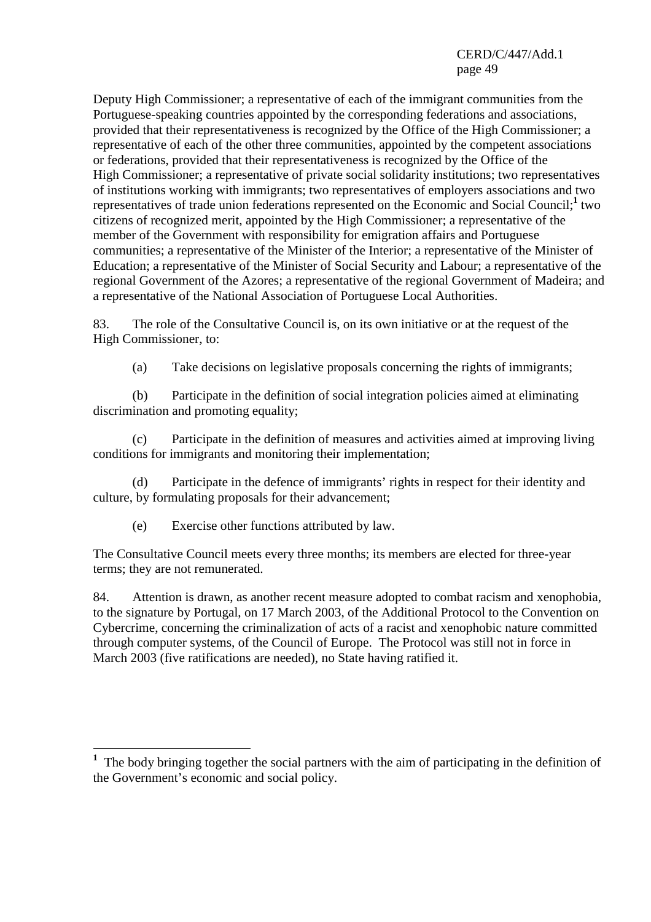Deputy High Commissioner; a representative of each of the immigrant communities from the Portuguese-speaking countries appointed by the corresponding federations and associations, provided that their representativeness is recognized by the Office of the High Commissioner; a representative of each of the other three communities, appointed by the competent associations or federations, provided that their representativeness is recognized by the Office of the High Commissioner; a representative of private social solidarity institutions; two representatives of institutions working with immigrants; two representatives of employers associations and two representatives of trade union federations represented on the Economic and Social Council;[1] two citizens of recognized merit, appointed by the High Commissioner; a representative of the member of the Government with responsibility for emigration affairs and Portuguese communities; a representative of the Minister of the Interior; a representative of the Minister of Education; a representative of the Minister of Social Security and Labour; a representative of the regional Government of the Azores; a representative of the regional Government of Madeira; and a representative of the National Association of Portuguese Local Authorities.

83. The role of the Consultative Council is, on its own initiative or at the request of the High Commissioner, to:

(a) Take decisions on legislative proposals concerning the rights of immigrants;

(b) Participate in the definition of social integration policies aimed at eliminating discrimination and promoting equality;

(c) Participate in the definition of measures and activities aimed at improving living conditions for immigrants and monitoring their implementation;

(d) Participate in the defence of immigrants' rights in respect for their identity and culture, by formulating proposals for their advancement;

(e) Exercise other functions attributed by law.

The Consultative Council meets every three months; its members are elected for three-year terms; they are not remunerated.

84. Attention is drawn, as another recent measure adopted to combat racism and xenophobia, to the signature by Portugal, on 17 March 2003, of the Additional Protocol to the Convention on Cybercrime, concerning the criminalization of acts of a racist and xenophobic nature committed through computer systems, of the Council of Europe. The Protocol was still not in force in March 2003 (five ratifications are needed), no State having ratified it.

---

[1] The body bringing together the social partners with the aim of participating in the definition of the Government's economic and social policy.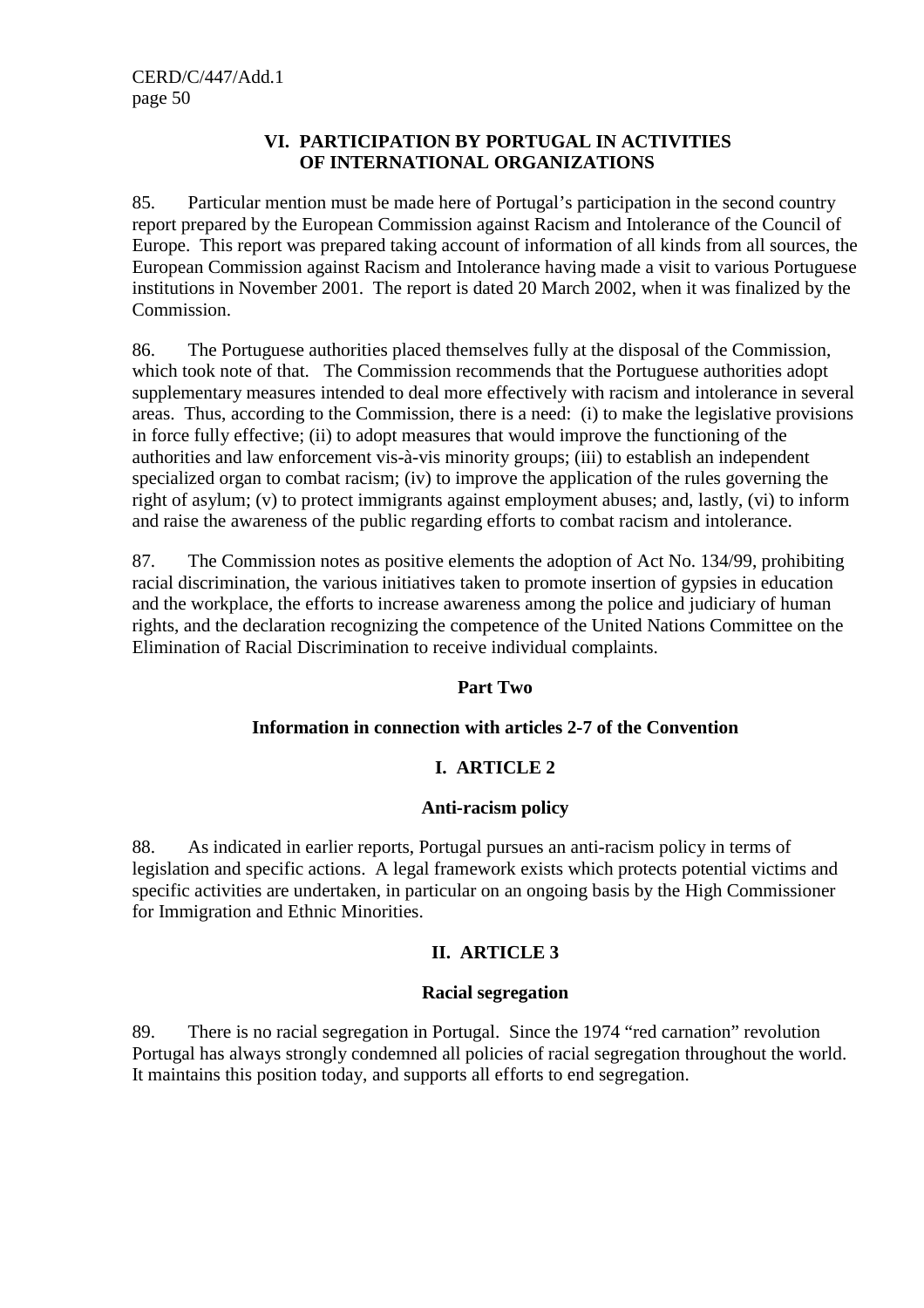## VI. PARTICIPATION BY PORTUGAL IN ACTIVITIES OF INTERNATIONAL ORGANIZATIONS

85. Particular mention must be made here of Portugal's participation in the second country report prepared by the European Commission against Racism and Intolerance of the Council of Europe. This report was prepared taking account of information of all kinds from all sources, the European Commission against Racism and Intolerance having made a visit to various Portuguese institutions in November 2001. The report is dated 20 March 2002, when it was finalized by the Commission.

86. The Portuguese authorities placed themselves fully at the disposal of the Commission, which took note of that. The Commission recommends that the Portuguese authorities adopt supplementary measures intended to deal more effectively with racism and intolerance in several areas. Thus, according to the Commission, there is a need: (i) to make the legislative provisions in force fully effective; (ii) to adopt measures that would improve the functioning of the authorities and law enforcement vis-à-vis minority groups; (iii) to establish an independent specialized organ to combat racism; (iv) to improve the application of the rules governing the right of asylum; (v) to protect immigrants against employment abuses; and, lastly, (vi) to inform and raise the awareness of the public regarding efforts to combat racism and intolerance.

87. The Commission notes as positive elements the adoption of Act No. 134/99, prohibiting racial discrimination, the various initiatives taken to promote insertion of gypsies in education and the workplace, the efforts to increase awareness among the police and judiciary of human rights, and the declaration recognizing the competence of the United Nations Committee on the Elimination of Racial Discrimination to receive individual complaints.

# Part Two

## Information in connection with articles 2-7 of the Convention

## I. ARTICLE 2

### Anti-racism policy

88. As indicated in earlier reports, Portugal pursues an anti-racism policy in terms of legislation and specific actions. A legal framework exists which protects potential victims and specific activities are undertaken, in particular on an ongoing basis by the High Commissioner for Immigration and Ethnic Minorities.

## II. ARTICLE 3

### Racial segregation

89. There is no racial segregation in Portugal. Since the 1974 "red carnation" revolution Portugal has always strongly condemned all policies of racial segregation throughout the world. It maintains this position today, and supports all efforts to end segregation.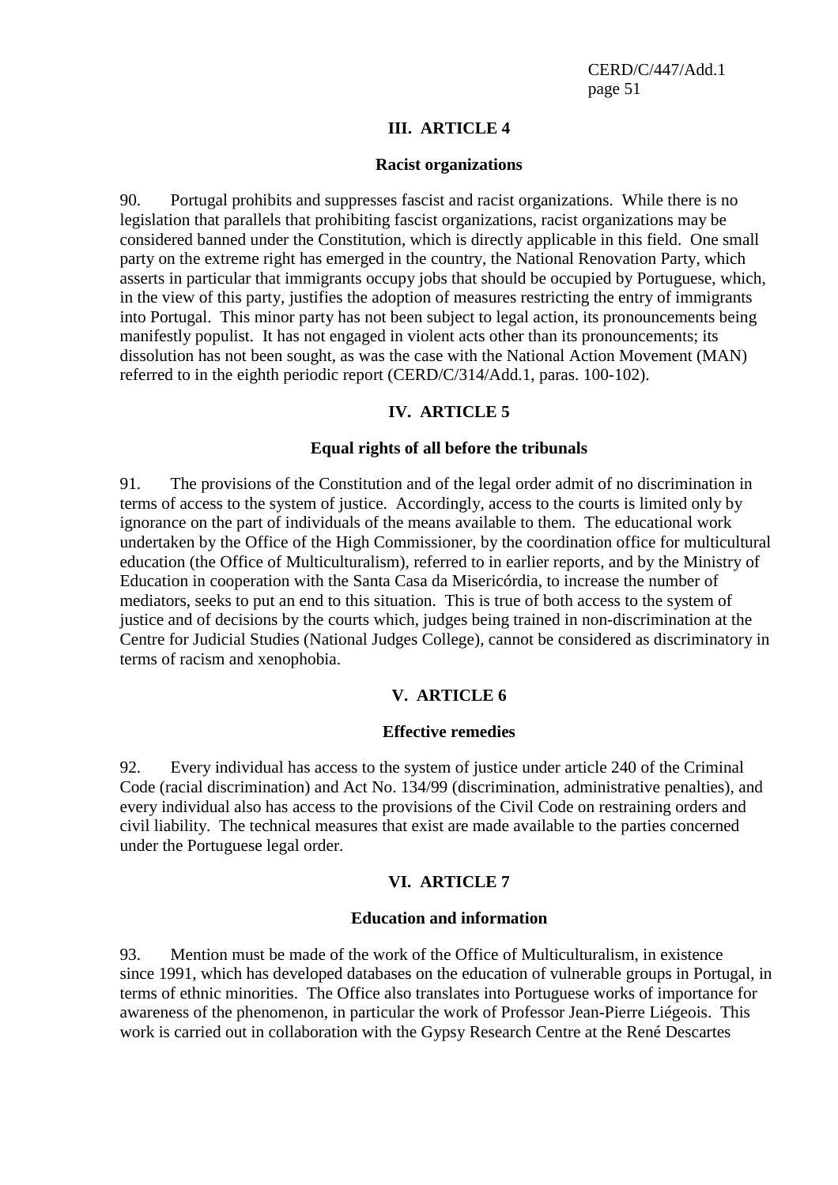## III. ARTICLE 4

### Racist organizations

90. Portugal prohibits and suppresses fascist and racist organizations. While there is no legislation that parallels that prohibiting fascist organizations, racist organizations may be considered banned under the Constitution, which is directly applicable in this field. One small party on the extreme right has emerged in the country, the National Renovation Party, which asserts in particular that immigrants occupy jobs that should be occupied by Portuguese, which, in the view of this party, justifies the adoption of measures restricting the entry of immigrants into Portugal. This minor party has not been subject to legal action, its pronouncements being manifestly populist. It has not engaged in violent acts other than its pronouncements; its dissolution has not been sought, as was the case with the National Action Movement (MAN) referred to in the eighth periodic report (CERD/C/314/Add.1, paras. 100-102).

## IV. ARTICLE 5

### Equal rights of all before the tribunals

91. The provisions of the Constitution and of the legal order admit of no discrimination in terms of access to the system of justice. Accordingly, access to the courts is limited only by ignorance on the part of individuals of the means available to them. The educational work undertaken by the Office of the High Commissioner, by the coordination office for multicultural education (the Office of Multiculturalism), referred to in earlier reports, and by the Ministry of Education in cooperation with the Santa Casa da Misericórdia, to increase the number of mediators, seeks to put an end to this situation. This is true of both access to the system of justice and of decisions by the courts which, judges being trained in non-discrimination at the Centre for Judicial Studies (National Judges College), cannot be considered as discriminatory in terms of racism and xenophobia.

## V. ARTICLE 6

### Effective remedies

92. Every individual has access to the system of justice under article 240 of the Criminal Code (racial discrimination) and Act No. 134/99 (discrimination, administrative penalties), and every individual also has access to the provisions of the Civil Code on restraining orders and civil liability. The technical measures that exist are made available to the parties concerned under the Portuguese legal order.

## VI. ARTICLE 7

### Education and information

93. Mention must be made of the work of the Office of Multiculturalism, in existence since 1991, which has developed databases on the education of vulnerable groups in Portugal, in terms of ethnic minorities. The Office also translates into Portuguese works of importance for awareness of the phenomenon, in particular the work of Professor Jean-Pierre Liégeois. This work is carried out in collaboration with the Gypsy Research Centre at the René Descartes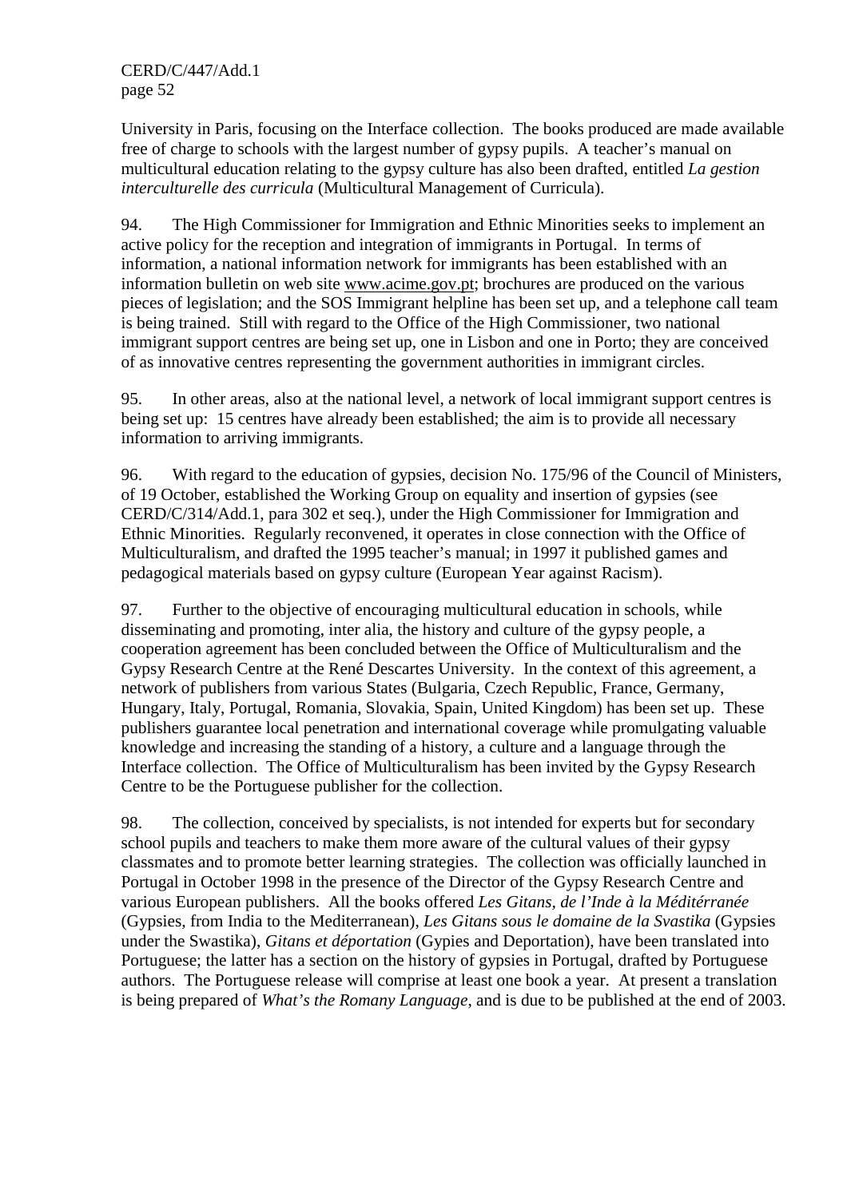University in Paris, focusing on the Interface collection. The books produced are made available free of charge to schools with the largest number of gypsy pupils. A teacher's manual on multicultural education relating to the gypsy culture has also been drafted, entitled *La gestion interculturelle des curricula* (Multicultural Management of Curricula).

94. The High Commissioner for Immigration and Ethnic Minorities seeks to implement an active policy for the reception and integration of immigrants in Portugal. In terms of information, a national information network for immigrants has been established with an information bulletin on web site www.acime.gov.pt; brochures are produced on the various pieces of legislation; and the SOS Immigrant helpline has been set up, and a telephone call team is being trained. Still with regard to the Office of the High Commissioner, two national immigrant support centres are being set up, one in Lisbon and one in Porto; they are conceived of as innovative centres representing the government authorities in immigrant circles.

95. In other areas, also at the national level, a network of local immigrant support centres is being set up: 15 centres have already been established; the aim is to provide all necessary information to arriving immigrants.

96. With regard to the education of gypsies, decision No. 175/96 of the Council of Ministers, of 19 October, established the Working Group on equality and insertion of gypsies (see CERD/C/314/Add.1, para 302 et seq.), under the High Commissioner for Immigration and Ethnic Minorities. Regularly reconvened, it operates in close connection with the Office of Multiculturalism, and drafted the 1995 teacher's manual; in 1997 it published games and pedagogical materials based on gypsy culture (European Year against Racism).

97. Further to the objective of encouraging multicultural education in schools, while disseminating and promoting, inter alia, the history and culture of the gypsy people, a cooperation agreement has been concluded between the Office of Multiculturalism and the Gypsy Research Centre at the René Descartes University. In the context of this agreement, a network of publishers from various States (Bulgaria, Czech Republic, France, Germany, Hungary, Italy, Portugal, Romania, Slovakia, Spain, United Kingdom) has been set up. These publishers guarantee local penetration and international coverage while promulgating valuable knowledge and increasing the standing of a history, a culture and a language through the Interface collection. The Office of Multiculturalism has been invited by the Gypsy Research Centre to be the Portuguese publisher for the collection.

98. The collection, conceived by specialists, is not intended for experts but for secondary school pupils and teachers to make them more aware of the cultural values of their gypsy classmates and to promote better learning strategies. The collection was officially launched in Portugal in October 1998 in the presence of the Director of the Gypsy Research Centre and various European publishers. All the books offered *Les Gitans, de l'Inde à la Méditérranée* (Gypsies, from India to the Mediterranean), *Les Gitans sous le domaine de la Svastika* (Gypsies under the Swastika), *Gitans et déportation* (Gypies and Deportation), have been translated into Portuguese; the latter has a section on the history of gypsies in Portugal, drafted by Portuguese authors. The Portuguese release will comprise at least one book a year. At present a translation is being prepared of *What's the Romany Language*, and is due to be published at the end of 2003.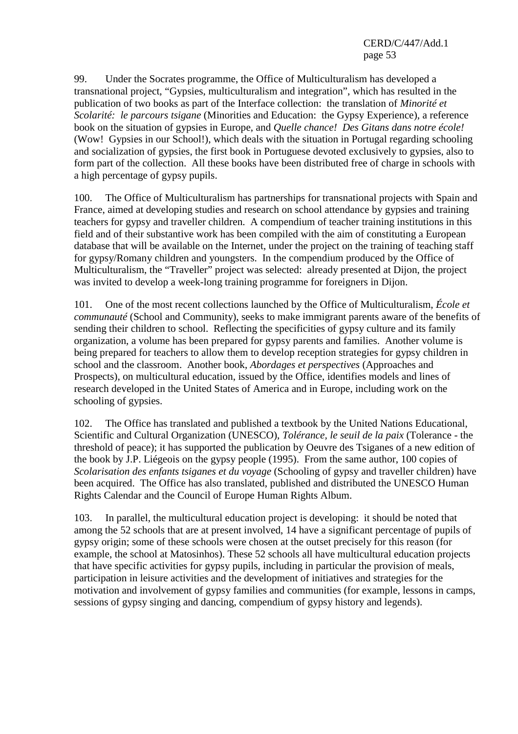99. Under the Socrates programme, the Office of Multiculturalism has developed a transnational project, "Gypsies, multiculturalism and integration", which has resulted in the publication of two books as part of the Interface collection: the translation of *Minorité et Scolarité: le parcours tsigane* (Minorities and Education: the Gypsy Experience), a reference book on the situation of gypsies in Europe, and *Quelle chance! Des Gitans dans notre école!* (Wow! Gypsies in our School!), which deals with the situation in Portugal regarding schooling and socialization of gypsies, the first book in Portuguese devoted exclusively to gypsies, also to form part of the collection. All these books have been distributed free of charge in schools with a high percentage of gypsy pupils.

100. The Office of Multiculturalism has partnerships for transnational projects with Spain and France, aimed at developing studies and research on school attendance by gypsies and training teachers for gypsy and traveller children. A compendium of teacher training institutions in this field and of their substantive work has been compiled with the aim of constituting a European database that will be available on the Internet, under the project on the training of teaching staff for gypsy/Romany children and youngsters. In the compendium produced by the Office of Multiculturalism, the "Traveller" project was selected: already presented at Dijon, the project was invited to develop a week-long training programme for foreigners in Dijon.

101. One of the most recent collections launched by the Office of Multiculturalism, *École et communauté* (School and Community), seeks to make immigrant parents aware of the benefits of sending their children to school. Reflecting the specificities of gypsy culture and its family organization, a volume has been prepared for gypsy parents and families. Another volume is being prepared for teachers to allow them to develop reception strategies for gypsy children in school and the classroom. Another book, *Abordages et perspectives* (Approaches and Prospects), on multicultural education, issued by the Office, identifies models and lines of research developed in the United States of America and in Europe, including work on the schooling of gypsies.

102. The Office has translated and published a textbook by the United Nations Educational, Scientific and Cultural Organization (UNESCO), *Tolérance, le seuil de la paix* (Tolerance - the threshold of peace); it has supported the publication by Oeuvre des Tsiganes of a new edition of the book by J.P. Liégeois on the gypsy people (1995). From the same author, 100 copies of *Scolarisation des enfants tsiganes et du voyage* (Schooling of gypsy and traveller children) have been acquired. The Office has also translated, published and distributed the UNESCO Human Rights Calendar and the Council of Europe Human Rights Album.

103. In parallel, the multicultural education project is developing: it should be noted that among the 52 schools that are at present involved, 14 have a significant percentage of pupils of gypsy origin; some of these schools were chosen at the outset precisely for this reason (for example, the school at Matosinhos). These 52 schools all have multicultural education projects that have specific activities for gypsy pupils, including in particular the provision of meals, participation in leisure activities and the development of initiatives and strategies for the motivation and involvement of gypsy families and communities (for example, lessons in camps, sessions of gypsy singing and dancing, compendium of gypsy history and legends).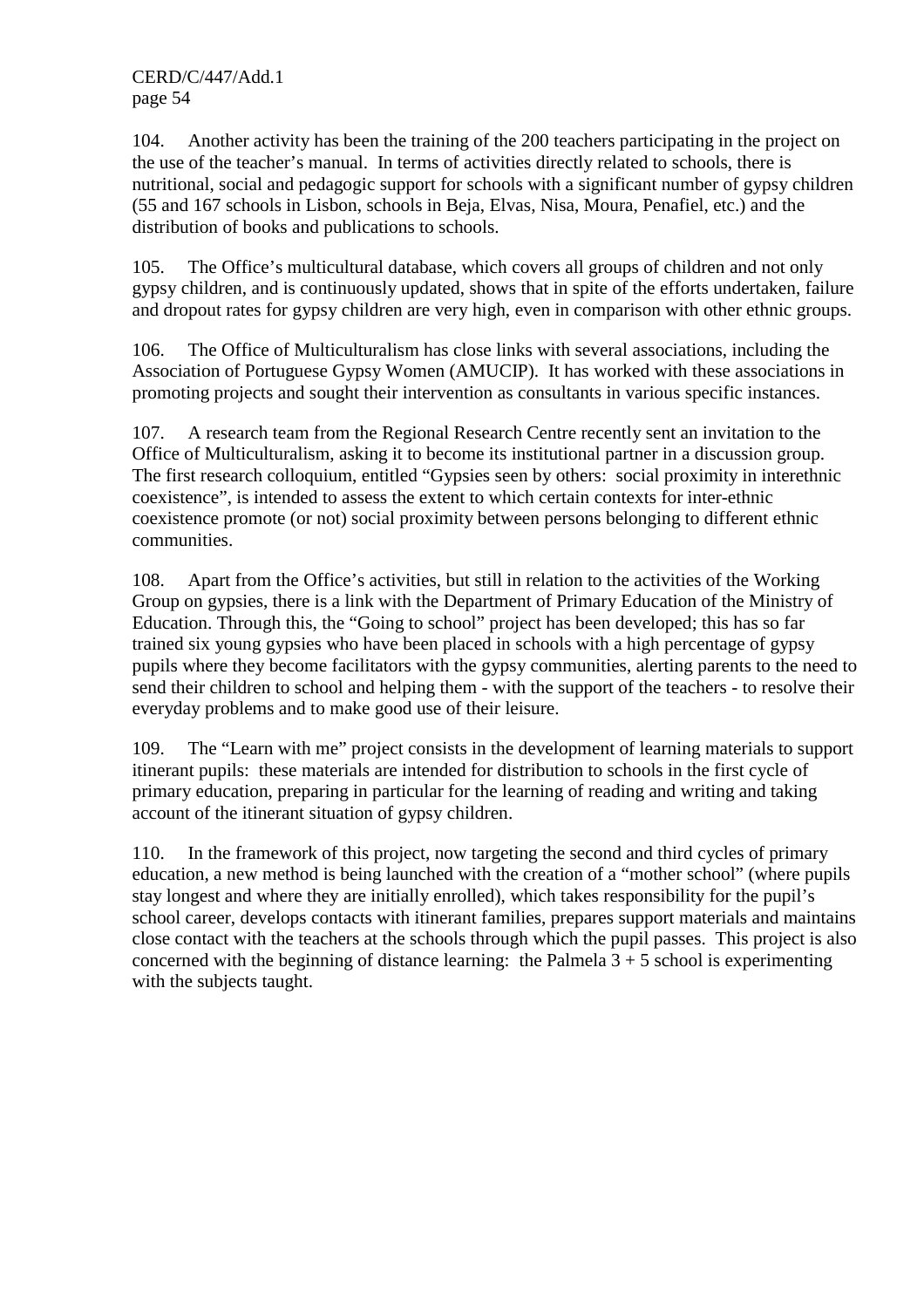104. Another activity has been the training of the 200 teachers participating in the project on the use of the teacher's manual. In terms of activities directly related to schools, there is nutritional, social and pedagogic support for schools with a significant number of gypsy children (55 and 167 schools in Lisbon, schools in Beja, Elvas, Nisa, Moura, Penafiel, etc.) and the distribution of books and publications to schools.

105. The Office's multicultural database, which covers all groups of children and not only gypsy children, and is continuously updated, shows that in spite of the efforts undertaken, failure and dropout rates for gypsy children are very high, even in comparison with other ethnic groups.

106. The Office of Multiculturalism has close links with several associations, including the Association of Portuguese Gypsy Women (AMUCIP). It has worked with these associations in promoting projects and sought their intervention as consultants in various specific instances.

107. A research team from the Regional Research Centre recently sent an invitation to the Office of Multiculturalism, asking it to become its institutional partner in a discussion group. The first research colloquium, entitled "Gypsies seen by others: social proximity in interethnic coexistence", is intended to assess the extent to which certain contexts for inter-ethnic coexistence promote (or not) social proximity between persons belonging to different ethnic communities.

108. Apart from the Office's activities, but still in relation to the activities of the Working Group on gypsies, there is a link with the Department of Primary Education of the Ministry of Education. Through this, the "Going to school" project has been developed; this has so far trained six young gypsies who have been placed in schools with a high percentage of gypsy pupils where they become facilitators with the gypsy communities, alerting parents to the need to send their children to school and helping them - with the support of the teachers - to resolve their everyday problems and to make good use of their leisure.

109. The "Learn with me" project consists in the development of learning materials to support itinerant pupils: these materials are intended for distribution to schools in the first cycle of primary education, preparing in particular for the learning of reading and writing and taking account of the itinerant situation of gypsy children.

110. In the framework of this project, now targeting the second and third cycles of primary education, a new method is being launched with the creation of a "mother school" (where pupils stay longest and where they are initially enrolled), which takes responsibility for the pupil's school career, develops contacts with itinerant families, prepares support materials and maintains close contact with the teachers at the schools through which the pupil passes. This project is also concerned with the beginning of distance learning: the Palmela 3 + 5 school is experimenting with the subjects taught.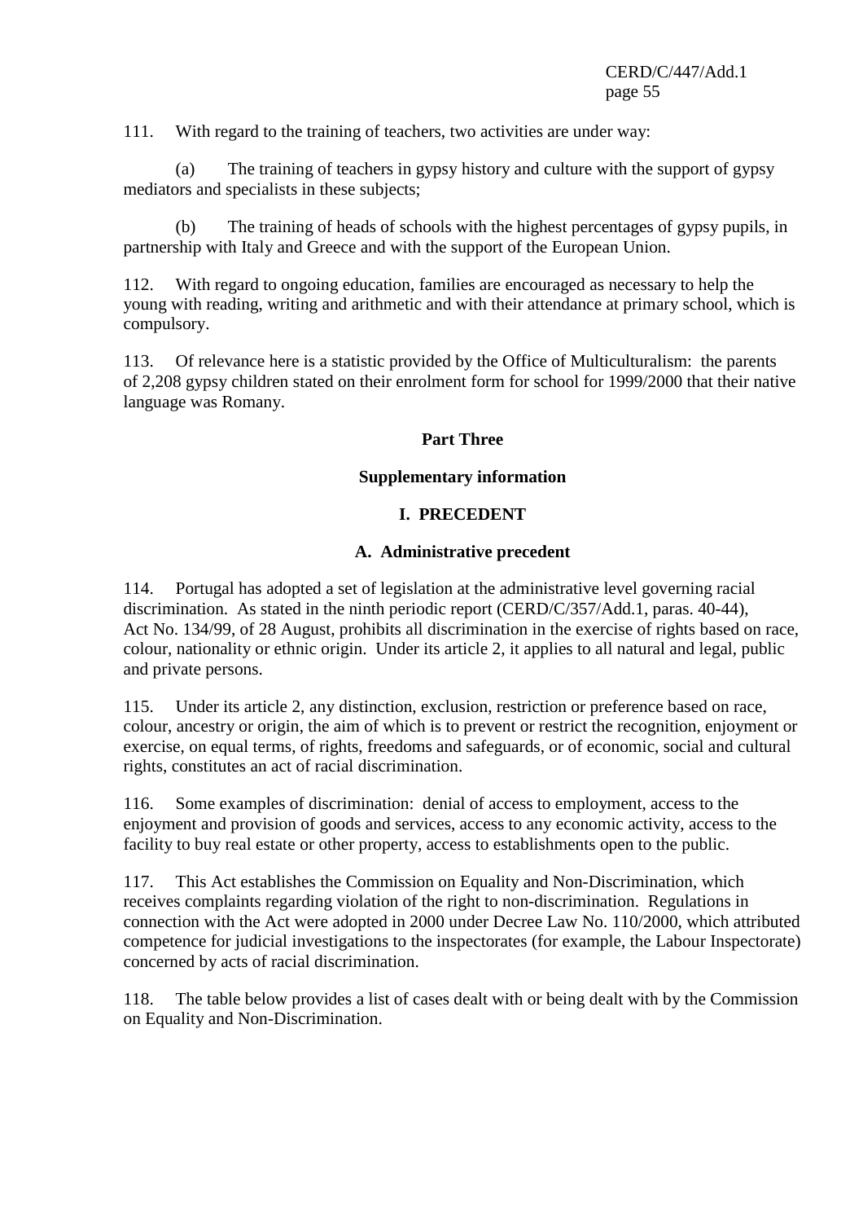111. With regard to the training of teachers, two activities are under way:

(a) The training of teachers in gypsy history and culture with the support of gypsy mediators and specialists in these subjects;

(b) The training of heads of schools with the highest percentages of gypsy pupils, in partnership with Italy and Greece and with the support of the European Union.

112. With regard to ongoing education, families are encouraged as necessary to help the young with reading, writing and arithmetic and with their attendance at primary school, which is compulsory.

113. Of relevance here is a statistic provided by the Office of Multiculturalism: the parents of 2,208 gypsy children stated on their enrolment form for school for 1999/2000 that their native language was Romany.

# Part Three

## Supplementary information

### I. PRECEDENT

#### A. Administrative precedent

114. Portugal has adopted a set of legislation at the administrative level governing racial discrimination. As stated in the ninth periodic report (CERD/C/357/Add.1, paras. 40-44), Act No. 134/99, of 28 August, prohibits all discrimination in the exercise of rights based on race, colour, nationality or ethnic origin. Under its article 2, it applies to all natural and legal, public and private persons.

115. Under its article 2, any distinction, exclusion, restriction or preference based on race, colour, ancestry or origin, the aim of which is to prevent or restrict the recognition, enjoyment or exercise, on equal terms, of rights, freedoms and safeguards, or of economic, social and cultural rights, constitutes an act of racial discrimination.

116. Some examples of discrimination: denial of access to employment, access to the enjoyment and provision of goods and services, access to any economic activity, access to the facility to buy real estate or other property, access to establishments open to the public.

117. This Act establishes the Commission on Equality and Non-Discrimination, which receives complaints regarding violation of the right to non-discrimination. Regulations in connection with the Act were adopted in 2000 under Decree Law No. 110/2000, which attributed competence for judicial investigations to the inspectorates (for example, the Labour Inspectorate) concerned by acts of racial discrimination.

118. The table below provides a list of cases dealt with or being dealt with by the Commission on Equality and Non-Discrimination.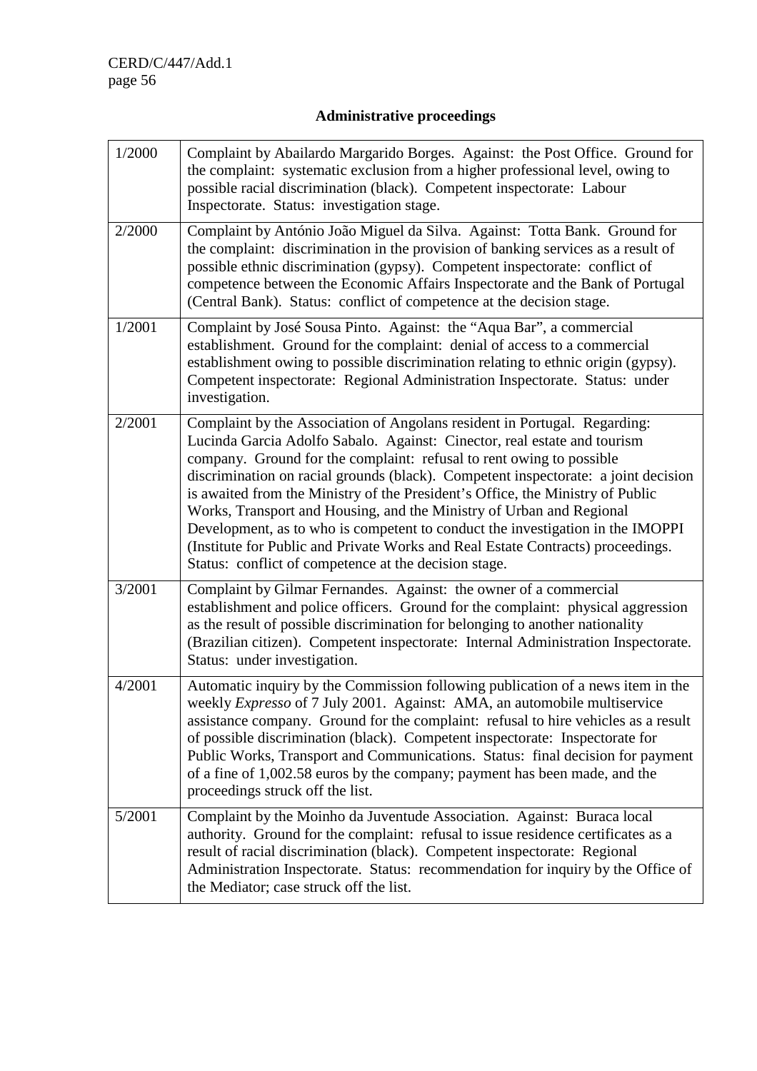## Administrative proceedings

| | |
|---|---|
| 1/2000 | Complaint by Abailardo Margarido Borges. Against: the Post Office. Ground for the complaint: systematic exclusion from a higher professional level, owing to possible racial discrimination (black). Competent inspectorate: Labour Inspectorate. Status: investigation stage. |
| 2/2000 | Complaint by António João Miguel da Silva. Against: Totta Bank. Ground for the complaint: discrimination in the provision of banking services as a result of possible ethnic discrimination (gypsy). Competent inspectorate: conflict of competence between the Economic Affairs Inspectorate and the Bank of Portugal (Central Bank). Status: conflict of competence at the decision stage. |
| 1/2001 | Complaint by José Sousa Pinto. Against: the "Aqua Bar", a commercial establishment. Ground for the complaint: denial of access to a commercial establishment owing to possible discrimination relating to ethnic origin (gypsy). Competent inspectorate: Regional Administration Inspectorate. Status: under investigation. |
| 2/2001 | Complaint by the Association of Angolans resident in Portugal. Regarding: Lucinda Garcia Adolfo Sabalo. Against: Cinector, real estate and tourism company. Ground for the complaint: refusal to rent owing to possible discrimination on racial grounds (black). Competent inspectorate: a joint decision is awaited from the Ministry of the President's Office, the Ministry of Public Works, Transport and Housing, and the Ministry of Urban and Regional Development, as to who is competent to conduct the investigation in the IMOPPI (Institute for Public and Private Works and Real Estate Contracts) proceedings. Status: conflict of competence at the decision stage. |
| 3/2001 | Complaint by Gilmar Fernandes. Against: the owner of a commercial establishment and police officers. Ground for the complaint: physical aggression as the result of possible discrimination for belonging to another nationality (Brazilian citizen). Competent inspectorate: Internal Administration Inspectorate. Status: under investigation. |
| 4/2001 | Automatic inquiry by the Commission following publication of a news item in the weekly *Expresso* of 7 July 2001. Against: AMA, an automobile multiservice assistance company. Ground for the complaint: refusal to hire vehicles as a result of possible discrimination (black). Competent inspectorate: Inspectorate for Public Works, Transport and Communications. Status: final decision for payment of a fine of 1,002.58 euros by the company; payment has been made, and the proceedings struck off the list. |
| 5/2001 | Complaint by the Moinho da Juventude Association. Against: Buraca local authority. Ground for the complaint: refusal to issue residence certificates as a result of racial discrimination (black). Competent inspectorate: Regional Administration Inspectorate. Status: recommendation for inquiry by the Office of the Mediator; case struck off the list. |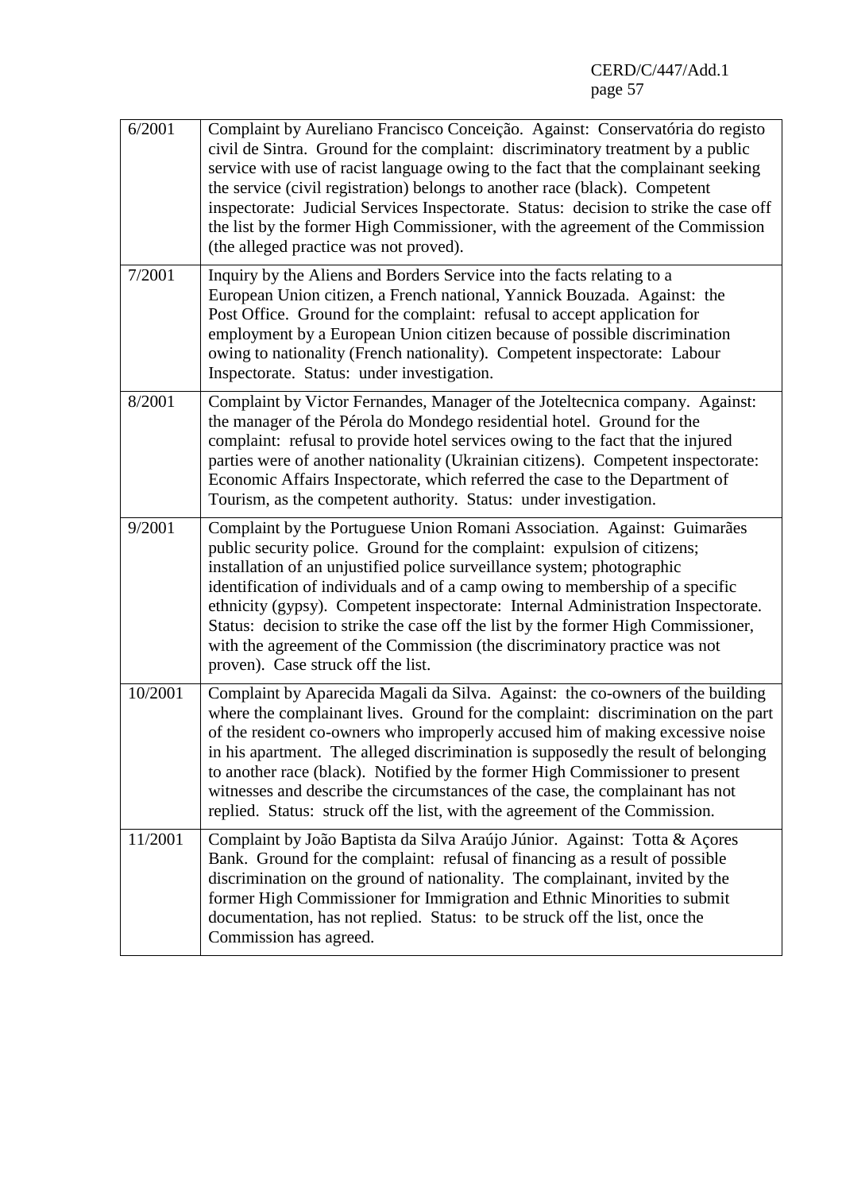| | |
|---|---|
| 6/2001 | Complaint by Aureliano Francisco Conceição. Against: Conservatória do registo civil de Sintra. Ground for the complaint: discriminatory treatment by a public service with use of racist language owing to the fact that the complainant seeking the service (civil registration) belongs to another race (black). Competent inspectorate: Judicial Services Inspectorate. Status: decision to strike the case off the list by the former High Commissioner, with the agreement of the Commission (the alleged practice was not proved). |
| 7/2001 | Inquiry by the Aliens and Borders Service into the facts relating to a European Union citizen, a French national, Yannick Bouzada. Against: the Post Office. Ground for the complaint: refusal to accept application for employment by a European Union citizen because of possible discrimination owing to nationality (French nationality). Competent inspectorate: Labour Inspectorate. Status: under investigation. |
| 8/2001 | Complaint by Victor Fernandes, Manager of the Joteltecnica company. Against: the manager of the Pérola do Mondego residential hotel. Ground for the complaint: refusal to provide hotel services owing to the fact that the injured parties were of another nationality (Ukrainian citizens). Competent inspectorate: Economic Affairs Inspectorate, which referred the case to the Department of Tourism, as the competent authority. Status: under investigation. |
| 9/2001 | Complaint by the Portuguese Union Romani Association. Against: Guimarães public security police. Ground for the complaint: expulsion of citizens; installation of an unjustified police surveillance system; photographic identification of individuals and of a camp owing to membership of a specific ethnicity (gypsy). Competent inspectorate: Internal Administration Inspectorate. Status: decision to strike the case off the list by the former High Commissioner, with the agreement of the Commission (the discriminatory practice was not proven). Case struck off the list. |
| 10/2001 | Complaint by Aparecida Magali da Silva. Against: the co-owners of the building where the complainant lives. Ground for the complaint: discrimination on the part of the resident co-owners who improperly accused him of making excessive noise in his apartment. The alleged discrimination is supposedly the result of belonging to another race (black). Notified by the former High Commissioner to present witnesses and describe the circumstances of the case, the complainant has not replied. Status: struck off the list, with the agreement of the Commission. |
| 11/2001 | Complaint by João Baptista da Silva Araújo Júnior. Against: Totta & Açores Bank. Ground for the complaint: refusal of financing as a result of possible discrimination on the ground of nationality. The complainant, invited by the former High Commissioner for Immigration and Ethnic Minorities to submit documentation, has not replied. Status: to be struck off the list, once the Commission has agreed. |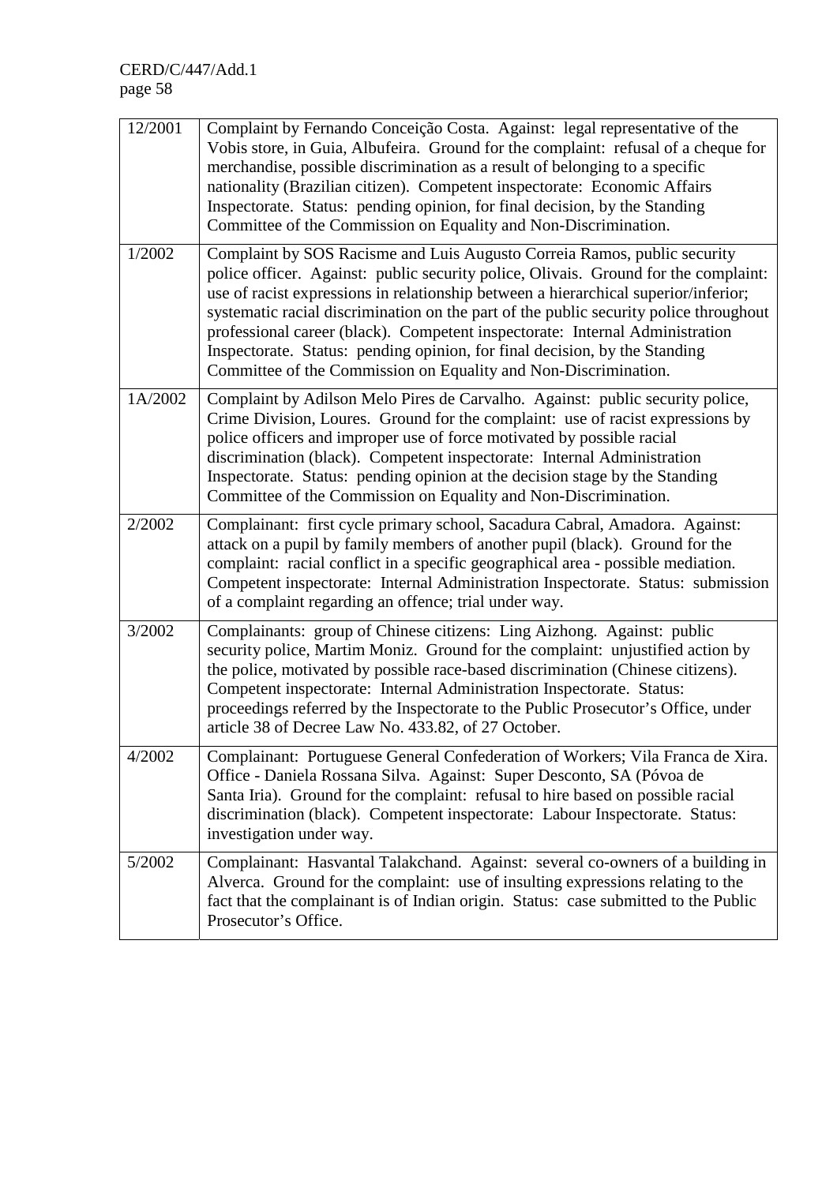| | |
|---|---|
| 12/2001 | Complaint by Fernando Conceição Costa. Against: legal representative of the Vobis store, in Guia, Albufeira. Ground for the complaint: refusal of a cheque for merchandise, possible discrimination as a result of belonging to a specific nationality (Brazilian citizen). Competent inspectorate: Economic Affairs Inspectorate. Status: pending opinion, for final decision, by the Standing Committee of the Commission on Equality and Non-Discrimination. |
| 1/2002 | Complaint by SOS Racisme and Luis Augusto Correia Ramos, public security police officer. Against: public security police, Olivais. Ground for the complaint: use of racist expressions in relationship between a hierarchical superior/inferior; systematic racial discrimination on the part of the public security police throughout professional career (black). Competent inspectorate: Internal Administration Inspectorate. Status: pending opinion, for final decision, by the Standing Committee of the Commission on Equality and Non-Discrimination. |
| 1A/2002 | Complaint by Adilson Melo Pires de Carvalho. Against: public security police, Crime Division, Loures. Ground for the complaint: use of racist expressions by police officers and improper use of force motivated by possible racial discrimination (black). Competent inspectorate: Internal Administration Inspectorate. Status: pending opinion at the decision stage by the Standing Committee of the Commission on Equality and Non-Discrimination. |
| 2/2002 | Complainant: first cycle primary school, Sacadura Cabral, Amadora. Against: attack on a pupil by family members of another pupil (black). Ground for the complaint: racial conflict in a specific geographical area - possible mediation. Competent inspectorate: Internal Administration Inspectorate. Status: submission of a complaint regarding an offence; trial under way. |
| 3/2002 | Complainants: group of Chinese citizens: Ling Aizhong. Against: public security police, Martim Moniz. Ground for the complaint: unjustified action by the police, motivated by possible race-based discrimination (Chinese citizens). Competent inspectorate: Internal Administration Inspectorate. Status: proceedings referred by the Inspectorate to the Public Prosecutor's Office, under article 38 of Decree Law No. 433.82, of 27 October. |
| 4/2002 | Complainant: Portuguese General Confederation of Workers; Vila Franca de Xira. Office - Daniela Rossana Silva. Against: Super Desconto, SA (Póvoa de Santa Iria). Ground for the complaint: refusal to hire based on possible racial discrimination (black). Competent inspectorate: Labour Inspectorate. Status: investigation under way. |
| 5/2002 | Complainant: Hasvantal Talakchand. Against: several co-owners of a building in Alverca. Ground for the complaint: use of insulting expressions relating to the fact that the complainant is of Indian origin. Status: case submitted to the Public Prosecutor's Office. |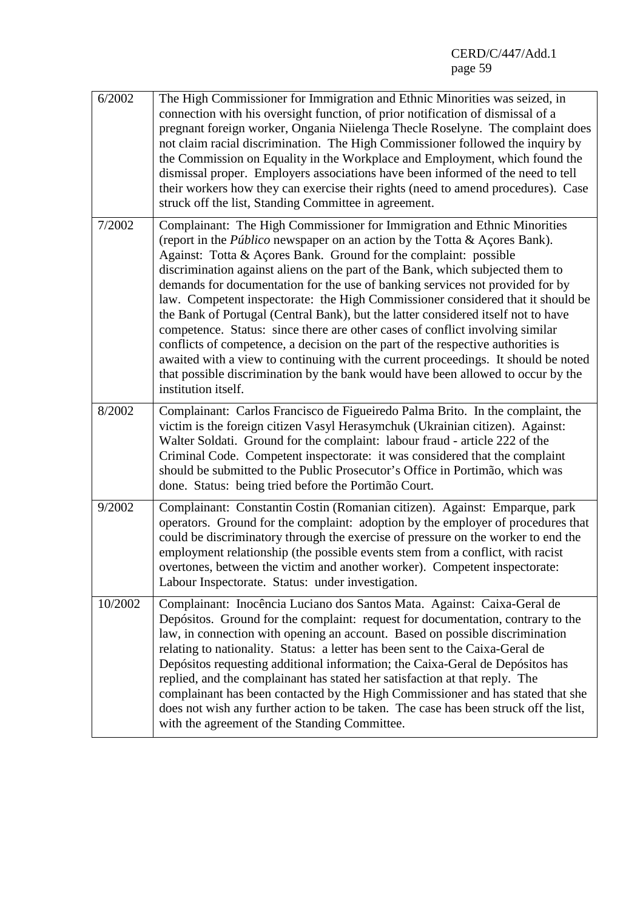| | |
|---|---|
| 6/2002 | The High Commissioner for Immigration and Ethnic Minorities was seized, in connection with his oversight function, of prior notification of dismissal of a pregnant foreign worker, Ongania Niielenga Thecle Roselyne. The complaint does not claim racial discrimination. The High Commissioner followed the inquiry by the Commission on Equality in the Workplace and Employment, which found the dismissal proper. Employers associations have been informed of the need to tell their workers how they can exercise their rights (need to amend procedures). Case struck off the list, Standing Committee in agreement. |
| 7/2002 | Complainant: The High Commissioner for Immigration and Ethnic Minorities (report in the *Público* newspaper on an action by the Totta & Açores Bank). Against: Totta & Açores Bank. Ground for the complaint: possible discrimination against aliens on the part of the Bank, which subjected them to demands for documentation for the use of banking services not provided for by law. Competent inspectorate: the High Commissioner considered that it should be the Bank of Portugal (Central Bank), but the latter considered itself not to have competence. Status: since there are other cases of conflict involving similar conflicts of competence, a decision on the part of the respective authorities is awaited with a view to continuing with the current proceedings. It should be noted that possible discrimination by the bank would have been allowed to occur by the institution itself. |
| 8/2002 | Complainant: Carlos Francisco de Figueiredo Palma Brito. In the complaint, the victim is the foreign citizen Vasyl Herasymchuk (Ukrainian citizen). Against: Walter Soldati. Ground for the complaint: labour fraud - article 222 of the Criminal Code. Competent inspectorate: it was considered that the complaint should be submitted to the Public Prosecutor's Office in Portimão, which was done. Status: being tried before the Portimão Court. |
| 9/2002 | Complainant: Constantin Costin (Romanian citizen). Against: Emparque, park operators. Ground for the complaint: adoption by the employer of procedures that could be discriminatory through the exercise of pressure on the worker to end the employment relationship (the possible events stem from a conflict, with racist overtones, between the victim and another worker). Competent inspectorate: Labour Inspectorate. Status: under investigation. |
| 10/2002 | Complainant: Inocência Luciano dos Santos Mata. Against: Caixa-Geral de Depósitos. Ground for the complaint: request for documentation, contrary to the law, in connection with opening an account. Based on possible discrimination relating to nationality. Status: a letter has been sent to the Caixa-Geral de Depósitos requesting additional information; the Caixa-Geral de Depósitos has replied, and the complainant has stated her satisfaction at that reply. The complainant has been contacted by the High Commissioner and has stated that she does not wish any further action to be taken. The case has been struck off the list, with the agreement of the Standing Committee. |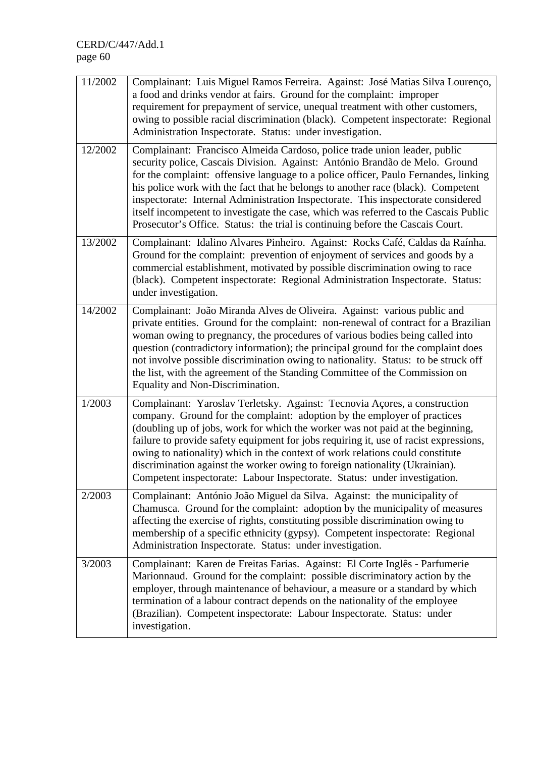| | |
|---|---|
| 11/2002 | Complainant: Luis Miguel Ramos Ferreira. Against: José Matias Silva Lourenço, a food and drinks vendor at fairs. Ground for the complaint: improper requirement for prepayment of service, unequal treatment with other customers, owing to possible racial discrimination (black). Competent inspectorate: Regional Administration Inspectorate. Status: under investigation. |
| 12/2002 | Complainant: Francisco Almeida Cardoso, police trade union leader, public security police, Cascais Division. Against: António Brandão de Melo. Ground for the complaint: offensive language to a police officer, Paulo Fernandes, linking his police work with the fact that he belongs to another race (black). Competent inspectorate: Internal Administration Inspectorate. This inspectorate considered itself incompetent to investigate the case, which was referred to the Cascais Public Prosecutor's Office. Status: the trial is continuing before the Cascais Court. |
| 13/2002 | Complainant: Idalino Alvares Pinheiro. Against: Rocks Café, Caldas da Raínha. Ground for the complaint: prevention of enjoyment of services and goods by a commercial establishment, motivated by possible discrimination owing to race (black). Competent inspectorate: Regional Administration Inspectorate. Status: under investigation. |
| 14/2002 | Complainant: João Miranda Alves de Oliveira. Against: various public and private entities. Ground for the complaint: non-renewal of contract for a Brazilian woman owing to pregnancy, the procedures of various bodies being called into question (contradictory information); the principal ground for the complaint does not involve possible discrimination owing to nationality. Status: to be struck off the list, with the agreement of the Standing Committee of the Commission on Equality and Non-Discrimination. |
| 1/2003 | Complainant: Yaroslav Terletsky. Against: Tecnovia Açores, a construction company. Ground for the complaint: adoption by the employer of practices (doubling up of jobs, work for which the worker was not paid at the beginning, failure to provide safety equipment for jobs requiring it, use of racist expressions, owing to nationality) which in the context of work relations could constitute discrimination against the worker owing to foreign nationality (Ukrainian). Competent inspectorate: Labour Inspectorate. Status: under investigation. |
| 2/2003 | Complainant: António João Miguel da Silva. Against: the municipality of Chamusca. Ground for the complaint: adoption by the municipality of measures affecting the exercise of rights, constituting possible discrimination owing to membership of a specific ethnicity (gypsy). Competent inspectorate: Regional Administration Inspectorate. Status: under investigation. |
| 3/2003 | Complainant: Karen de Freitas Farias. Against: El Corte Inglês - Parfumerie Marionnaud. Ground for the complaint: possible discriminatory action by the employer, through maintenance of behaviour, a measure or a standard by which termination of a labour contract depends on the nationality of the employee (Brazilian). Competent inspectorate: Labour Inspectorate. Status: under investigation. |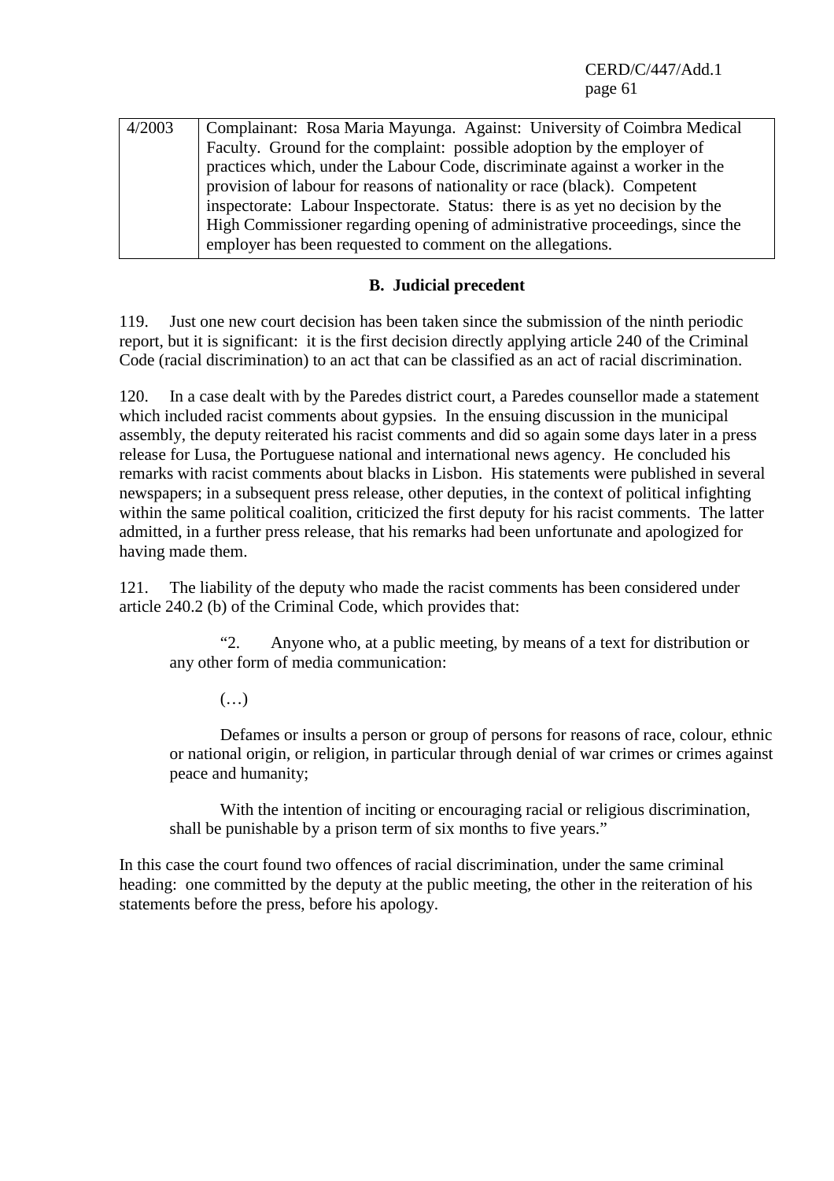| | |
|---|---|
| 4/2003 | Complainant: Rosa Maria Mayunga. Against: University of Coimbra Medical Faculty. Ground for the complaint: possible adoption by the employer of practices which, under the Labour Code, discriminate against a worker in the provision of labour for reasons of nationality or race (black). Competent inspectorate: Labour Inspectorate. Status: there is as yet no decision by the High Commissioner regarding opening of administrative proceedings, since the employer has been requested to comment on the allegations. |

## B. Judicial precedent

119. Just one new court decision has been taken since the submission of the ninth periodic report, but it is significant: it is the first decision directly applying article 240 of the Criminal Code (racial discrimination) to an act that can be classified as an act of racial discrimination.

120. In a case dealt with by the Paredes district court, a Paredes counsellor made a statement which included racist comments about gypsies. In the ensuing discussion in the municipal assembly, the deputy reiterated his racist comments and did so again some days later in a press release for Lusa, the Portuguese national and international news agency. He concluded his remarks with racist comments about blacks in Lisbon. His statements were published in several newspapers; in a subsequent press release, other deputies, in the context of political infighting within the same political coalition, criticized the first deputy for his racist comments. The latter admitted, in a further press release, that his remarks had been unfortunate and apologized for having made them.

121. The liability of the deputy who made the racist comments has been considered under article 240.2 (b) of the Criminal Code, which provides that:

> "2. Anyone who, at a public meeting, by means of a text for distribution or any other form of media communication:
>
> (…)
>
> Defames or insults a person or group of persons for reasons of race, colour, ethnic or national origin, or religion, in particular through denial of war crimes or crimes against peace and humanity;
>
> With the intention of inciting or encouraging racial or religious discrimination, shall be punishable by a prison term of six months to five years."

In this case the court found two offences of racial discrimination, under the same criminal heading: one committed by the deputy at the public meeting, the other in the reiteration of his statements before the press, before his apology.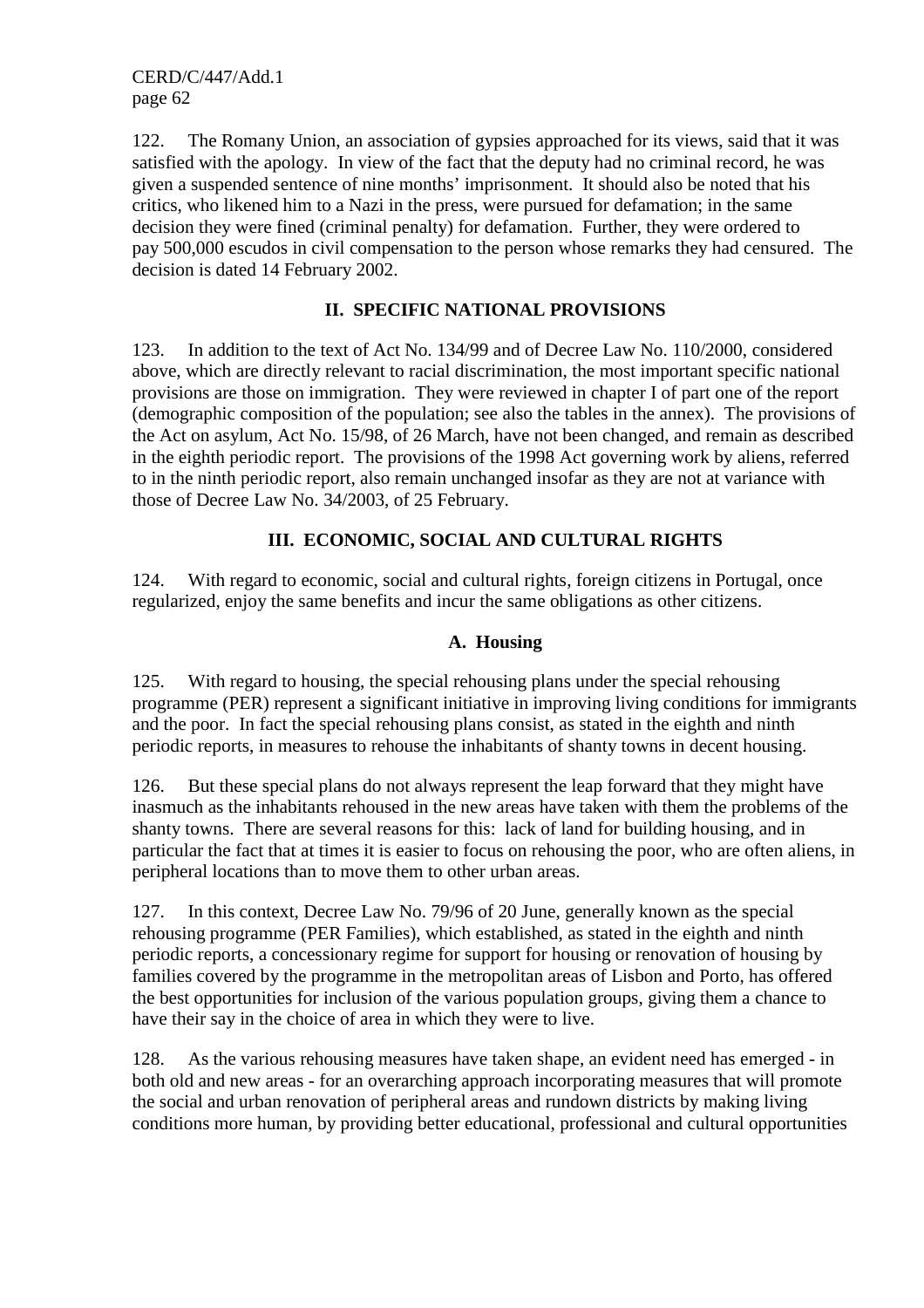122. The Romany Union, an association of gypsies approached for its views, said that it was satisfied with the apology. In view of the fact that the deputy had no criminal record, he was given a suspended sentence of nine months' imprisonment. It should also be noted that his critics, who likened him to a Nazi in the press, were pursued for defamation; in the same decision they were fined (criminal penalty) for defamation. Further, they were ordered to pay 500,000 escudos in civil compensation to the person whose remarks they had censured. The decision is dated 14 February 2002.

## II. SPECIFIC NATIONAL PROVISIONS

123. In addition to the text of Act No. 134/99 and of Decree Law No. 110/2000, considered above, which are directly relevant to racial discrimination, the most important specific national provisions are those on immigration. They were reviewed in chapter I of part one of the report (demographic composition of the population; see also the tables in the annex). The provisions of the Act on asylum, Act No. 15/98, of 26 March, have not been changed, and remain as described in the eighth periodic report. The provisions of the 1998 Act governing work by aliens, referred to in the ninth periodic report, also remain unchanged insofar as they are not at variance with those of Decree Law No. 34/2003, of 25 February.

## III. ECONOMIC, SOCIAL AND CULTURAL RIGHTS

124. With regard to economic, social and cultural rights, foreign citizens in Portugal, once regularized, enjoy the same benefits and incur the same obligations as other citizens.

### A. Housing

125. With regard to housing, the special rehousing plans under the special rehousing programme (PER) represent a significant initiative in improving living conditions for immigrants and the poor. In fact the special rehousing plans consist, as stated in the eighth and ninth periodic reports, in measures to rehouse the inhabitants of shanty towns in decent housing.

126. But these special plans do not always represent the leap forward that they might have inasmuch as the inhabitants rehoused in the new areas have taken with them the problems of the shanty towns. There are several reasons for this: lack of land for building housing, and in particular the fact that at times it is easier to focus on rehousing the poor, who are often aliens, in peripheral locations than to move them to other urban areas.

127. In this context, Decree Law No. 79/96 of 20 June, generally known as the special rehousing programme (PER Families), which established, as stated in the eighth and ninth periodic reports, a concessionary regime for support for housing or renovation of housing by families covered by the programme in the metropolitan areas of Lisbon and Porto, has offered the best opportunities for inclusion of the various population groups, giving them a chance to have their say in the choice of area in which they were to live.

128. As the various rehousing measures have taken shape, an evident need has emerged - in both old and new areas - for an overarching approach incorporating measures that will promote the social and urban renovation of peripheral areas and rundown districts by making living conditions more human, by providing better educational, professional and cultural opportunities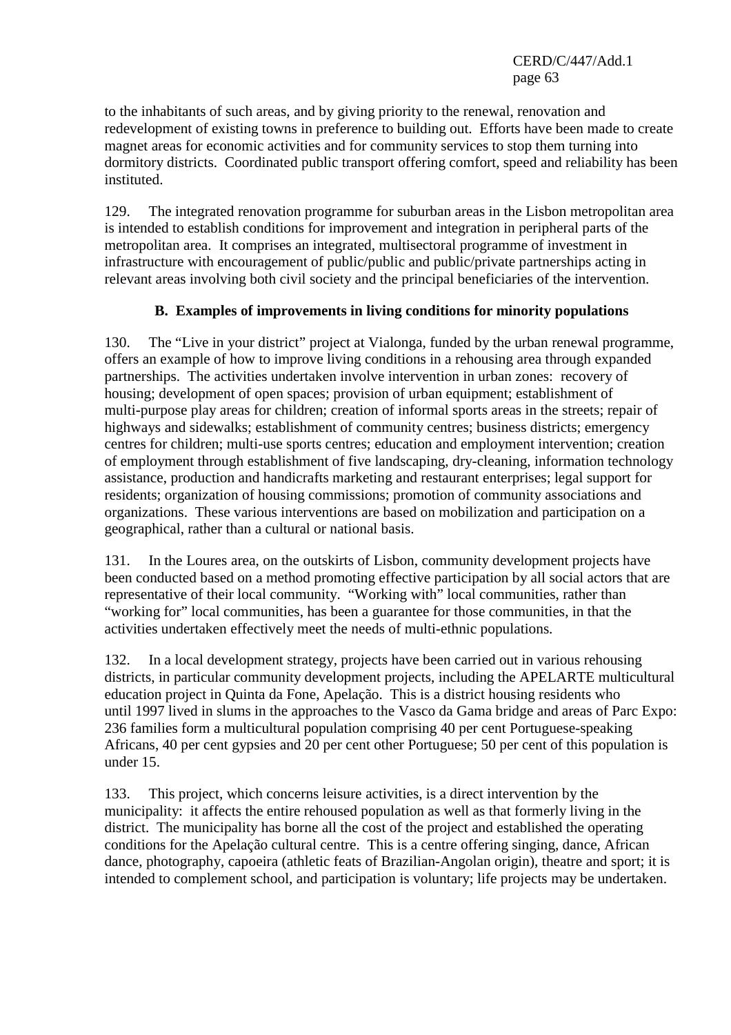to the inhabitants of such areas, and by giving priority to the renewal, renovation and redevelopment of existing towns in preference to building out. Efforts have been made to create magnet areas for economic activities and for community services to stop them turning into dormitory districts. Coordinated public transport offering comfort, speed and reliability has been instituted.

129. The integrated renovation programme for suburban areas in the Lisbon metropolitan area is intended to establish conditions for improvement and integration in peripheral parts of the metropolitan area. It comprises an integrated, multisectoral programme of investment in infrastructure with encouragement of public/public and public/private partnerships acting in relevant areas involving both civil society and the principal beneficiaries of the intervention.

### B. Examples of improvements in living conditions for minority populations

130. The "Live in your district" project at Vialonga, funded by the urban renewal programme, offers an example of how to improve living conditions in a rehousing area through expanded partnerships. The activities undertaken involve intervention in urban zones: recovery of housing; development of open spaces; provision of urban equipment; establishment of multi-purpose play areas for children; creation of informal sports areas in the streets; repair of highways and sidewalks; establishment of community centres; business districts; emergency centres for children; multi-use sports centres; education and employment intervention; creation of employment through establishment of five landscaping, dry-cleaning, information technology assistance, production and handicrafts marketing and restaurant enterprises; legal support for residents; organization of housing commissions; promotion of community associations and organizations. These various interventions are based on mobilization and participation on a geographical, rather than a cultural or national basis.

131. In the Loures area, on the outskirts of Lisbon, community development projects have been conducted based on a method promoting effective participation by all social actors that are representative of their local community. "Working with" local communities, rather than "working for" local communities, has been a guarantee for those communities, in that the activities undertaken effectively meet the needs of multi-ethnic populations.

132. In a local development strategy, projects have been carried out in various rehousing districts, in particular community development projects, including the APELARTE multicultural education project in Quinta da Fone, Apelação. This is a district housing residents who until 1997 lived in slums in the approaches to the Vasco da Gama bridge and areas of Parc Expo: 236 families form a multicultural population comprising 40 per cent Portuguese-speaking Africans, 40 per cent gypsies and 20 per cent other Portuguese; 50 per cent of this population is under 15.

133. This project, which concerns leisure activities, is a direct intervention by the municipality: it affects the entire rehoused population as well as that formerly living in the district. The municipality has borne all the cost of the project and established the operating conditions for the Apelação cultural centre. This is a centre offering singing, dance, African dance, photography, capoeira (athletic feats of Brazilian-Angolan origin), theatre and sport; it is intended to complement school, and participation is voluntary; life projects may be undertaken.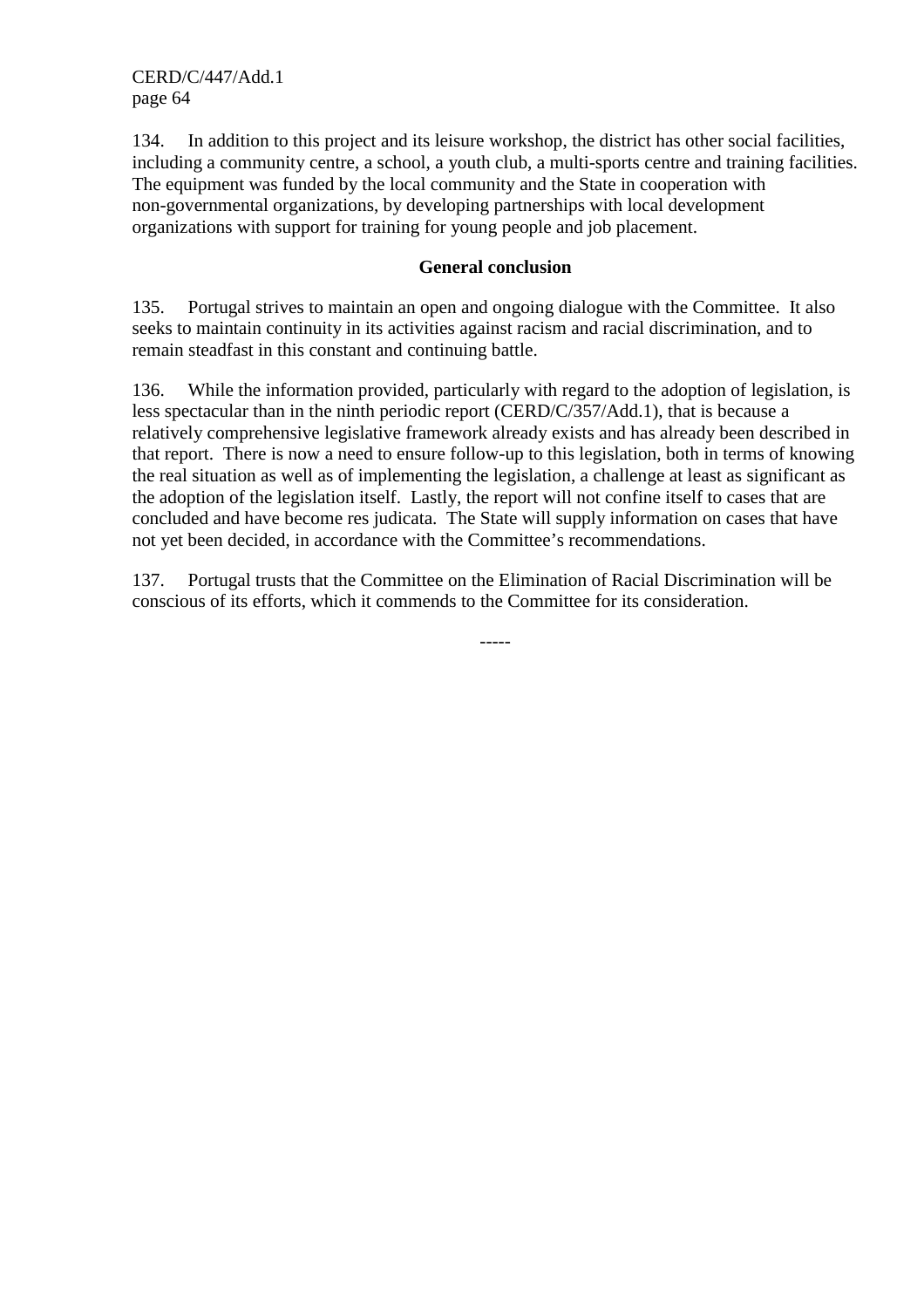134. In addition to this project and its leisure workshop, the district has other social facilities, including a community centre, a school, a youth club, a multi-sports centre and training facilities. The equipment was funded by the local community and the State in cooperation with non-governmental organizations, by developing partnerships with local development organizations with support for training for young people and job placement.

## General conclusion

135. Portugal strives to maintain an open and ongoing dialogue with the Committee. It also seeks to maintain continuity in its activities against racism and racial discrimination, and to remain steadfast in this constant and continuing battle.

136. While the information provided, particularly with regard to the adoption of legislation, is less spectacular than in the ninth periodic report (CERD/C/357/Add.1), that is because a relatively comprehensive legislative framework already exists and has already been described in that report. There is now a need to ensure follow-up to this legislation, both in terms of knowing the real situation as well as of implementing the legislation, a challenge at least as significant as the adoption of the legislation itself. Lastly, the report will not confine itself to cases that are concluded and have become res judicata. The State will supply information on cases that have not yet been decided, in accordance with the Committee's recommendations.

137. Portugal trusts that the Committee on the Elimination of Racial Discrimination will be conscious of its efforts, which it commends to the Committee for its consideration.

-----